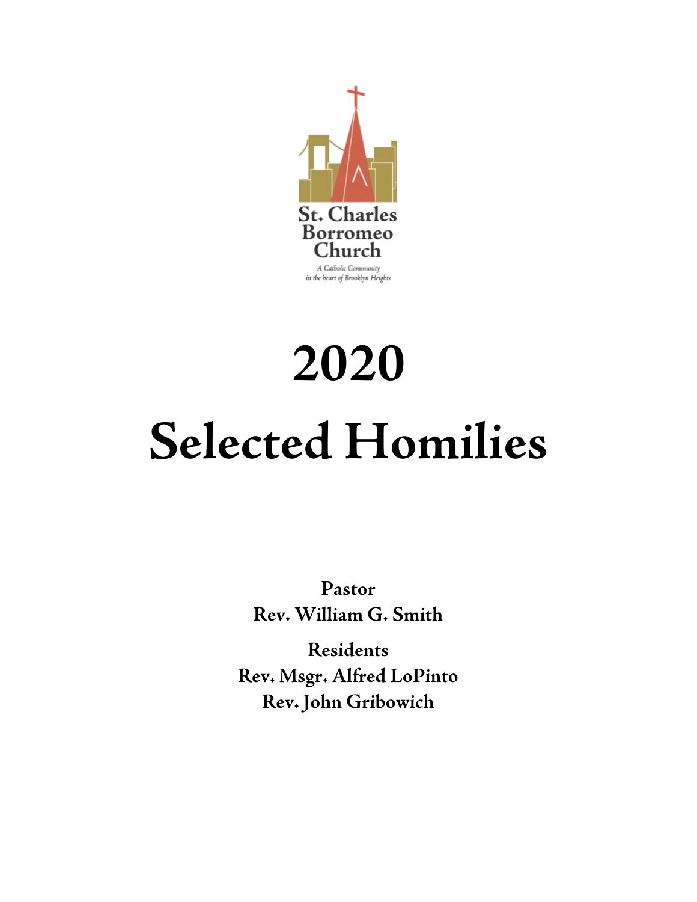St. Charles Borromeo Church

*A Catholic Community in the heart of Brooklyn Heights*

# 2020

# Selected Homilies

**Pastor**
**Rev. William G. Smith**

**Residents**
**Rev. Msgr. Alfred LoPinto**
**Rev. John Gribowich**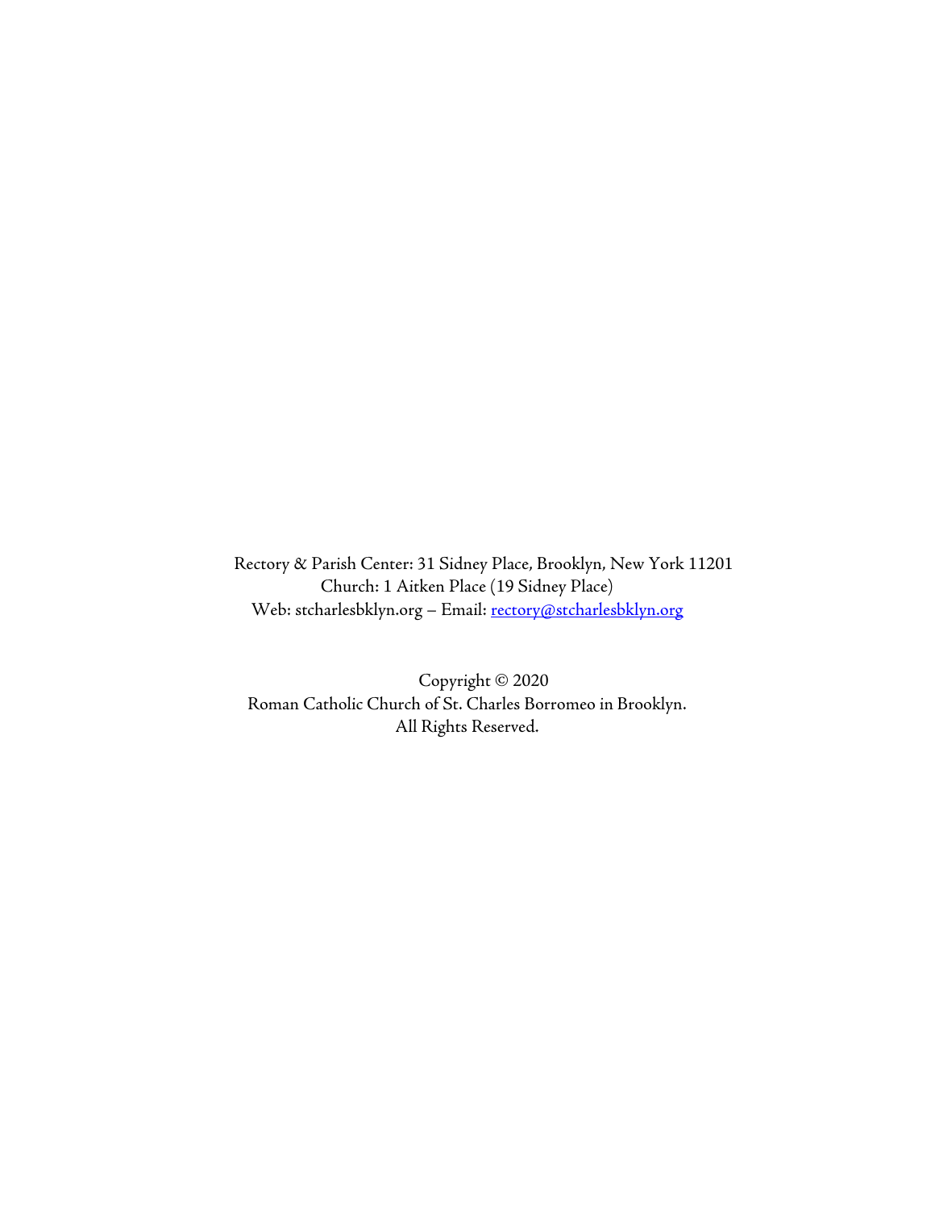Rectory & Parish Center: 31 Sidney Place, Brooklyn, New York 11201
Church: 1 Aitken Place (19 Sidney Place)
Web: stcharlesbklyn.org – Email: rectory@stcharlesbklyn.org

Copyright © 2020
Roman Catholic Church of St. Charles Borromeo in Brooklyn.
All Rights Reserved.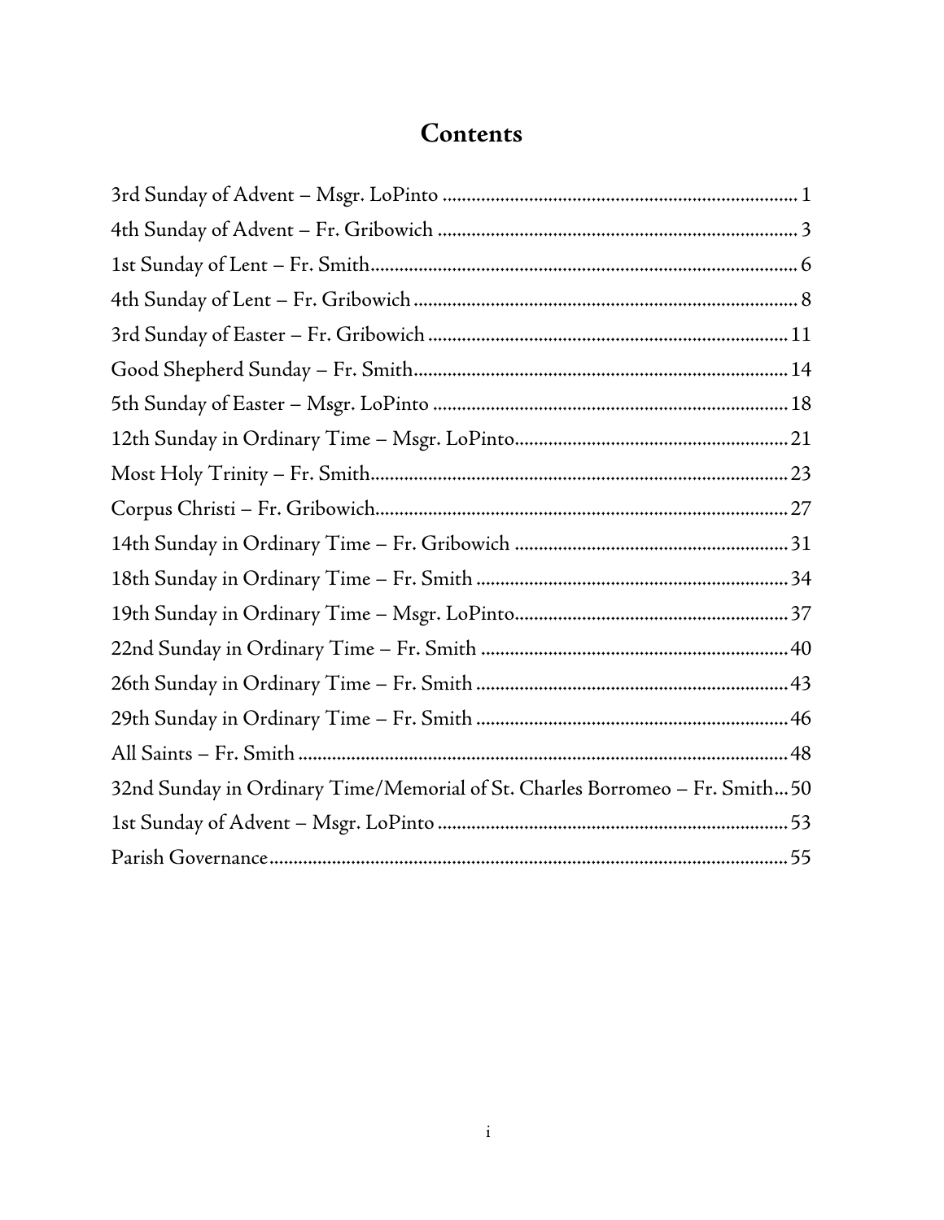# Contents

3rd Sunday of Advent – Msgr. LoPinto ........................................................................ 1
4th Sunday of Advent – Fr. Gribowich ........................................................................ 3
1st Sunday of Lent – Fr. Smith........................................................................................ 6
4th Sunday of Lent – Fr. Gribowich ............................................................................... 8
3rd Sunday of Easter – Fr. Gribowich .......................................................................... 11
Good Shepherd Sunday – Fr. Smith.............................................................................. 14
5th Sunday of Easter – Msgr. LoPinto .......................................................................... 18
12th Sunday in Ordinary Time – Msgr. LoPinto......................................................... 21
Most Holy Trinity – Fr. Smith....................................................................................... 23
Corpus Christi – Fr. Gribowich...................................................................................... 27
14th Sunday in Ordinary Time – Fr. Gribowich ......................................................... 31
18th Sunday in Ordinary Time – Fr. Smith ................................................................. 34
19th Sunday in Ordinary Time – Msgr. LoPinto......................................................... 37
22nd Sunday in Ordinary Time – Fr. Smith ................................................................ 40
26th Sunday in Ordinary Time – Fr. Smith ................................................................. 43
29th Sunday in Ordinary Time – Fr. Smith ................................................................. 46
All Saints – Fr. Smith ...................................................................................................... 48
32nd Sunday in Ordinary Time/Memorial of St. Charles Borromeo – Fr. Smith... 50
1st Sunday of Advent – Msgr. LoPinto ......................................................................... 53
Parish Governance............................................................................................................ 55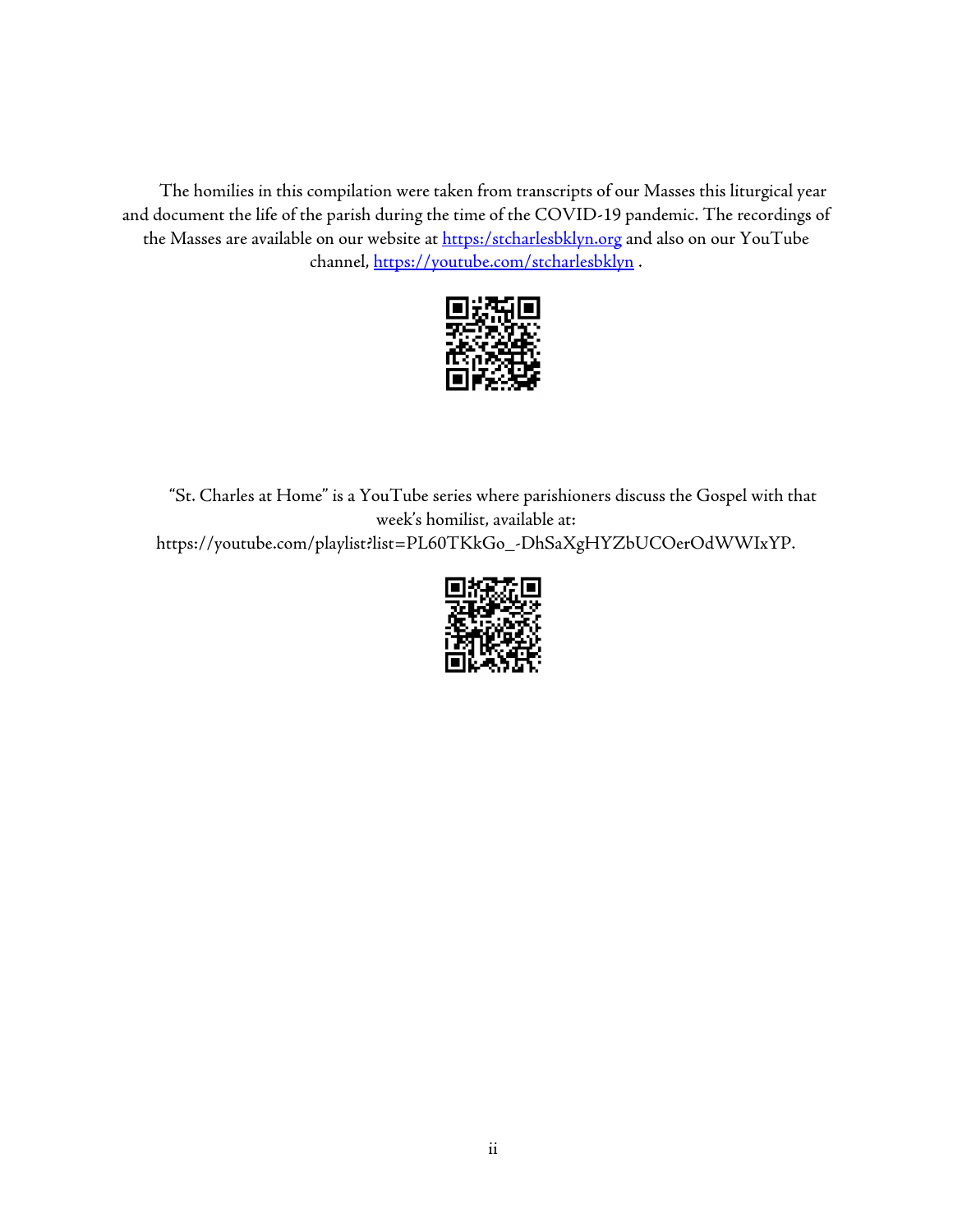The homilies in this compilation were taken from transcripts of our Masses this liturgical year and document the life of the parish during the time of the COVID-19 pandemic. The recordings of the Masses are available on our website at [https:/stcharlesbklyn.org](https:/stcharlesbklyn.org) and also on our YouTube channel, [https://youtube.com/stcharlesbklyn](https://youtube.com/stcharlesbklyn) .

"St. Charles at Home" is a YouTube series where parishioners discuss the Gospel with that week's homilist, available at: https://youtube.com/playlist?list=PL60TKkGo_-DhSaXgHYZbUCOerOdWWIxYP.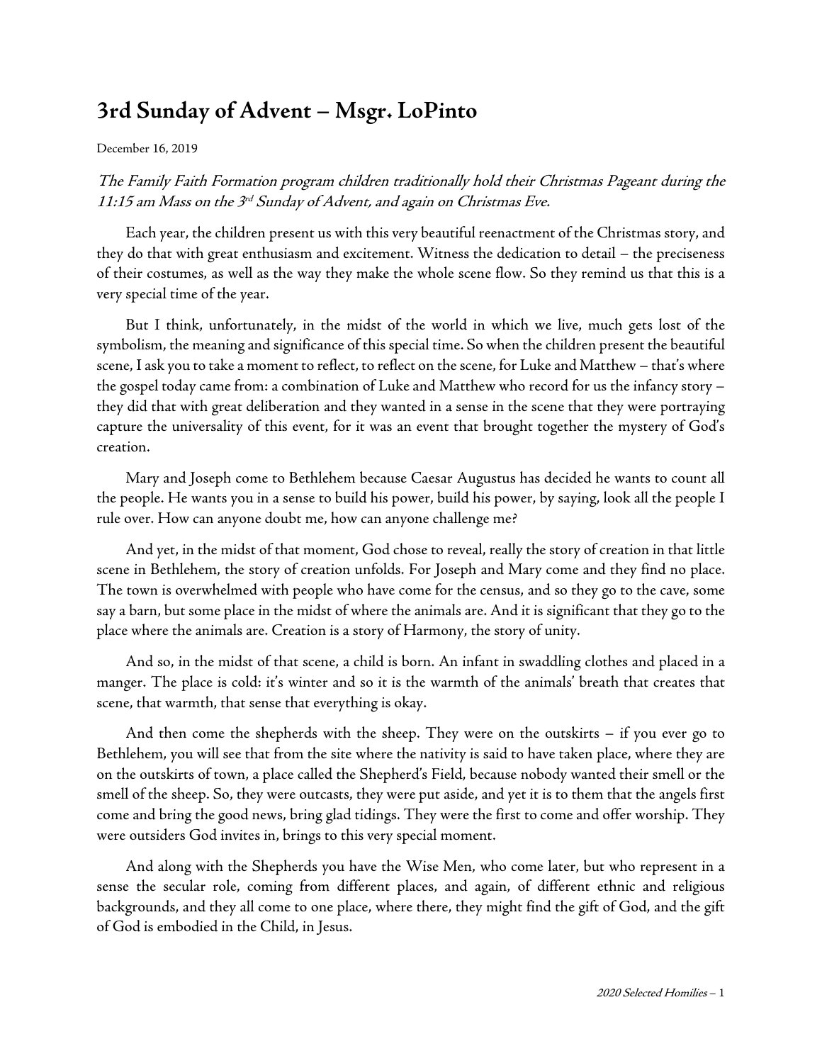# 3rd Sunday of Advent – Msgr. LoPinto

December 16, 2019

*The Family Faith Formation program children traditionally hold their Christmas Pageant during the 11:15 am Mass on the 3rd Sunday of Advent, and again on Christmas Eve.*

Each year, the children present us with this very beautiful reenactment of the Christmas story, and they do that with great enthusiasm and excitement. Witness the dedication to detail – the preciseness of their costumes, as well as the way they make the whole scene flow. So they remind us that this is a very special time of the year.

But I think, unfortunately, in the midst of the world in which we live, much gets lost of the symbolism, the meaning and significance of this special time. So when the children present the beautiful scene, I ask you to take a moment to reflect, to reflect on the scene, for Luke and Matthew – that's where the gospel today came from: a combination of Luke and Matthew who record for us the infancy story – they did that with great deliberation and they wanted in a sense in the scene that they were portraying capture the universality of this event, for it was an event that brought together the mystery of God's creation.

Mary and Joseph come to Bethlehem because Caesar Augustus has decided he wants to count all the people. He wants you in a sense to build his power, build his power, by saying, look all the people I rule over. How can anyone doubt me, how can anyone challenge me?

And yet, in the midst of that moment, God chose to reveal, really the story of creation in that little scene in Bethlehem, the story of creation unfolds. For Joseph and Mary come and they find no place. The town is overwhelmed with people who have come for the census, and so they go to the cave, some say a barn, but some place in the midst of where the animals are. And it is significant that they go to the place where the animals are. Creation is a story of Harmony, the story of unity.

And so, in the midst of that scene, a child is born. An infant in swaddling clothes and placed in a manger. The place is cold: it's winter and so it is the warmth of the animals' breath that creates that scene, that warmth, that sense that everything is okay.

And then come the shepherds with the sheep. They were on the outskirts – if you ever go to Bethlehem, you will see that from the site where the nativity is said to have taken place, where they are on the outskirts of town, a place called the Shepherd's Field, because nobody wanted their smell or the smell of the sheep. So, they were outcasts, they were put aside, and yet it is to them that the angels first come and bring the good news, bring glad tidings. They were the first to come and offer worship. They were outsiders God invites in, brings to this very special moment.

And along with the Shepherds you have the Wise Men, who come later, but who represent in a sense the secular role, coming from different places, and again, of different ethnic and religious backgrounds, and they all come to one place, where there, they might find the gift of God, and the gift of God is embodied in the Child, in Jesus.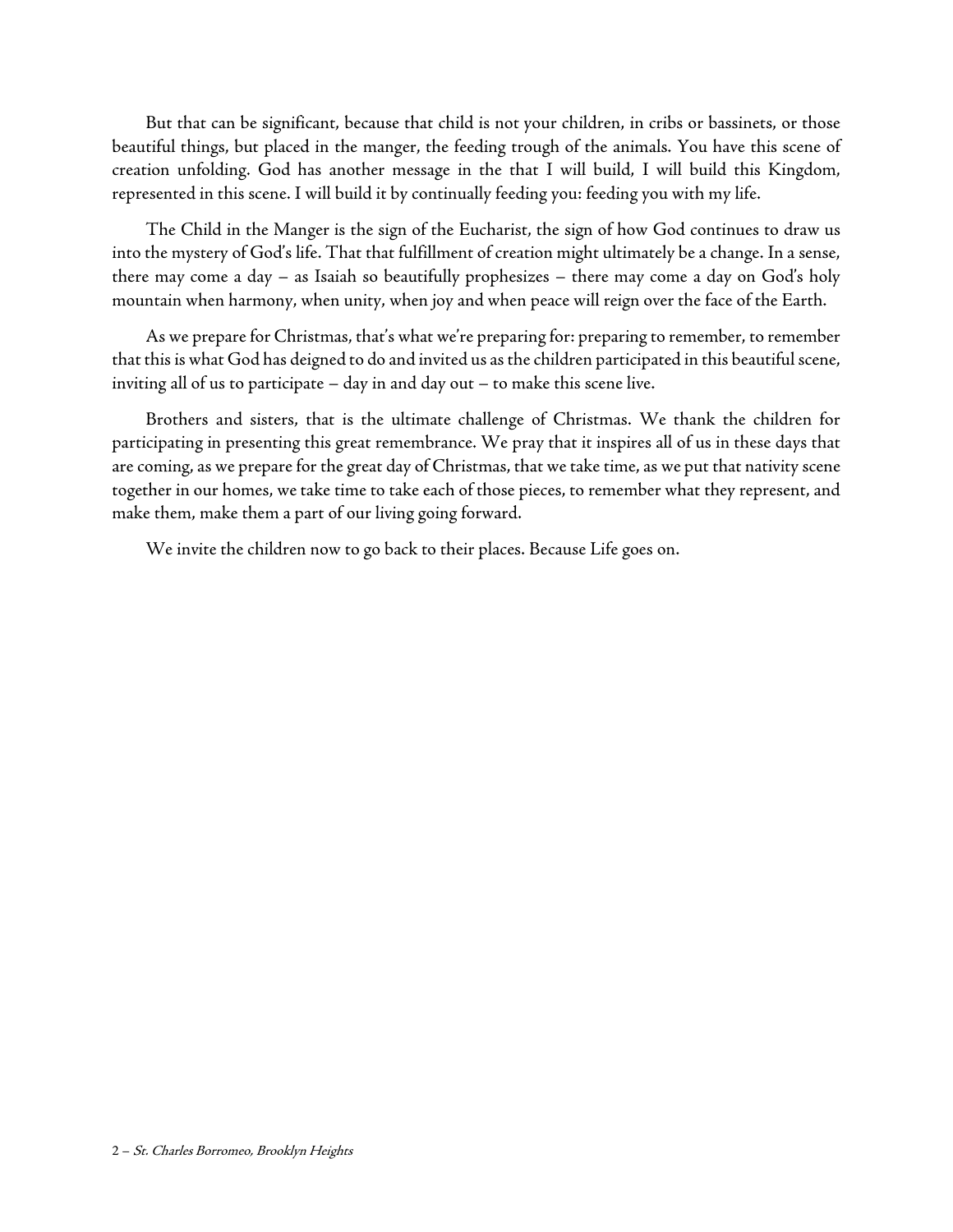But that can be significant, because that child is not your children, in cribs or bassinets, or those beautiful things, but placed in the manger, the feeding trough of the animals. You have this scene of creation unfolding. God has another message in the that I will build, I will build this Kingdom, represented in this scene. I will build it by continually feeding you: feeding you with my life.

The Child in the Manger is the sign of the Eucharist, the sign of how God continues to draw us into the mystery of God's life. That that fulfillment of creation might ultimately be a change. In a sense, there may come a day – as Isaiah so beautifully prophesizes – there may come a day on God's holy mountain when harmony, when unity, when joy and when peace will reign over the face of the Earth.

As we prepare for Christmas, that's what we're preparing for: preparing to remember, to remember that this is what God has deigned to do and invited us as the children participated in this beautiful scene, inviting all of us to participate – day in and day out – to make this scene live.

Brothers and sisters, that is the ultimate challenge of Christmas. We thank the children for participating in presenting this great remembrance. We pray that it inspires all of us in these days that are coming, as we prepare for the great day of Christmas, that we take time, as we put that nativity scene together in our homes, we take time to take each of those pieces, to remember what they represent, and make them, make them a part of our living going forward.

We invite the children now to go back to their places. Because Life goes on.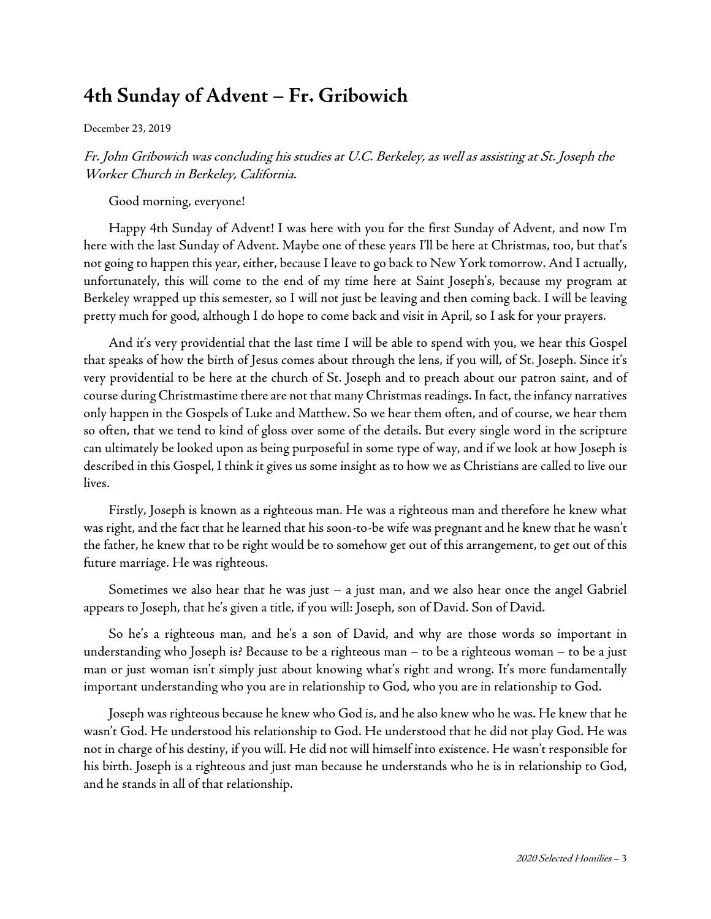# 4th Sunday of Advent – Fr. Gribowich

December 23, 2019

*Fr. John Gribowich was concluding his studies at U.C. Berkeley, as well as assisting at St. Joseph the Worker Church in Berkeley, California.*

Good morning, everyone!

Happy 4th Sunday of Advent! I was here with you for the first Sunday of Advent, and now I'm here with the last Sunday of Advent. Maybe one of these years I'll be here at Christmas, too, but that's not going to happen this year, either, because I leave to go back to New York tomorrow. And I actually, unfortunately, this will come to the end of my time here at Saint Joseph's, because my program at Berkeley wrapped up this semester, so I will not just be leaving and then coming back. I will be leaving pretty much for good, although I do hope to come back and visit in April, so I ask for your prayers.

And it's very providential that the last time I will be able to spend with you, we hear this Gospel that speaks of how the birth of Jesus comes about through the lens, if you will, of St. Joseph. Since it's very providential to be here at the church of St. Joseph and to preach about our patron saint, and of course during Christmastime there are not that many Christmas readings. In fact, the infancy narratives only happen in the Gospels of Luke and Matthew. So we hear them often, and of course, we hear them so often, that we tend to kind of gloss over some of the details. But every single word in the scripture can ultimately be looked upon as being purposeful in some type of way, and if we look at how Joseph is described in this Gospel, I think it gives us some insight as to how we as Christians are called to live our lives.

Firstly, Joseph is known as a righteous man. He was a righteous man and therefore he knew what was right, and the fact that he learned that his soon-to-be wife was pregnant and he knew that he wasn't the father, he knew that to be right would be to somehow get out of this arrangement, to get out of this future marriage. He was righteous.

Sometimes we also hear that he was just – a just man, and we also hear once the angel Gabriel appears to Joseph, that he's given a title, if you will: Joseph, son of David. Son of David.

So he's a righteous man, and he's a son of David, and why are those words so important in understanding who Joseph is? Because to be a righteous man – to be a righteous woman – to be a just man or just woman isn't simply just about knowing what's right and wrong. It's more fundamentally important understanding who you are in relationship to God, who you are in relationship to God.

Joseph was righteous because he knew who God is, and he also knew who he was. He knew that he wasn't God. He understood his relationship to God. He understood that he did not play God. He was not in charge of his destiny, if you will. He did not will himself into existence. He wasn't responsible for his birth. Joseph is a righteous and just man because he understands who he is in relationship to God, and he stands in all of that relationship.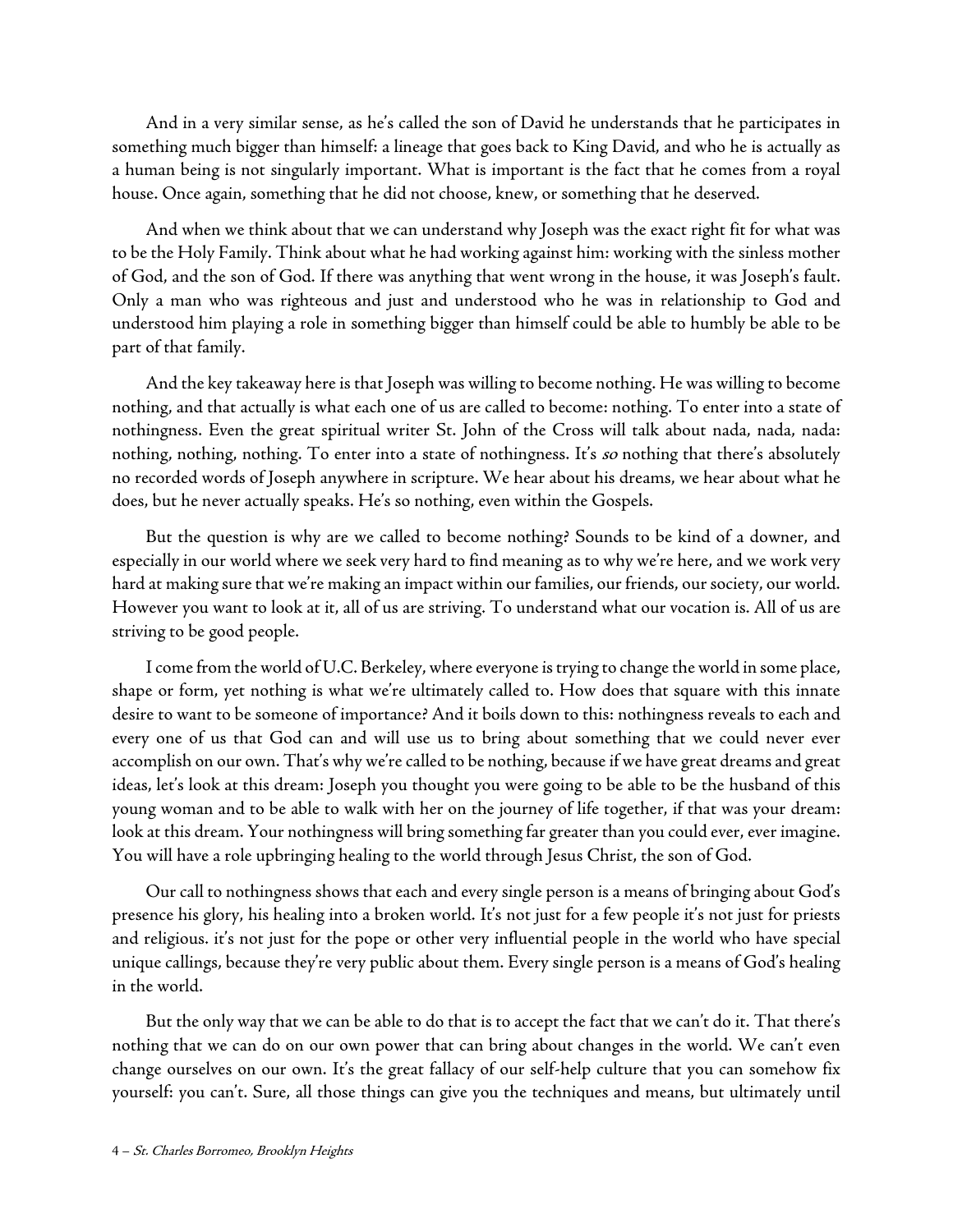And in a very similar sense, as he's called the son of David he understands that he participates in something much bigger than himself: a lineage that goes back to King David, and who he is actually as a human being is not singularly important. What is important is the fact that he comes from a royal house. Once again, something that he did not choose, knew, or something that he deserved.

And when we think about that we can understand why Joseph was the exact right fit for what was to be the Holy Family. Think about what he had working against him: working with the sinless mother of God, and the son of God. If there was anything that went wrong in the house, it was Joseph's fault. Only a man who was righteous and just and understood who he was in relationship to God and understood him playing a role in something bigger than himself could be able to humbly be able to be part of that family.

And the key takeaway here is that Joseph was willing to become nothing. He was willing to become nothing, and that actually is what each one of us are called to become: nothing. To enter into a state of nothingness. Even the great spiritual writer St. John of the Cross will talk about nada, nada, nada: nothing, nothing, nothing. To enter into a state of nothingness. It's *so* nothing that there's absolutely no recorded words of Joseph anywhere in scripture. We hear about his dreams, we hear about what he does, but he never actually speaks. He's so nothing, even within the Gospels.

But the question is why are we called to become nothing? Sounds to be kind of a downer, and especially in our world where we seek very hard to find meaning as to why we're here, and we work very hard at making sure that we're making an impact within our families, our friends, our society, our world. However you want to look at it, all of us are striving. To understand what our vocation is. All of us are striving to be good people.

I come from the world of U.C. Berkeley, where everyone is trying to change the world in some place, shape or form, yet nothing is what we're ultimately called to. How does that square with this innate desire to want to be someone of importance? And it boils down to this: nothingness reveals to each and every one of us that God can and will use us to bring about something that we could never ever accomplish on our own. That's why we're called to be nothing, because if we have great dreams and great ideas, let's look at this dream: Joseph you thought you were going to be able to be the husband of this young woman and to be able to walk with her on the journey of life together, if that was your dream: look at this dream. Your nothingness will bring something far greater than you could ever, ever imagine. You will have a role upbringing healing to the world through Jesus Christ, the son of God.

Our call to nothingness shows that each and every single person is a means of bringing about God's presence his glory, his healing into a broken world. It's not just for a few people it's not just for priests and religious. it's not just for the pope or other very influential people in the world who have special unique callings, because they're very public about them. Every single person is a means of God's healing in the world.

But the only way that we can be able to do that is to accept the fact that we can't do it. That there's nothing that we can do on our own power that can bring about changes in the world. We can't even change ourselves on our own. It's the great fallacy of our self-help culture that you can somehow fix yourself: you can't. Sure, all those things can give you the techniques and means, but ultimately until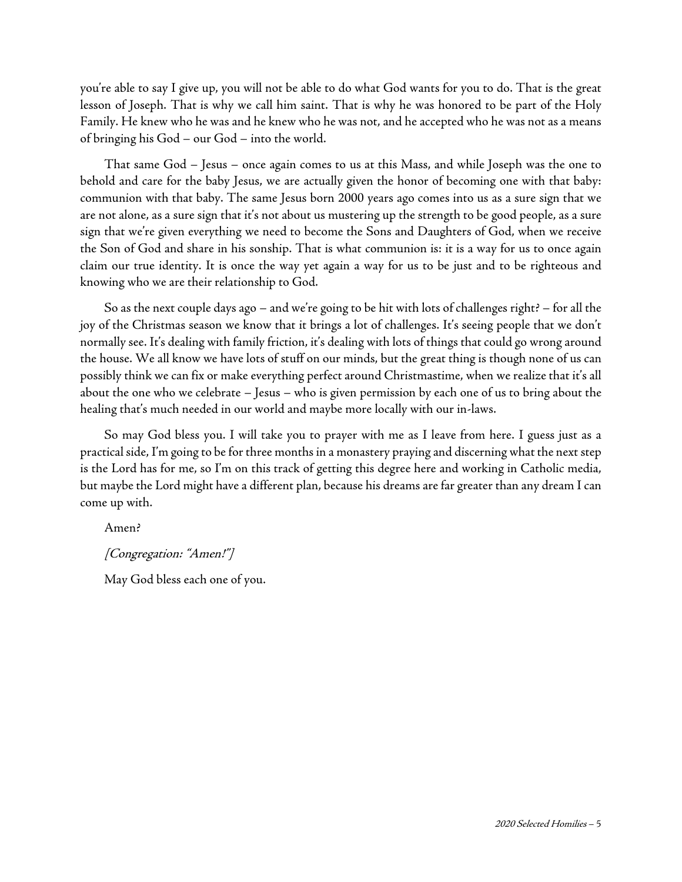you're able to say I give up, you will not be able to do what God wants for you to do. That is the great lesson of Joseph. That is why we call him saint. That is why he was honored to be part of the Holy Family. He knew who he was and he knew who he was not, and he accepted who he was not as a means of bringing his God – our God – into the world.

That same God – Jesus – once again comes to us at this Mass, and while Joseph was the one to behold and care for the baby Jesus, we are actually given the honor of becoming one with that baby: communion with that baby. The same Jesus born 2000 years ago comes into us as a sure sign that we are not alone, as a sure sign that it's not about us mustering up the strength to be good people, as a sure sign that we're given everything we need to become the Sons and Daughters of God, when we receive the Son of God and share in his sonship. That is what communion is: it is a way for us to once again claim our true identity. It is once the way yet again a way for us to be just and to be righteous and knowing who we are their relationship to God.

So as the next couple days ago – and we're going to be hit with lots of challenges right? – for all the joy of the Christmas season we know that it brings a lot of challenges. It's seeing people that we don't normally see. It's dealing with family friction, it's dealing with lots of things that could go wrong around the house. We all know we have lots of stuff on our minds, but the great thing is though none of us can possibly think we can fix or make everything perfect around Christmastime, when we realize that it's all about the one who we celebrate – Jesus – who is given permission by each one of us to bring about the healing that's much needed in our world and maybe more locally with our in-laws.

So may God bless you. I will take you to prayer with me as I leave from here. I guess just as a practical side, I'm going to be for three months in a monastery praying and discerning what the next step is the Lord has for me, so I'm on this track of getting this degree here and working in Catholic media, but maybe the Lord might have a different plan, because his dreams are far greater than any dream I can come up with.

Amen?

*[Congregation: "Amen!"]*

May God bless each one of you.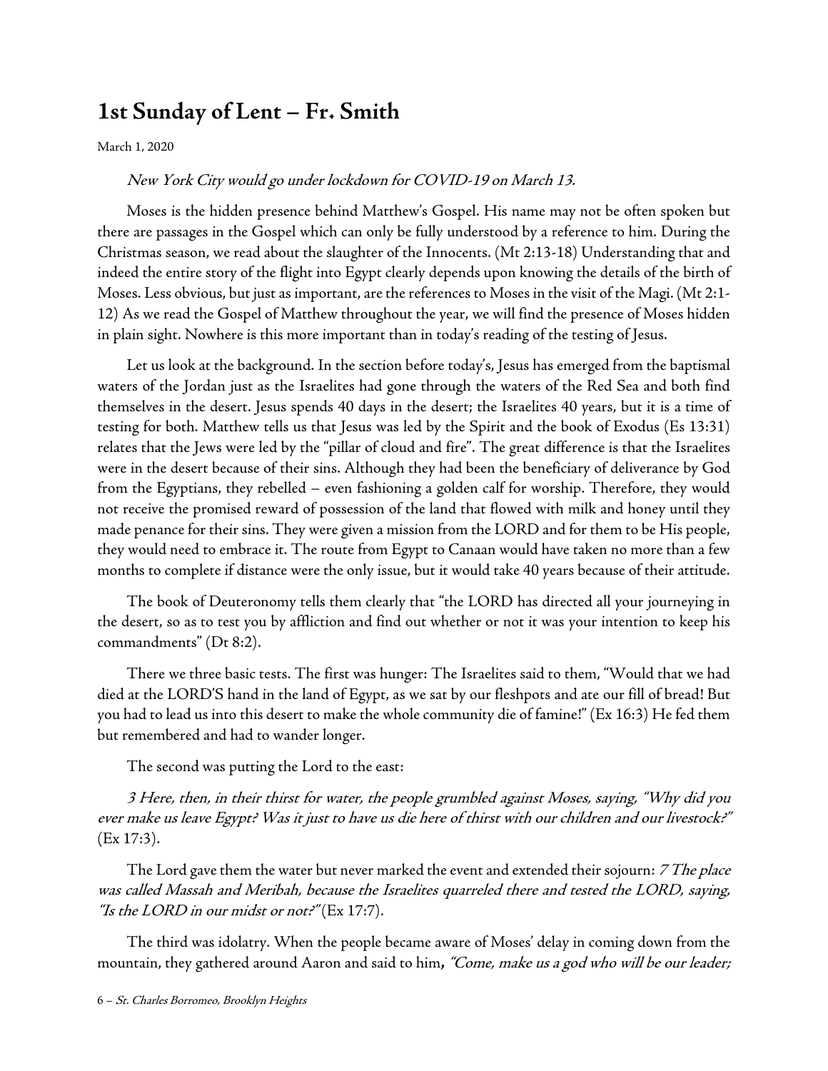## 1st Sunday of Lent – Fr. Smith

March 1, 2020

*New York City would go under lockdown for COVID-19 on March 13.*

Moses is the hidden presence behind Matthew's Gospel. His name may not be often spoken but there are passages in the Gospel which can only be fully understood by a reference to him. During the Christmas season, we read about the slaughter of the Innocents. (Mt 2:13-18) Understanding that and indeed the entire story of the flight into Egypt clearly depends upon knowing the details of the birth of Moses. Less obvious, but just as important, are the references to Moses in the visit of the Magi. (Mt 2:1-12) As we read the Gospel of Matthew throughout the year, we will find the presence of Moses hidden in plain sight. Nowhere is this more important than in today's reading of the testing of Jesus.

Let us look at the background. In the section before today's, Jesus has emerged from the baptismal waters of the Jordan just as the Israelites had gone through the waters of the Red Sea and both find themselves in the desert. Jesus spends 40 days in the desert; the Israelites 40 years, but it is a time of testing for both. Matthew tells us that Jesus was led by the Spirit and the book of Exodus (Es 13:31) relates that the Jews were led by the "pillar of cloud and fire". The great difference is that the Israelites were in the desert because of their sins. Although they had been the beneficiary of deliverance by God from the Egyptians, they rebelled – even fashioning a golden calf for worship. Therefore, they would not receive the promised reward of possession of the land that flowed with milk and honey until they made penance for their sins. They were given a mission from the LORD and for them to be His people, they would need to embrace it. The route from Egypt to Canaan would have taken no more than a few months to complete if distance were the only issue, but it would take 40 years because of their attitude.

The book of Deuteronomy tells them clearly that "the LORD has directed all your journeying in the desert, so as to test you by affliction and find out whether or not it was your intention to keep his commandments" (Dt 8:2).

There we three basic tests. The first was hunger: The Israelites said to them, "Would that we had died at the LORD'S hand in the land of Egypt, as we sat by our fleshpots and ate our fill of bread! But you had to lead us into this desert to make the whole community die of famine!" (Ex 16:3) He fed them but remembered and had to wander longer.

The second was putting the Lord to the east:

*3 Here, then, in their thirst for water, the people grumbled against Moses, saying, "Why did you ever make us leave Egypt? Was it just to have us die here of thirst with our children and our livestock?"* (Ex 17:3).

The Lord gave them the water but never marked the event and extended their sojourn: *7 The place was called Massah and Meribah, because the Israelites quarreled there and tested the LORD, saying, "Is the LORD in our midst or not?"* (Ex 17:7).

The third was idolatry. When the people became aware of Moses' delay in coming down from the mountain, they gathered around Aaron and said to him**,** *"Come, make us a god who will be our leader;*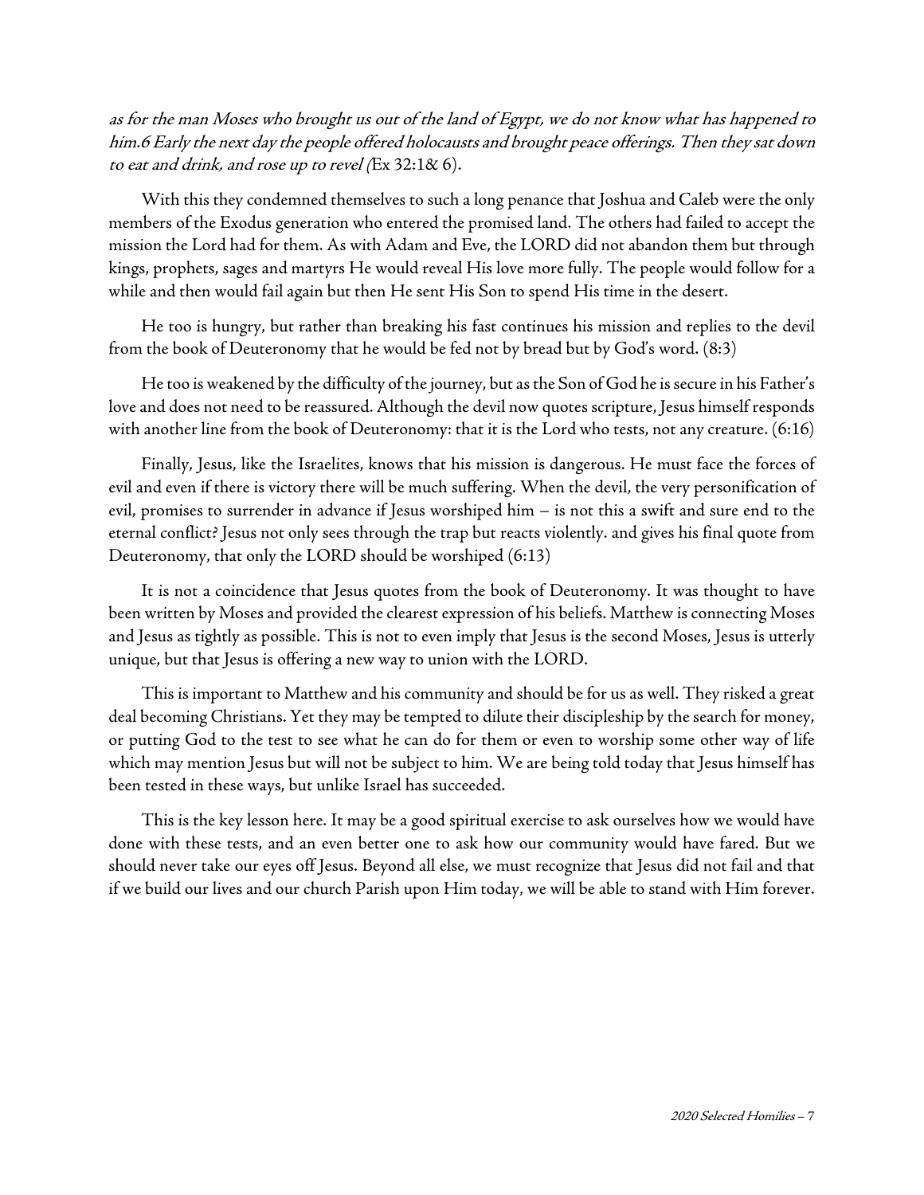*as for the man Moses who brought us out of the land of Egypt, we do not know what has happened to him.6 Early the next day the people offered holocausts and brought peace offerings. Then they sat down to eat and drink, and rose up to revel (*Ex 32:1& 6).

With this they condemned themselves to such a long penance that Joshua and Caleb were the only members of the Exodus generation who entered the promised land. The others had failed to accept the mission the Lord had for them. As with Adam and Eve, the LORD did not abandon them but through kings, prophets, sages and martyrs He would reveal His love more fully. The people would follow for a while and then would fail again but then He sent His Son to spend His time in the desert.

He too is hungry, but rather than breaking his fast continues his mission and replies to the devil from the book of Deuteronomy that he would be fed not by bread but by God's word. (8:3)

He too is weakened by the difficulty of the journey, but as the Son of God he is secure in his Father's love and does not need to be reassured. Although the devil now quotes scripture, Jesus himself responds with another line from the book of Deuteronomy: that it is the Lord who tests, not any creature. (6:16)

Finally, Jesus, like the Israelites, knows that his mission is dangerous. He must face the forces of evil and even if there is victory there will be much suffering. When the devil, the very personification of evil, promises to surrender in advance if Jesus worshiped him – is not this a swift and sure end to the eternal conflict? Jesus not only sees through the trap but reacts violently. and gives his final quote from Deuteronomy, that only the LORD should be worshiped (6:13)

It is not a coincidence that Jesus quotes from the book of Deuteronomy. It was thought to have been written by Moses and provided the clearest expression of his beliefs. Matthew is connecting Moses and Jesus as tightly as possible. This is not to even imply that Jesus is the second Moses, Jesus is utterly unique, but that Jesus is offering a new way to union with the LORD.

This is important to Matthew and his community and should be for us as well. They risked a great deal becoming Christians. Yet they may be tempted to dilute their discipleship by the search for money, or putting God to the test to see what he can do for them or even to worship some other way of life which may mention Jesus but will not be subject to him. We are being told today that Jesus himself has been tested in these ways, but unlike Israel has succeeded.

This is the key lesson here. It may be a good spiritual exercise to ask ourselves how we would have done with these tests, and an even better one to ask how our community would have fared. But we should never take our eyes off Jesus. Beyond all else, we must recognize that Jesus did not fail and that if we build our lives and our church Parish upon Him today, we will be able to stand with Him forever.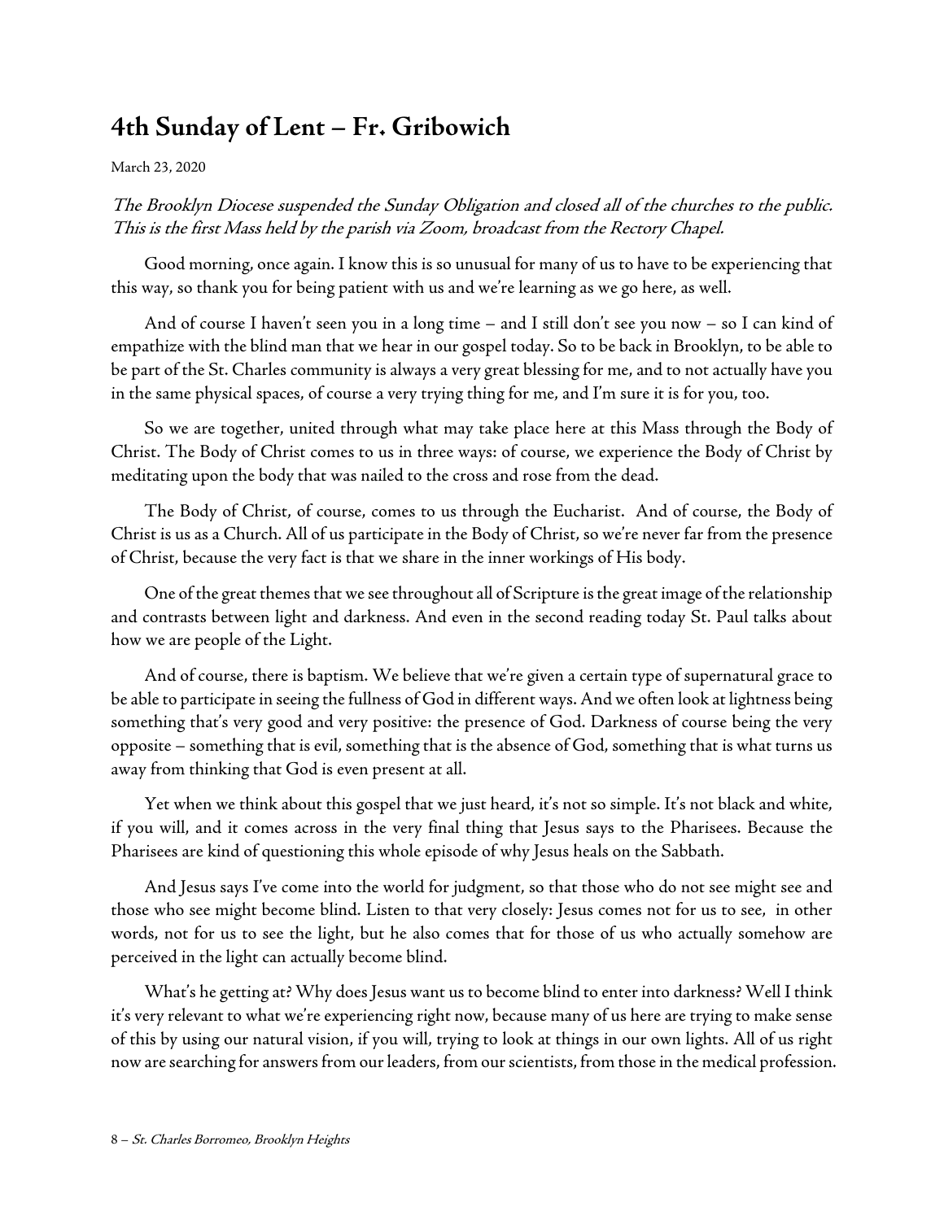## 4th Sunday of Lent – Fr. Gribowich

March 23, 2020

*The Brooklyn Diocese suspended the Sunday Obligation and closed all of the churches to the public. This is the first Mass held by the parish via Zoom, broadcast from the Rectory Chapel.*

Good morning, once again. I know this is so unusual for many of us to have to be experiencing that this way, so thank you for being patient with us and we're learning as we go here, as well.

And of course I haven't seen you in a long time – and I still don't see you now – so I can kind of empathize with the blind man that we hear in our gospel today. So to be back in Brooklyn, to be able to be part of the St. Charles community is always a very great blessing for me, and to not actually have you in the same physical spaces, of course a very trying thing for me, and I'm sure it is for you, too.

So we are together, united through what may take place here at this Mass through the Body of Christ. The Body of Christ comes to us in three ways: of course, we experience the Body of Christ by meditating upon the body that was nailed to the cross and rose from the dead.

The Body of Christ, of course, comes to us through the Eucharist. And of course, the Body of Christ is us as a Church. All of us participate in the Body of Christ, so we're never far from the presence of Christ, because the very fact is that we share in the inner workings of His body.

One of the great themes that we see throughout all of Scripture is the great image of the relationship and contrasts between light and darkness. And even in the second reading today St. Paul talks about how we are people of the Light.

And of course, there is baptism. We believe that we're given a certain type of supernatural grace to be able to participate in seeing the fullness of God in different ways. And we often look at lightness being something that's very good and very positive: the presence of God. Darkness of course being the very opposite – something that is evil, something that is the absence of God, something that is what turns us away from thinking that God is even present at all.

Yet when we think about this gospel that we just heard, it's not so simple. It's not black and white, if you will, and it comes across in the very final thing that Jesus says to the Pharisees. Because the Pharisees are kind of questioning this whole episode of why Jesus heals on the Sabbath.

And Jesus says I've come into the world for judgment, so that those who do not see might see and those who see might become blind. Listen to that very closely: Jesus comes not for us to see, in other words, not for us to see the light, but he also comes that for those of us who actually somehow are perceived in the light can actually become blind.

What's he getting at? Why does Jesus want us to become blind to enter into darkness? Well I think it's very relevant to what we're experiencing right now, because many of us here are trying to make sense of this by using our natural vision, if you will, trying to look at things in our own lights. All of us right now are searching for answers from our leaders, from our scientists, from those in the medical profession.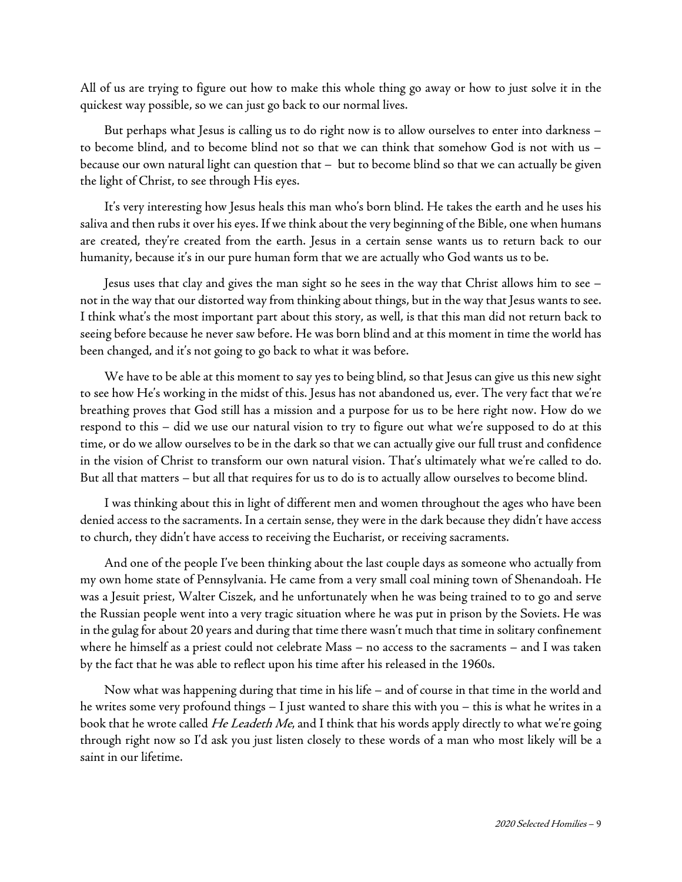All of us are trying to figure out how to make this whole thing go away or how to just solve it in the quickest way possible, so we can just go back to our normal lives.

But perhaps what Jesus is calling us to do right now is to allow ourselves to enter into darkness – to become blind, and to become blind not so that we can think that somehow God is not with us – because our own natural light can question that – but to become blind so that we can actually be given the light of Christ, to see through His eyes.

It's very interesting how Jesus heals this man who's born blind. He takes the earth and he uses his saliva and then rubs it over his eyes. If we think about the very beginning of the Bible, one when humans are created, they're created from the earth. Jesus in a certain sense wants us to return back to our humanity, because it's in our pure human form that we are actually who God wants us to be.

Jesus uses that clay and gives the man sight so he sees in the way that Christ allows him to see – not in the way that our distorted way from thinking about things, but in the way that Jesus wants to see. I think what's the most important part about this story, as well, is that this man did not return back to seeing before because he never saw before. He was born blind and at this moment in time the world has been changed, and it's not going to go back to what it was before.

We have to be able at this moment to say yes to being blind, so that Jesus can give us this new sight to see how He's working in the midst of this. Jesus has not abandoned us, ever. The very fact that we're breathing proves that God still has a mission and a purpose for us to be here right now. How do we respond to this – did we use our natural vision to try to figure out what we're supposed to do at this time, or do we allow ourselves to be in the dark so that we can actually give our full trust and confidence in the vision of Christ to transform our own natural vision. That's ultimately what we're called to do. But all that matters – but all that requires for us to do is to actually allow ourselves to become blind.

I was thinking about this in light of different men and women throughout the ages who have been denied access to the sacraments. In a certain sense, they were in the dark because they didn't have access to church, they didn't have access to receiving the Eucharist, or receiving sacraments.

And one of the people I've been thinking about the last couple days as someone who actually from my own home state of Pennsylvania. He came from a very small coal mining town of Shenandoah. He was a Jesuit priest, Walter Ciszek, and he unfortunately when he was being trained to to go and serve the Russian people went into a very tragic situation where he was put in prison by the Soviets. He was in the gulag for about 20 years and during that time there wasn't much that time in solitary confinement where he himself as a priest could not celebrate Mass – no access to the sacraments – and I was taken by the fact that he was able to reflect upon his time after his released in the 1960s.

Now what was happening during that time in his life – and of course in that time in the world and he writes some very profound things – I just wanted to share this with you – this is what he writes in a book that he wrote called *He Leadeth Me*, and I think that his words apply directly to what we're going through right now so I'd ask you just listen closely to these words of a man who most likely will be a saint in our lifetime.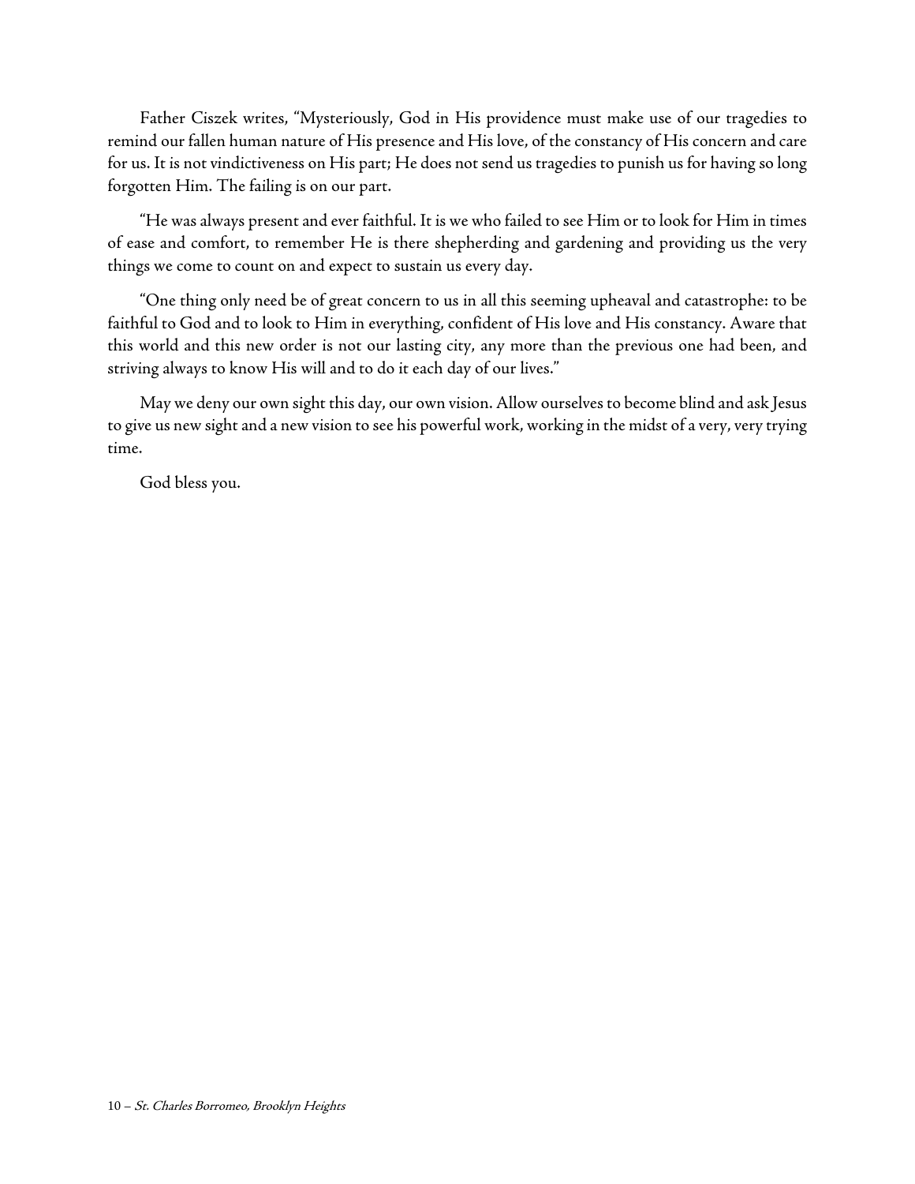Father Ciszek writes, "Mysteriously, God in His providence must make use of our tragedies to remind our fallen human nature of His presence and His love, of the constancy of His concern and care for us. It is not vindictiveness on His part; He does not send us tragedies to punish us for having so long forgotten Him. The failing is on our part.

"He was always present and ever faithful. It is we who failed to see Him or to look for Him in times of ease and comfort, to remember He is there shepherding and gardening and providing us the very things we come to count on and expect to sustain us every day.

"One thing only need be of great concern to us in all this seeming upheaval and catastrophe: to be faithful to God and to look to Him in everything, confident of His love and His constancy. Aware that this world and this new order is not our lasting city, any more than the previous one had been, and striving always to know His will and to do it each day of our lives."

May we deny our own sight this day, our own vision. Allow ourselves to become blind and ask Jesus to give us new sight and a new vision to see his powerful work, working in the midst of a very, very trying time.

God bless you.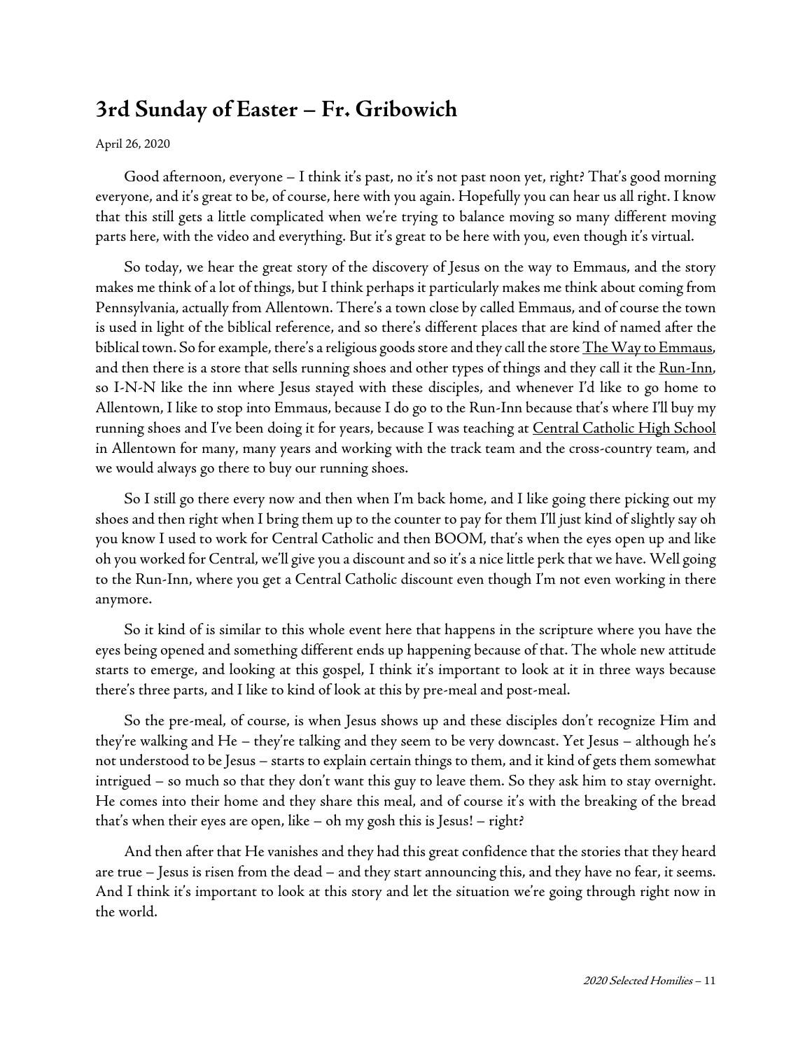## 3rd Sunday of Easter – Fr. Gribowich

April 26, 2020

Good afternoon, everyone – I think it's past, no it's not past noon yet, right? That's good morning everyone, and it's great to be, of course, here with you again. Hopefully you can hear us all right. I know that this still gets a little complicated when we're trying to balance moving so many different moving parts here, with the video and everything. But it's great to be here with you, even though it's virtual.

So today, we hear the great story of the discovery of Jesus on the way to Emmaus, and the story makes me think of a lot of things, but I think perhaps it particularly makes me think about coming from Pennsylvania, actually from Allentown. There's a town close by called Emmaus, and of course the town is used in light of the biblical reference, and so there's different places that are kind of named after the biblical town. So for example, there's a religious goods store and they call the store The Way to Emmaus, and then there is a store that sells running shoes and other types of things and they call it the Run-Inn, so I-N-N like the inn where Jesus stayed with these disciples, and whenever I'd like to go home to Allentown, I like to stop into Emmaus, because I do go to the Run-Inn because that's where I'll buy my running shoes and I've been doing it for years, because I was teaching at Central Catholic High School in Allentown for many, many years and working with the track team and the cross-country team, and we would always go there to buy our running shoes.

So I still go there every now and then when I'm back home, and I like going there picking out my shoes and then right when I bring them up to the counter to pay for them I'll just kind of slightly say oh you know I used to work for Central Catholic and then BOOM, that's when the eyes open up and like oh you worked for Central, we'll give you a discount and so it's a nice little perk that we have. Well going to the Run-Inn, where you get a Central Catholic discount even though I'm not even working in there anymore.

So it kind of is similar to this whole event here that happens in the scripture where you have the eyes being opened and something different ends up happening because of that. The whole new attitude starts to emerge, and looking at this gospel, I think it's important to look at it in three ways because there's three parts, and I like to kind of look at this by pre-meal and post-meal.

So the pre-meal, of course, is when Jesus shows up and these disciples don't recognize Him and they're walking and He – they're talking and they seem to be very downcast. Yet Jesus – although he's not understood to be Jesus – starts to explain certain things to them, and it kind of gets them somewhat intrigued – so much so that they don't want this guy to leave them. So they ask him to stay overnight. He comes into their home and they share this meal, and of course it's with the breaking of the bread that's when their eyes are open, like – oh my gosh this is Jesus! – right?

And then after that He vanishes and they had this great confidence that the stories that they heard are true – Jesus is risen from the dead – and they start announcing this, and they have no fear, it seems. And I think it's important to look at this story and let the situation we're going through right now in the world.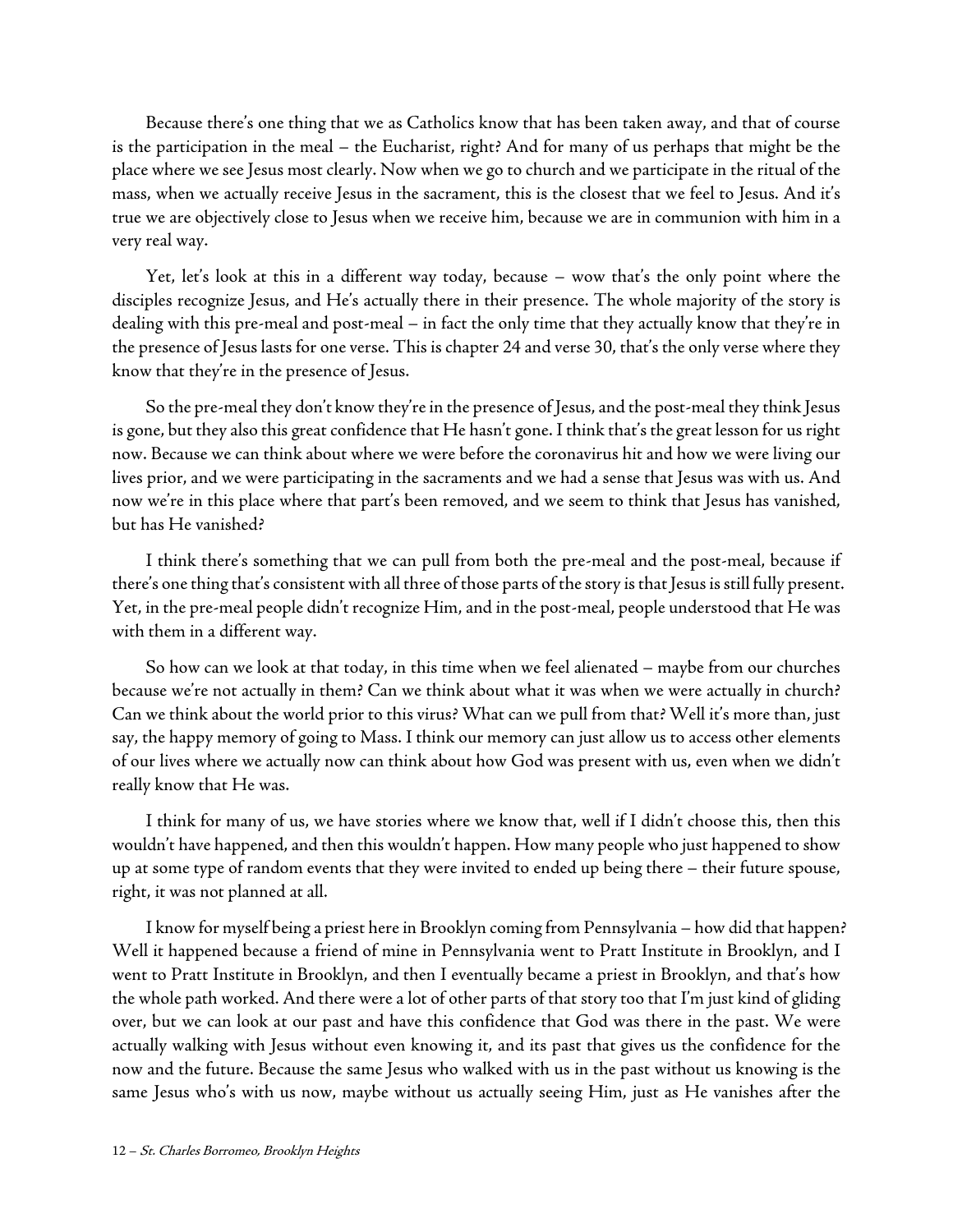Because there's one thing that we as Catholics know that has been taken away, and that of course is the participation in the meal – the Eucharist, right? And for many of us perhaps that might be the place where we see Jesus most clearly. Now when we go to church and we participate in the ritual of the mass, when we actually receive Jesus in the sacrament, this is the closest that we feel to Jesus. And it's true we are objectively close to Jesus when we receive him, because we are in communion with him in a very real way.

Yet, let's look at this in a different way today, because – wow that's the only point where the disciples recognize Jesus, and He's actually there in their presence. The whole majority of the story is dealing with this pre-meal and post-meal – in fact the only time that they actually know that they're in the presence of Jesus lasts for one verse. This is chapter 24 and verse 30, that's the only verse where they know that they're in the presence of Jesus.

So the pre-meal they don't know they're in the presence of Jesus, and the post-meal they think Jesus is gone, but they also this great confidence that He hasn't gone. I think that's the great lesson for us right now. Because we can think about where we were before the coronavirus hit and how we were living our lives prior, and we were participating in the sacraments and we had a sense that Jesus was with us. And now we're in this place where that part's been removed, and we seem to think that Jesus has vanished, but has He vanished?

I think there's something that we can pull from both the pre-meal and the post-meal, because if there's one thing that's consistent with all three of those parts of the story is that Jesus is still fully present. Yet, in the pre-meal people didn't recognize Him, and in the post-meal, people understood that He was with them in a different way.

So how can we look at that today, in this time when we feel alienated – maybe from our churches because we're not actually in them? Can we think about what it was when we were actually in church? Can we think about the world prior to this virus? What can we pull from that? Well it's more than, just say, the happy memory of going to Mass. I think our memory can just allow us to access other elements of our lives where we actually now can think about how God was present with us, even when we didn't really know that He was.

I think for many of us, we have stories where we know that, well if I didn't choose this, then this wouldn't have happened, and then this wouldn't happen. How many people who just happened to show up at some type of random events that they were invited to ended up being there – their future spouse, right, it was not planned at all.

I know for myself being a priest here in Brooklyn coming from Pennsylvania – how did that happen? Well it happened because a friend of mine in Pennsylvania went to Pratt Institute in Brooklyn, and I went to Pratt Institute in Brooklyn, and then I eventually became a priest in Brooklyn, and that's how the whole path worked. And there were a lot of other parts of that story too that I'm just kind of gliding over, but we can look at our past and have this confidence that God was there in the past. We were actually walking with Jesus without even knowing it, and its past that gives us the confidence for the now and the future. Because the same Jesus who walked with us in the past without us knowing is the same Jesus who's with us now, maybe without us actually seeing Him, just as He vanishes after the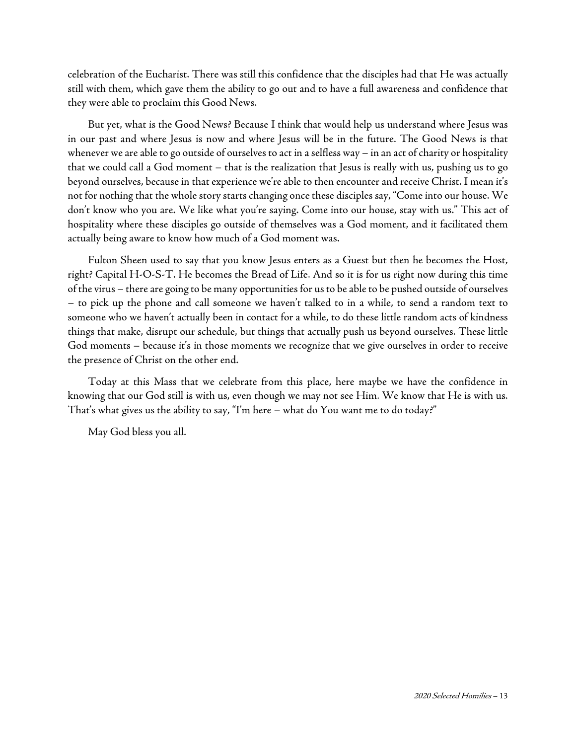celebration of the Eucharist. There was still this confidence that the disciples had that He was actually still with them, which gave them the ability to go out and to have a full awareness and confidence that they were able to proclaim this Good News.

But yet, what is the Good News? Because I think that would help us understand where Jesus was in our past and where Jesus is now and where Jesus will be in the future. The Good News is that whenever we are able to go outside of ourselves to act in a selfless way – in an act of charity or hospitality that we could call a God moment – that is the realization that Jesus is really with us, pushing us to go beyond ourselves, because in that experience we're able to then encounter and receive Christ. I mean it's not for nothing that the whole story starts changing once these disciples say, "Come into our house. We don't know who you are. We like what you're saying. Come into our house, stay with us." This act of hospitality where these disciples go outside of themselves was a God moment, and it facilitated them actually being aware to know how much of a God moment was.

Fulton Sheen used to say that you know Jesus enters as a Guest but then he becomes the Host, right? Capital H-O-S-T. He becomes the Bread of Life. And so it is for us right now during this time of the virus – there are going to be many opportunities for us to be able to be pushed outside of ourselves – to pick up the phone and call someone we haven't talked to in a while, to send a random text to someone who we haven't actually been in contact for a while, to do these little random acts of kindness things that make, disrupt our schedule, but things that actually push us beyond ourselves. These little God moments – because it's in those moments we recognize that we give ourselves in order to receive the presence of Christ on the other end.

Today at this Mass that we celebrate from this place, here maybe we have the confidence in knowing that our God still is with us, even though we may not see Him. We know that He is with us. That's what gives us the ability to say, "I'm here – what do You want me to do today?"

May God bless you all.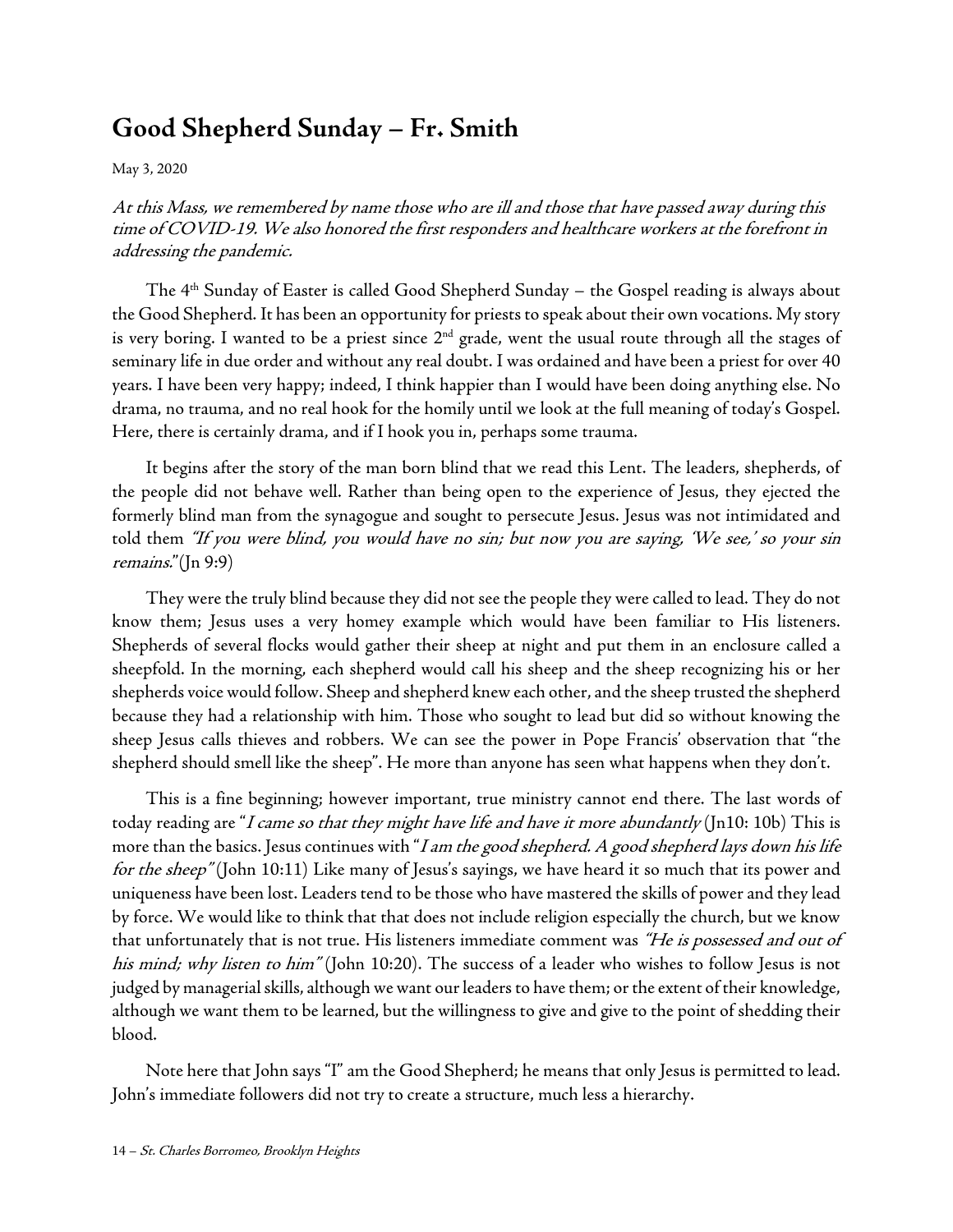## Good Shepherd Sunday – Fr. Smith

May 3, 2020

*At this Mass, we remembered by name those who are ill and those that have passed away during this time of COVID-19. We also honored the first responders and healthcare workers at the forefront in addressing the pandemic.*

The 4th Sunday of Easter is called Good Shepherd Sunday – the Gospel reading is always about the Good Shepherd. It has been an opportunity for priests to speak about their own vocations. My story is very boring. I wanted to be a priest since 2nd grade, went the usual route through all the stages of seminary life in due order and without any real doubt. I was ordained and have been a priest for over 40 years. I have been very happy; indeed, I think happier than I would have been doing anything else. No drama, no trauma, and no real hook for the homily until we look at the full meaning of today's Gospel. Here, there is certainly drama, and if I hook you in, perhaps some trauma.

It begins after the story of the man born blind that we read this Lent. The leaders, shepherds, of the people did not behave well. Rather than being open to the experience of Jesus, they ejected the formerly blind man from the synagogue and sought to persecute Jesus. Jesus was not intimidated and told them *"If you were blind, you would have no sin; but now you are saying, 'We see,' so your sin remains."* (Jn 9:9)

They were the truly blind because they did not see the people they were called to lead. They do not know them; Jesus uses a very homey example which would have been familiar to His listeners. Shepherds of several flocks would gather their sheep at night and put them in an enclosure called a sheepfold. In the morning, each shepherd would call his sheep and the sheep recognizing his or her shepherds voice would follow. Sheep and shepherd knew each other, and the sheep trusted the shepherd because they had a relationship with him. Those who sought to lead but did so without knowing the sheep Jesus calls thieves and robbers. We can see the power in Pope Francis' observation that "the shepherd should smell like the sheep". He more than anyone has seen what happens when they don't.

This is a fine beginning; however important, true ministry cannot end there. The last words of today reading are "*I came so that they might have life and have it more abundantly* (Jn10: 10b) This is more than the basics. Jesus continues with "*I am the good shepherd. A good shepherd lays down his life for the sheep"* (John 10:11) Like many of Jesus's sayings, we have heard it so much that its power and uniqueness have been lost. Leaders tend to be those who have mastered the skills of power and they lead by force. We would like to think that that does not include religion especially the church, but we know that unfortunately that is not true. His listeners immediate comment was *"He is possessed and out of his mind; why listen to him"* (John 10:20). The success of a leader who wishes to follow Jesus is not judged by managerial skills, although we want our leaders to have them; or the extent of their knowledge, although we want them to be learned, but the willingness to give and give to the point of shedding their blood.

Note here that John says "I" am the Good Shepherd; he means that only Jesus is permitted to lead. John's immediate followers did not try to create a structure, much less a hierarchy.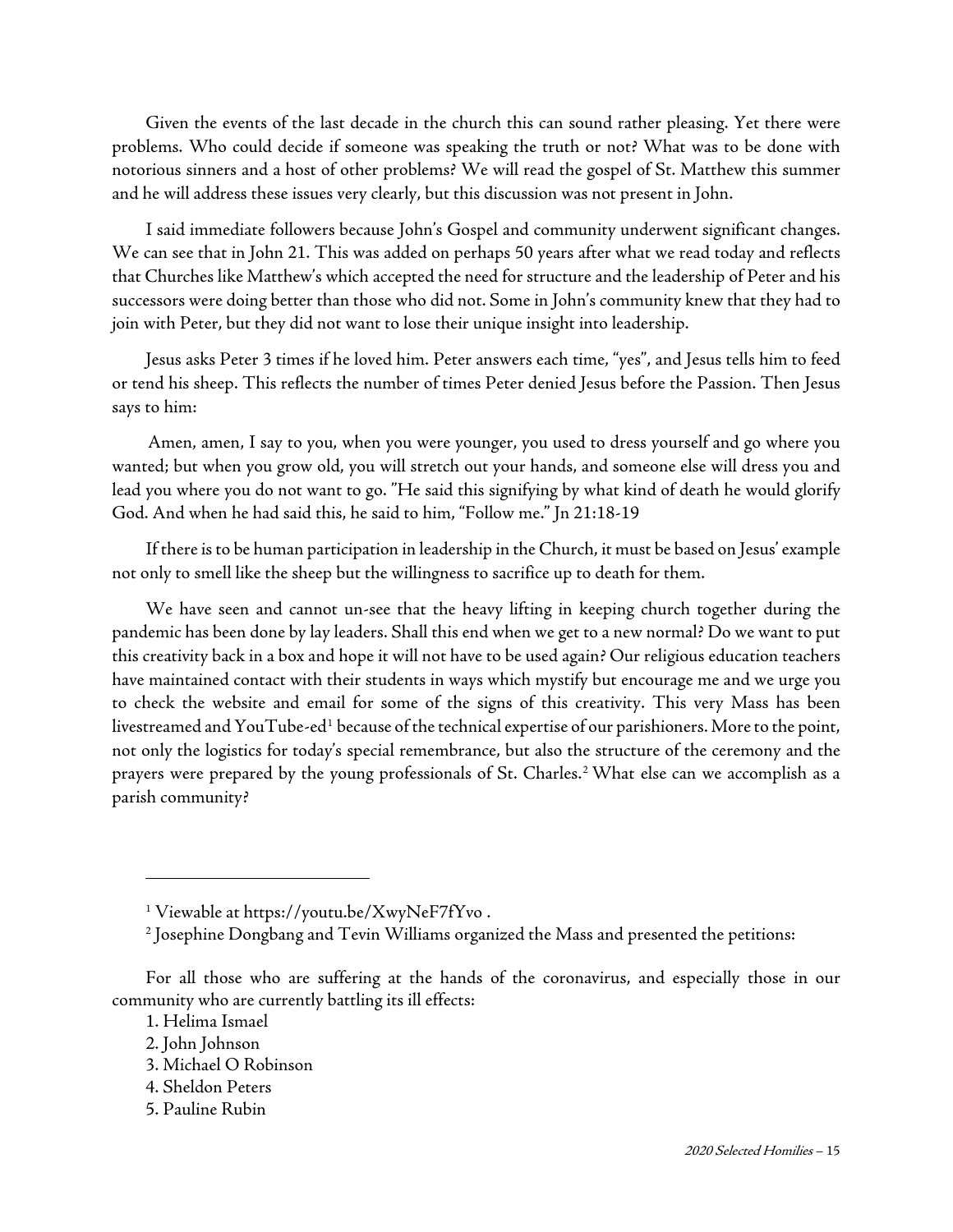Given the events of the last decade in the church this can sound rather pleasing. Yet there were problems. Who could decide if someone was speaking the truth or not? What was to be done with notorious sinners and a host of other problems? We will read the gospel of St. Matthew this summer and he will address these issues very clearly, but this discussion was not present in John.

I said immediate followers because John's Gospel and community underwent significant changes. We can see that in John 21. This was added on perhaps 50 years after what we read today and reflects that Churches like Matthew's which accepted the need for structure and the leadership of Peter and his successors were doing better than those who did not. Some in John's community knew that they had to join with Peter, but they did not want to lose their unique insight into leadership.

Jesus asks Peter 3 times if he loved him. Peter answers each time, "yes", and Jesus tells him to feed or tend his sheep. This reflects the number of times Peter denied Jesus before the Passion. Then Jesus says to him:

Amen, amen, I say to you, when you were younger, you used to dress yourself and go where you wanted; but when you grow old, you will stretch out your hands, and someone else will dress you and lead you where you do not want to go. "He said this signifying by what kind of death he would glorify God. And when he had said this, he said to him, "Follow me." Jn 21:18-19

If there is to be human participation in leadership in the Church, it must be based on Jesus' example not only to smell like the sheep but the willingness to sacrifice up to death for them.

We have seen and cannot un-see that the heavy lifting in keeping church together during the pandemic has been done by lay leaders. Shall this end when we get to a new normal? Do we want to put this creativity back in a box and hope it will not have to be used again? Our religious education teachers have maintained contact with their students in ways which mystify but encourage me and we urge you to check the website and email for some of the signs of this creativity. This very Mass has been livestreamed and YouTube-ed[1] because of the technical expertise of our parishioners. More to the point, not only the logistics for today's special remembrance, but also the structure of the ceremony and the prayers were prepared by the young professionals of St. Charles.[2] What else can we accomplish as a parish community?

---

[1] Viewable at https://youtu.be/XwyNeF7fYvo .

[2] Josephine Dongbang and Tevin Williams organized the Mass and presented the petitions:

For all those who are suffering at the hands of the coronavirus, and especially those in our community who are currently battling its ill effects:

1. Helima Ismael
2. John Johnson
3. Michael O Robinson
4. Sheldon Peters
5. Pauline Rubin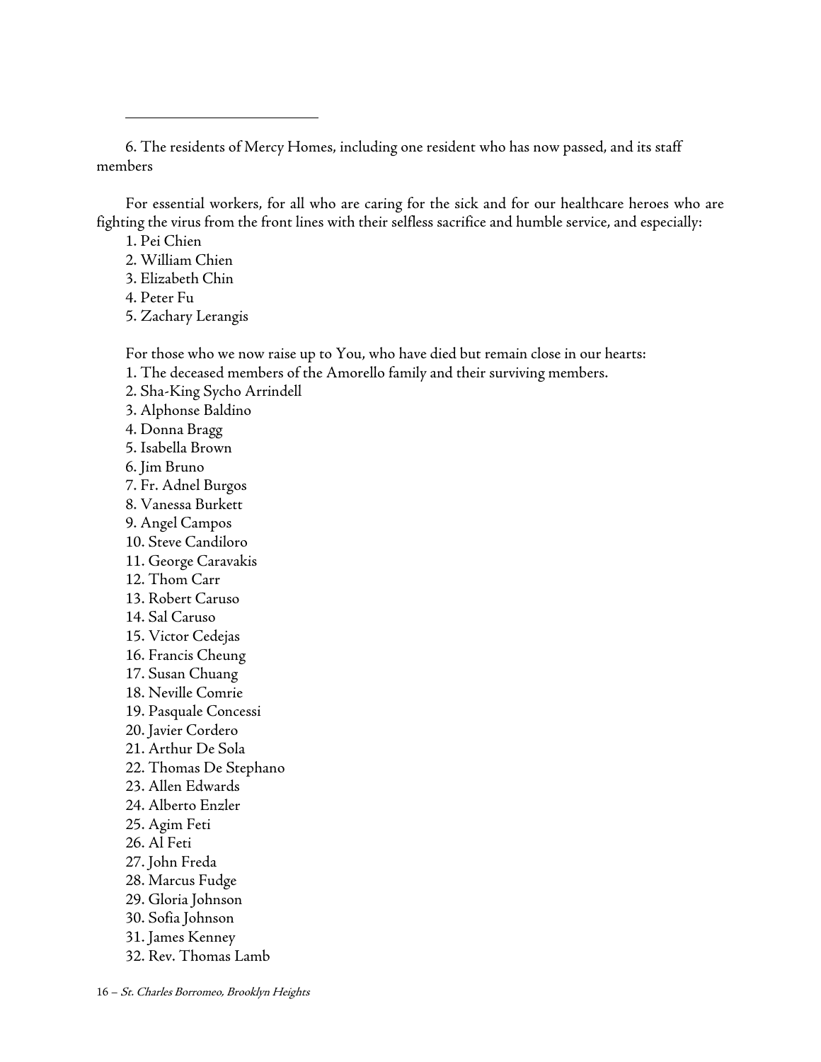6. The residents of Mercy Homes, including one resident who has now passed, and its staff members

For essential workers, for all who are caring for the sick and for our healthcare heroes who are fighting the virus from the front lines with their selfless sacrifice and humble service, and especially:

1. Pei Chien
2. William Chien
3. Elizabeth Chin
4. Peter Fu
5. Zachary Lerangis

For those who we now raise up to You, who have died but remain close in our hearts:

1. The deceased members of the Amorello family and their surviving members.
2. Sha-King Sycho Arrindell
3. Alphonse Baldino
4. Donna Bragg
5. Isabella Brown
6. Jim Bruno
7. Fr. Adnel Burgos
8. Vanessa Burkett
9. Angel Campos
10. Steve Candiloro
11. George Caravakis
12. Thom Carr
13. Robert Caruso
14. Sal Caruso
15. Victor Cedejas
16. Francis Cheung
17. Susan Chuang
18. Neville Comrie
19. Pasquale Concessi
20. Javier Cordero
21. Arthur De Sola
22. Thomas De Stephano
23. Allen Edwards
24. Alberto Enzler
25. Agim Feti
26. Al Feti
27. John Freda
28. Marcus Fudge
29. Gloria Johnson
30. Sofia Johnson
31. James Kenney
32. Rev. Thomas Lamb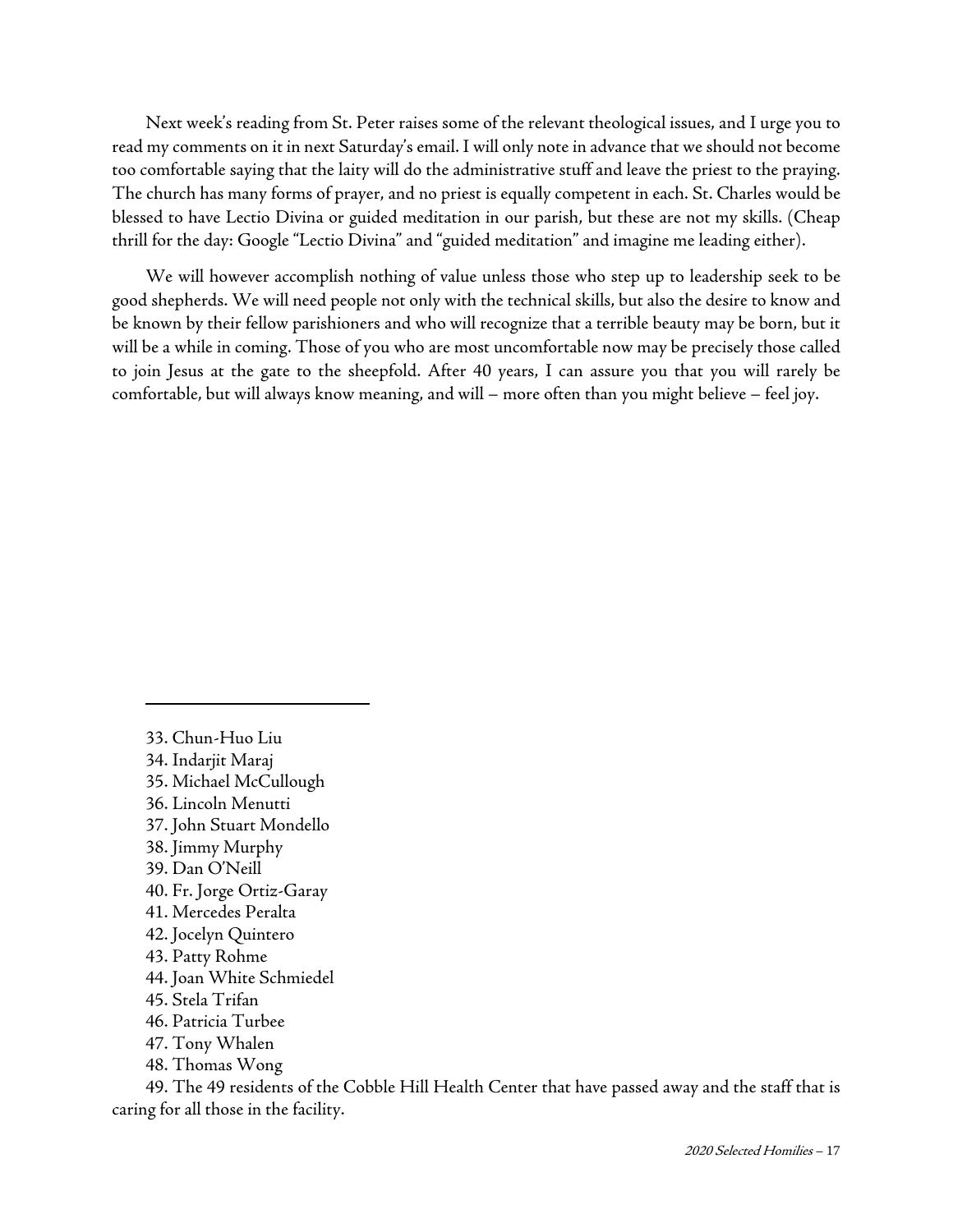Next week's reading from St. Peter raises some of the relevant theological issues, and I urge you to read my comments on it in next Saturday's email. I will only note in advance that we should not become too comfortable saying that the laity will do the administrative stuff and leave the priest to the praying. The church has many forms of prayer, and no priest is equally competent in each. St. Charles would be blessed to have Lectio Divina or guided meditation in our parish, but these are not my skills. (Cheap thrill for the day: Google "Lectio Divina" and "guided meditation" and imagine me leading either).

We will however accomplish nothing of value unless those who step up to leadership seek to be good shepherds. We will need people not only with the technical skills, but also the desire to know and be known by their fellow parishioners and who will recognize that a terrible beauty may be born, but it will be a while in coming. Those of you who are most uncomfortable now may be precisely those called to join Jesus at the gate to the sheepfold. After 40 years, I can assure you that you will rarely be comfortable, but will always know meaning, and will – more often than you might believe – feel joy.

---

33. Chun-Huo Liu
34. Indarjit Maraj
35. Michael McCullough
36. Lincoln Menutti
37. John Stuart Mondello
38. Jimmy Murphy
39. Dan O'Neill
40. Fr. Jorge Ortiz-Garay
41. Mercedes Peralta
42. Jocelyn Quintero
43. Patty Rohme
44. Joan White Schmiedel
45. Stela Trifan
46. Patricia Turbee
47. Tony Whalen
48. Thomas Wong
49. The 49 residents of the Cobble Hill Health Center that have passed away and the staff that is caring for all those in the facility.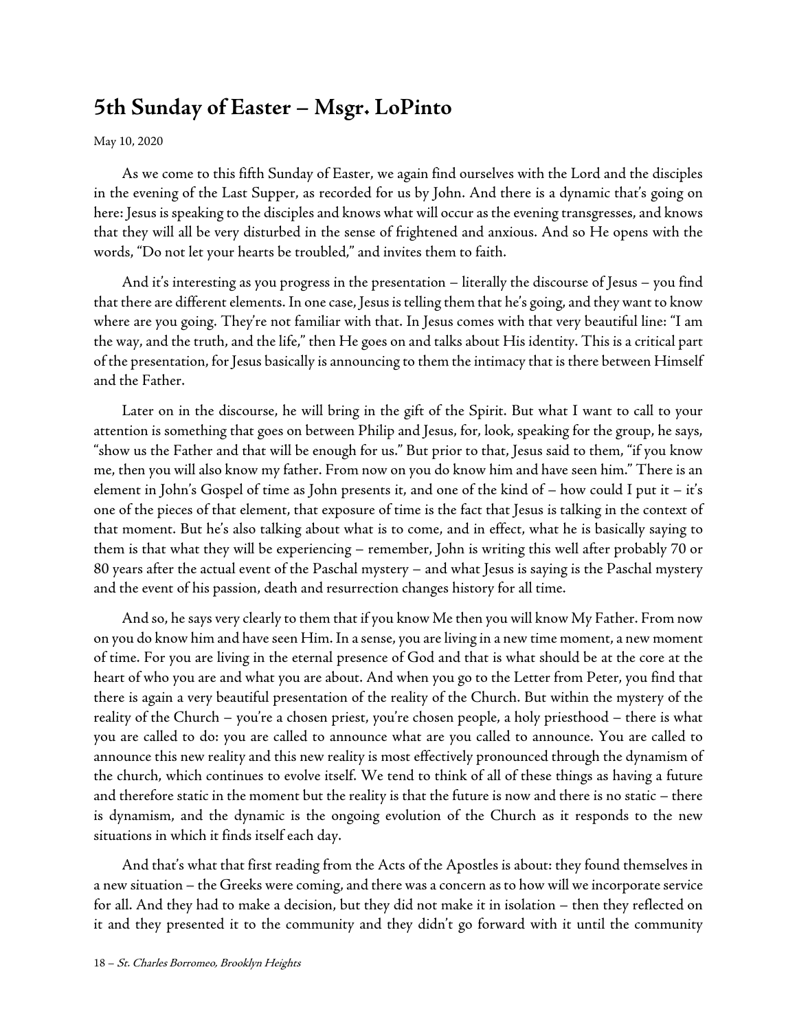## 5th Sunday of Easter – Msgr. LoPinto

May 10, 2020

As we come to this fifth Sunday of Easter, we again find ourselves with the Lord and the disciples in the evening of the Last Supper, as recorded for us by John. And there is a dynamic that's going on here: Jesus is speaking to the disciples and knows what will occur as the evening transgresses, and knows that they will all be very disturbed in the sense of frightened and anxious. And so He opens with the words, "Do not let your hearts be troubled," and invites them to faith.

And it's interesting as you progress in the presentation – literally the discourse of Jesus – you find that there are different elements. In one case, Jesus is telling them that he's going, and they want to know where are you going. They're not familiar with that. In Jesus comes with that very beautiful line: "I am the way, and the truth, and the life," then He goes on and talks about His identity. This is a critical part of the presentation, for Jesus basically is announcing to them the intimacy that is there between Himself and the Father.

Later on in the discourse, he will bring in the gift of the Spirit. But what I want to call to your attention is something that goes on between Philip and Jesus, for, look, speaking for the group, he says, "show us the Father and that will be enough for us." But prior to that, Jesus said to them, "if you know me, then you will also know my father. From now on you do know him and have seen him." There is an element in John's Gospel of time as John presents it, and one of the kind of – how could I put it – it's one of the pieces of that element, that exposure of time is the fact that Jesus is talking in the context of that moment. But he's also talking about what is to come, and in effect, what he is basically saying to them is that what they will be experiencing – remember, John is writing this well after probably 70 or 80 years after the actual event of the Paschal mystery – and what Jesus is saying is the Paschal mystery and the event of his passion, death and resurrection changes history for all time.

And so, he says very clearly to them that if you know Me then you will know My Father. From now on you do know him and have seen Him. In a sense, you are living in a new time moment, a new moment of time. For you are living in the eternal presence of God and that is what should be at the core at the heart of who you are and what you are about. And when you go to the Letter from Peter, you find that there is again a very beautiful presentation of the reality of the Church. But within the mystery of the reality of the Church – you're a chosen priest, you're chosen people, a holy priesthood – there is what you are called to do: you are called to announce what are you called to announce. You are called to announce this new reality and this new reality is most effectively pronounced through the dynamism of the church, which continues to evolve itself. We tend to think of all of these things as having a future and therefore static in the moment but the reality is that the future is now and there is no static – there is dynamism, and the dynamic is the ongoing evolution of the Church as it responds to the new situations in which it finds itself each day.

And that's what that first reading from the Acts of the Apostles is about: they found themselves in a new situation – the Greeks were coming, and there was a concern as to how will we incorporate service for all. And they had to make a decision, but they did not make it in isolation – then they reflected on it and they presented it to the community and they didn't go forward with it until the community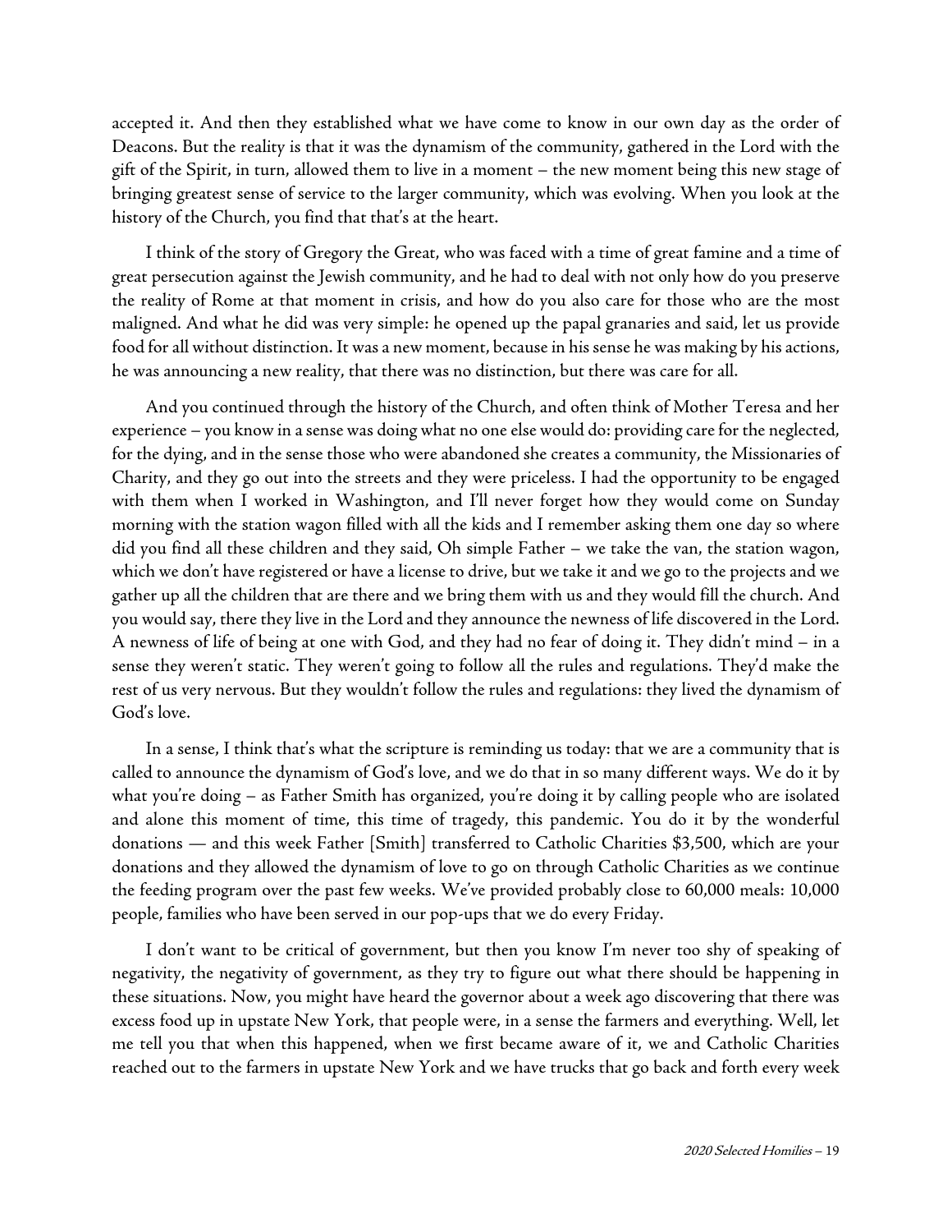accepted it. And then they established what we have come to know in our own day as the order of Deacons. But the reality is that it was the dynamism of the community, gathered in the Lord with the gift of the Spirit, in turn, allowed them to live in a moment – the new moment being this new stage of bringing greatest sense of service to the larger community, which was evolving. When you look at the history of the Church, you find that that's at the heart.

I think of the story of Gregory the Great, who was faced with a time of great famine and a time of great persecution against the Jewish community, and he had to deal with not only how do you preserve the reality of Rome at that moment in crisis, and how do you also care for those who are the most maligned. And what he did was very simple: he opened up the papal granaries and said, let us provide food for all without distinction. It was a new moment, because in his sense he was making by his actions, he was announcing a new reality, that there was no distinction, but there was care for all.

And you continued through the history of the Church, and often think of Mother Teresa and her experience – you know in a sense was doing what no one else would do: providing care for the neglected, for the dying, and in the sense those who were abandoned she creates a community, the Missionaries of Charity, and they go out into the streets and they were priceless. I had the opportunity to be engaged with them when I worked in Washington, and I'll never forget how they would come on Sunday morning with the station wagon filled with all the kids and I remember asking them one day so where did you find all these children and they said, Oh simple Father – we take the van, the station wagon, which we don't have registered or have a license to drive, but we take it and we go to the projects and we gather up all the children that are there and we bring them with us and they would fill the church. And you would say, there they live in the Lord and they announce the newness of life discovered in the Lord. A newness of life of being at one with God, and they had no fear of doing it. They didn't mind – in a sense they weren't static. They weren't going to follow all the rules and regulations. They'd make the rest of us very nervous. But they wouldn't follow the rules and regulations: they lived the dynamism of God's love.

In a sense, I think that's what the scripture is reminding us today: that we are a community that is called to announce the dynamism of God's love, and we do that in so many different ways. We do it by what you're doing – as Father Smith has organized, you're doing it by calling people who are isolated and alone this moment of time, this time of tragedy, this pandemic. You do it by the wonderful donations — and this week Father [Smith] transferred to Catholic Charities $3,500, which are your donations and they allowed the dynamism of love to go on through Catholic Charities as we continue the feeding program over the past few weeks. We've provided probably close to 60,000 meals: 10,000 people, families who have been served in our pop-ups that we do every Friday.

I don't want to be critical of government, but then you know I'm never too shy of speaking of negativity, the negativity of government, as they try to figure out what there should be happening in these situations. Now, you might have heard the governor about a week ago discovering that there was excess food up in upstate New York, that people were, in a sense the farmers and everything. Well, let me tell you that when this happened, when we first became aware of it, we and Catholic Charities reached out to the farmers in upstate New York and we have trucks that go back and forth every week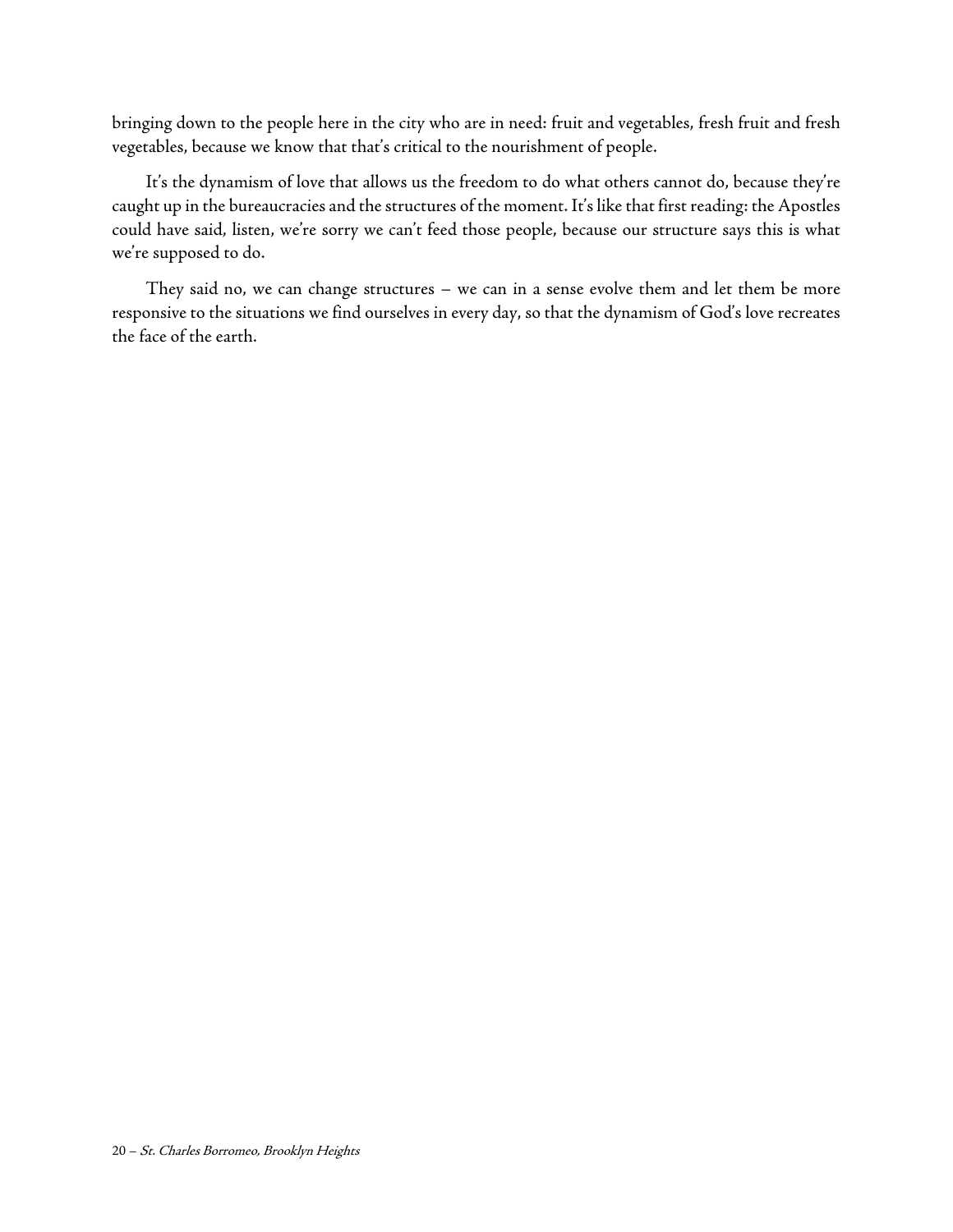bringing down to the people here in the city who are in need: fruit and vegetables, fresh fruit and fresh vegetables, because we know that that's critical to the nourishment of people.

It's the dynamism of love that allows us the freedom to do what others cannot do, because they're caught up in the bureaucracies and the structures of the moment. It's like that first reading: the Apostles could have said, listen, we're sorry we can't feed those people, because our structure says this is what we're supposed to do.

They said no, we can change structures – we can in a sense evolve them and let them be more responsive to the situations we find ourselves in every day, so that the dynamism of God's love recreates the face of the earth.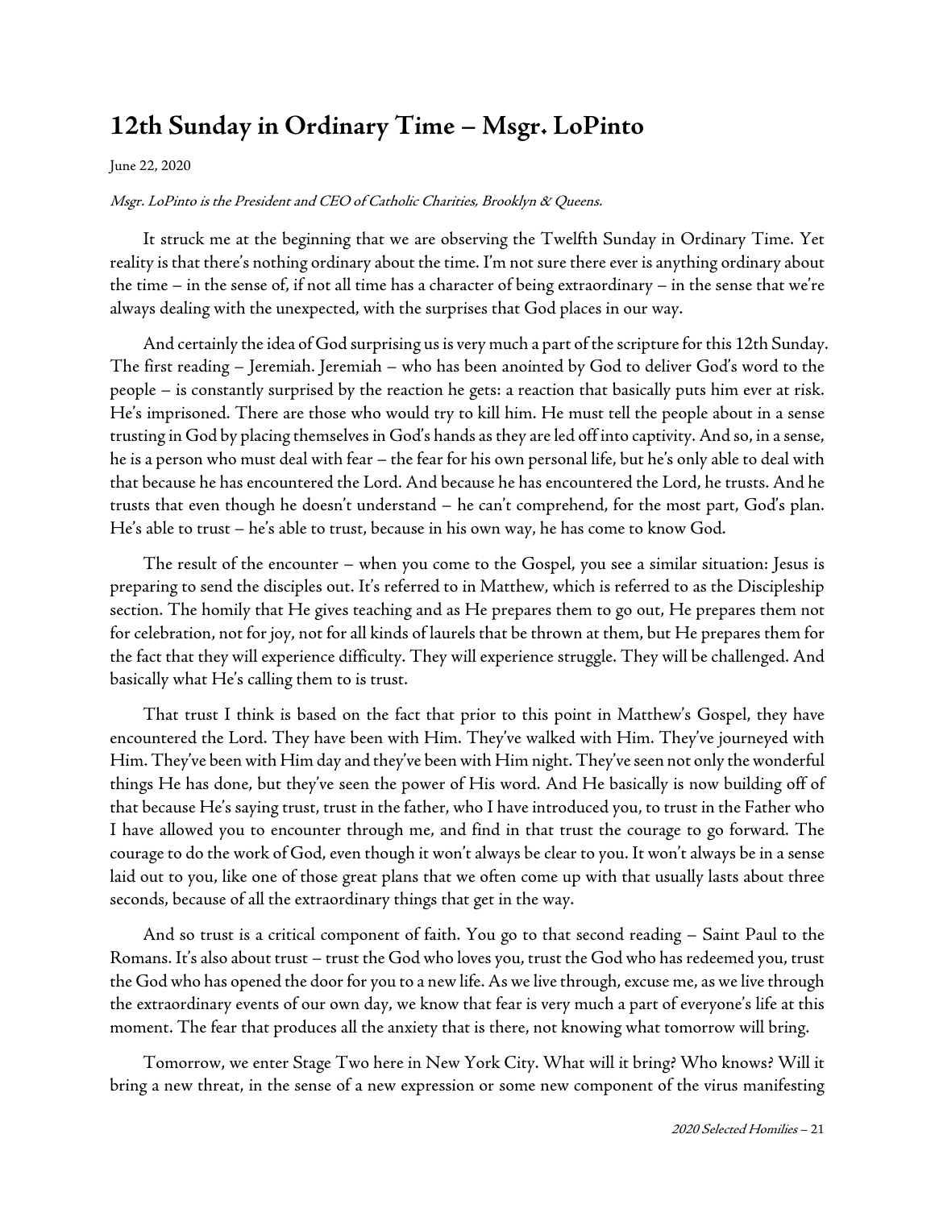## 12th Sunday in Ordinary Time – Msgr. LoPinto

June 22, 2020

*Msgr. LoPinto is the President and CEO of Catholic Charities, Brooklyn & Queens.*

It struck me at the beginning that we are observing the Twelfth Sunday in Ordinary Time. Yet reality is that there's nothing ordinary about the time. I'm not sure there ever is anything ordinary about the time – in the sense of, if not all time has a character of being extraordinary – in the sense that we're always dealing with the unexpected, with the surprises that God places in our way.

And certainly the idea of God surprising us is very much a part of the scripture for this 12th Sunday. The first reading – Jeremiah. Jeremiah – who has been anointed by God to deliver God's word to the people – is constantly surprised by the reaction he gets: a reaction that basically puts him ever at risk. He's imprisoned. There are those who would try to kill him. He must tell the people about in a sense trusting in God by placing themselves in God's hands as they are led off into captivity. And so, in a sense, he is a person who must deal with fear – the fear for his own personal life, but he's only able to deal with that because he has encountered the Lord. And because he has encountered the Lord, he trusts. And he trusts that even though he doesn't understand – he can't comprehend, for the most part, God's plan. He's able to trust – he's able to trust, because in his own way, he has come to know God.

The result of the encounter – when you come to the Gospel, you see a similar situation: Jesus is preparing to send the disciples out. It's referred to in Matthew, which is referred to as the Discipleship section. The homily that He gives teaching and as He prepares them to go out, He prepares them not for celebration, not for joy, not for all kinds of laurels that be thrown at them, but He prepares them for the fact that they will experience difficulty. They will experience struggle. They will be challenged. And basically what He's calling them to is trust.

That trust I think is based on the fact that prior to this point in Matthew's Gospel, they have encountered the Lord. They have been with Him. They've walked with Him. They've journeyed with Him. They've been with Him day and they've been with Him night. They've seen not only the wonderful things He has done, but they've seen the power of His word. And He basically is now building off of that because He's saying trust, trust in the father, who I have introduced you, to trust in the Father who I have allowed you to encounter through me, and find in that trust the courage to go forward. The courage to do the work of God, even though it won't always be clear to you. It won't always be in a sense laid out to you, like one of those great plans that we often come up with that usually lasts about three seconds, because of all the extraordinary things that get in the way.

And so trust is a critical component of faith. You go to that second reading – Saint Paul to the Romans. It's also about trust – trust the God who loves you, trust the God who has redeemed you, trust the God who has opened the door for you to a new life. As we live through, excuse me, as we live through the extraordinary events of our own day, we know that fear is very much a part of everyone's life at this moment. The fear that produces all the anxiety that is there, not knowing what tomorrow will bring.

Tomorrow, we enter Stage Two here in New York City. What will it bring? Who knows? Will it bring a new threat, in the sense of a new expression or some new component of the virus manifesting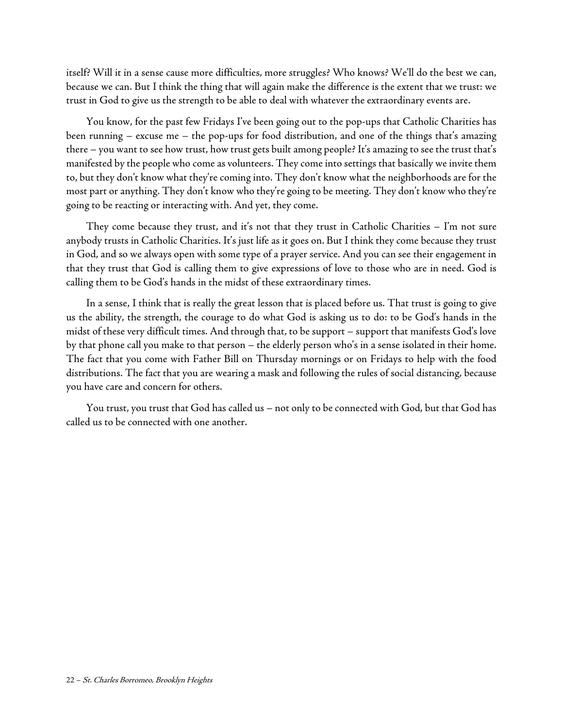itself? Will it in a sense cause more difficulties, more struggles? Who knows? We'll do the best we can, because we can. But I think the thing that will again make the difference is the extent that we trust: we trust in God to give us the strength to be able to deal with whatever the extraordinary events are.

You know, for the past few Fridays I've been going out to the pop-ups that Catholic Charities has been running – excuse me – the pop-ups for food distribution, and one of the things that's amazing there – you want to see how trust, how trust gets built among people? It's amazing to see the trust that's manifested by the people who come as volunteers. They come into settings that basically we invite them to, but they don't know what they're coming into. They don't know what the neighborhoods are for the most part or anything. They don't know who they're going to be meeting. They don't know who they're going to be reacting or interacting with. And yet, they come.

They come because they trust, and it's not that they trust in Catholic Charities – I'm not sure anybody trusts in Catholic Charities. It's just life as it goes on. But I think they come because they trust in God, and so we always open with some type of a prayer service. And you can see their engagement in that they trust that God is calling them to give expressions of love to those who are in need. God is calling them to be God's hands in the midst of these extraordinary times.

In a sense, I think that is really the great lesson that is placed before us. That trust is going to give us the ability, the strength, the courage to do what God is asking us to do: to be God's hands in the midst of these very difficult times. And through that, to be support – support that manifests God's love by that phone call you make to that person – the elderly person who's in a sense isolated in their home. The fact that you come with Father Bill on Thursday mornings or on Fridays to help with the food distributions. The fact that you are wearing a mask and following the rules of social distancing, because you have care and concern for others.

You trust, you trust that God has called us – not only to be connected with God, but that God has called us to be connected with one another.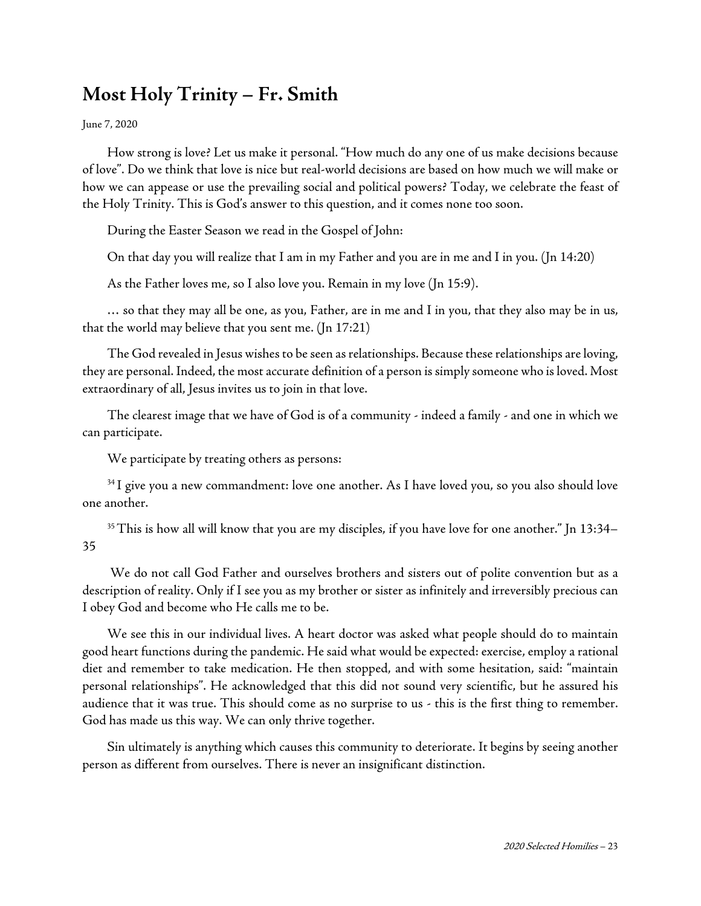## Most Holy Trinity – Fr. Smith

June 7, 2020

How strong is love? Let us make it personal. "How much do any one of us make decisions because of love". Do we think that love is nice but real-world decisions are based on how much we will make or how we can appease or use the prevailing social and political powers? Today, we celebrate the feast of the Holy Trinity. This is God's answer to this question, and it comes none too soon.

During the Easter Season we read in the Gospel of John:

On that day you will realize that I am in my Father and you are in me and I in you. (Jn 14:20)

As the Father loves me, so I also love you. Remain in my love (Jn 15:9).

… so that they may all be one, as you, Father, are in me and I in you, that they also may be in us, that the world may believe that you sent me. (Jn 17:21)

The God revealed in Jesus wishes to be seen as relationships. Because these relationships are loving, they are personal. Indeed, the most accurate definition of a person is simply someone who is loved. Most extraordinary of all, Jesus invites us to join in that love.

The clearest image that we have of God is of a community - indeed a family - and one in which we can participate.

We participate by treating others as persons:

[34] I give you a new commandment: love one another. As I have loved you, so you also should love one another.

[35] This is how all will know that you are my disciples, if you have love for one another." Jn 13:34–35

We do not call God Father and ourselves brothers and sisters out of polite convention but as a description of reality. Only if I see you as my brother or sister as infinitely and irreversibly precious can I obey God and become who He calls me to be.

We see this in our individual lives. A heart doctor was asked what people should do to maintain good heart functions during the pandemic. He said what would be expected: exercise, employ a rational diet and remember to take medication. He then stopped, and with some hesitation, said: "maintain personal relationships". He acknowledged that this did not sound very scientific, but he assured his audience that it was true. This should come as no surprise to us - this is the first thing to remember. God has made us this way. We can only thrive together.

Sin ultimately is anything which causes this community to deteriorate. It begins by seeing another person as different from ourselves. There is never an insignificant distinction.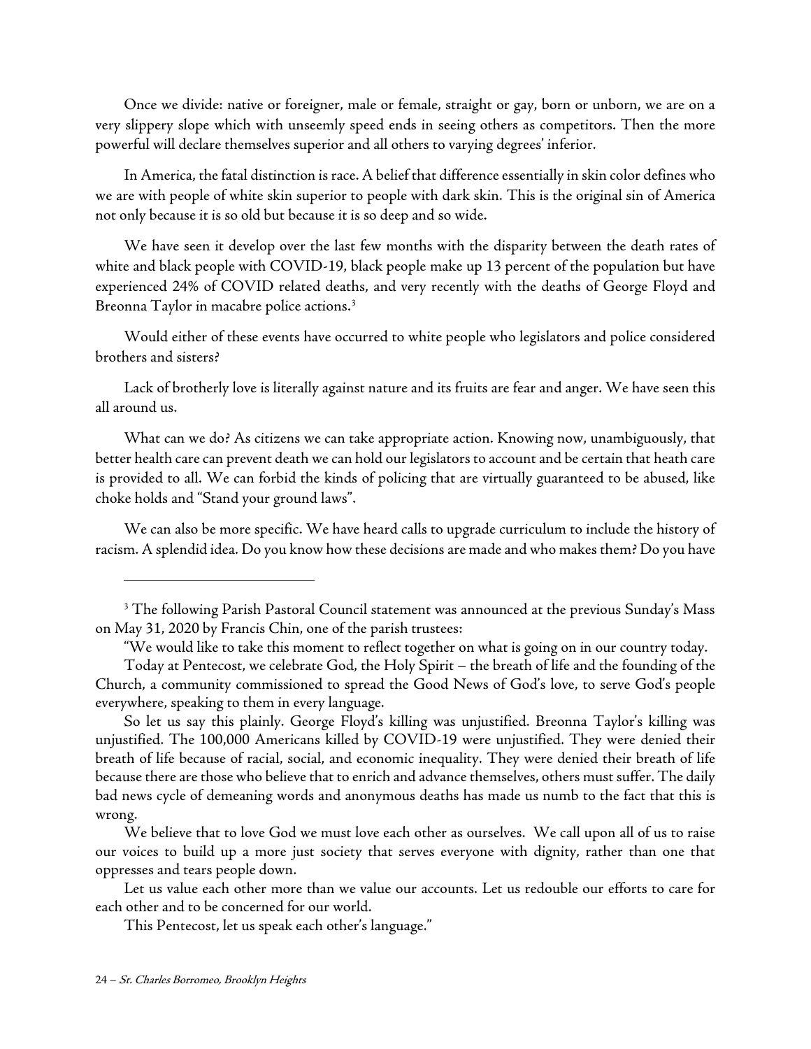Once we divide: native or foreigner, male or female, straight or gay, born or unborn, we are on a very slippery slope which with unseemly speed ends in seeing others as competitors. Then the more powerful will declare themselves superior and all others to varying degrees' inferior.

In America, the fatal distinction is race. A belief that difference essentially in skin color defines who we are with people of white skin superior to people with dark skin. This is the original sin of America not only because it is so old but because it is so deep and so wide.

We have seen it develop over the last few months with the disparity between the death rates of white and black people with COVID-19, black people make up 13 percent of the population but have experienced 24% of COVID related deaths, and very recently with the deaths of George Floyd and Breonna Taylor in macabre police actions.[3]

Would either of these events have occurred to white people who legislators and police considered brothers and sisters?

Lack of brotherly love is literally against nature and its fruits are fear and anger. We have seen this all around us.

What can we do? As citizens we can take appropriate action. Knowing now, unambiguously, that better health care can prevent death we can hold our legislators to account and be certain that heath care is provided to all. We can forbid the kinds of policing that are virtually guaranteed to be abused, like choke holds and "Stand your ground laws".

We can also be more specific. We have heard calls to upgrade curriculum to include the history of racism. A splendid idea. Do you know how these decisions are made and who makes them? Do you have

---

[3] The following Parish Pastoral Council statement was announced at the previous Sunday's Mass on May 31, 2020 by Francis Chin, one of the parish trustees:

"We would like to take this moment to reflect together on what is going on in our country today.

Today at Pentecost, we celebrate God, the Holy Spirit – the breath of life and the founding of the Church, a community commissioned to spread the Good News of God's love, to serve God's people everywhere, speaking to them in every language.

So let us say this plainly. George Floyd's killing was unjustified. Breonna Taylor's killing was unjustified. The 100,000 Americans killed by COVID-19 were unjustified. They were denied their breath of life because of racial, social, and economic inequality. They were denied their breath of life because there are those who believe that to enrich and advance themselves, others must suffer. The daily bad news cycle of demeaning words and anonymous deaths has made us numb to the fact that this is wrong.

We believe that to love God we must love each other as ourselves. We call upon all of us to raise our voices to build up a more just society that serves everyone with dignity, rather than one that oppresses and tears people down.

Let us value each other more than we value our accounts. Let us redouble our efforts to care for each other and to be concerned for our world.

This Pentecost, let us speak each other's language."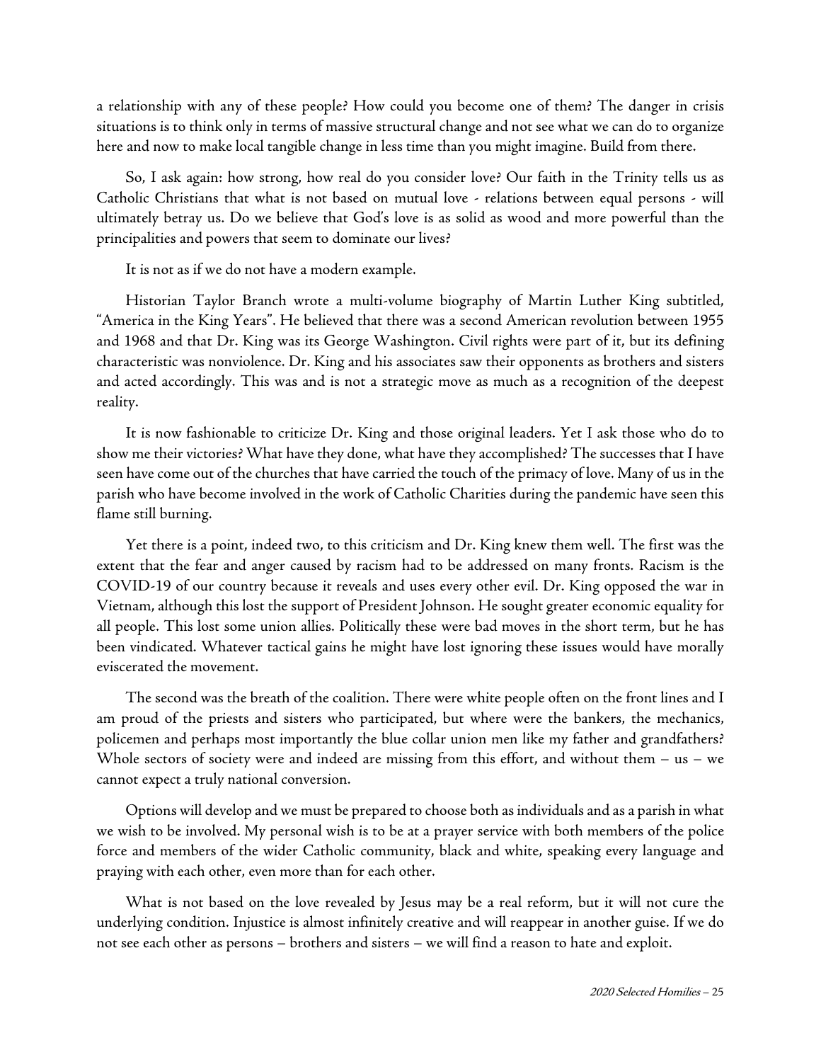a relationship with any of these people? How could you become one of them? The danger in crisis situations is to think only in terms of massive structural change and not see what we can do to organize here and now to make local tangible change in less time than you might imagine. Build from there.

So, I ask again: how strong, how real do you consider love? Our faith in the Trinity tells us as Catholic Christians that what is not based on mutual love - relations between equal persons - will ultimately betray us. Do we believe that God's love is as solid as wood and more powerful than the principalities and powers that seem to dominate our lives?

It is not as if we do not have a modern example.

Historian Taylor Branch wrote a multi-volume biography of Martin Luther King subtitled, "America in the King Years". He believed that there was a second American revolution between 1955 and 1968 and that Dr. King was its George Washington. Civil rights were part of it, but its defining characteristic was nonviolence. Dr. King and his associates saw their opponents as brothers and sisters and acted accordingly. This was and is not a strategic move as much as a recognition of the deepest reality.

It is now fashionable to criticize Dr. King and those original leaders. Yet I ask those who do to show me their victories? What have they done, what have they accomplished? The successes that I have seen have come out of the churches that have carried the touch of the primacy of love. Many of us in the parish who have become involved in the work of Catholic Charities during the pandemic have seen this flame still burning.

Yet there is a point, indeed two, to this criticism and Dr. King knew them well. The first was the extent that the fear and anger caused by racism had to be addressed on many fronts. Racism is the COVID-19 of our country because it reveals and uses every other evil. Dr. King opposed the war in Vietnam, although this lost the support of President Johnson. He sought greater economic equality for all people. This lost some union allies. Politically these were bad moves in the short term, but he has been vindicated. Whatever tactical gains he might have lost ignoring these issues would have morally eviscerated the movement.

The second was the breath of the coalition. There were white people often on the front lines and I am proud of the priests and sisters who participated, but where were the bankers, the mechanics, policemen and perhaps most importantly the blue collar union men like my father and grandfathers? Whole sectors of society were and indeed are missing from this effort, and without them – us – we cannot expect a truly national conversion.

Options will develop and we must be prepared to choose both as individuals and as a parish in what we wish to be involved. My personal wish is to be at a prayer service with both members of the police force and members of the wider Catholic community, black and white, speaking every language and praying with each other, even more than for each other.

What is not based on the love revealed by Jesus may be a real reform, but it will not cure the underlying condition. Injustice is almost infinitely creative and will reappear in another guise. If we do not see each other as persons – brothers and sisters – we will find a reason to hate and exploit.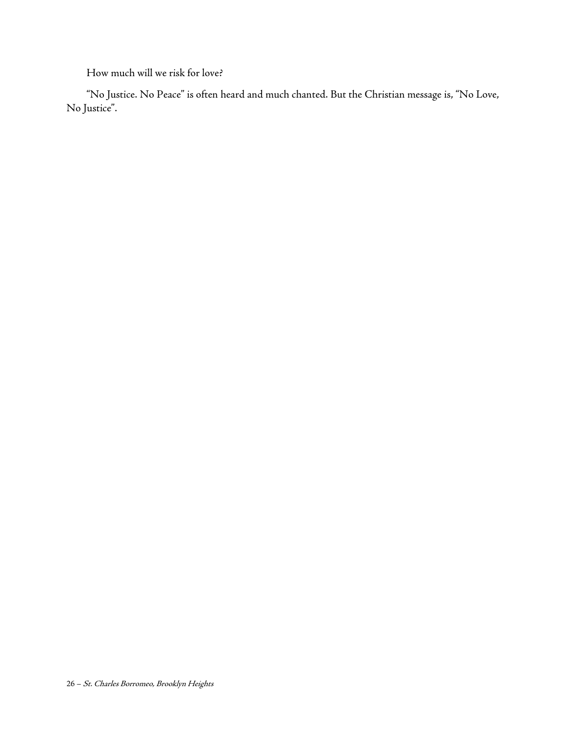How much will we risk for love?

"No Justice. No Peace" is often heard and much chanted. But the Christian message is, "No Love, No Justice".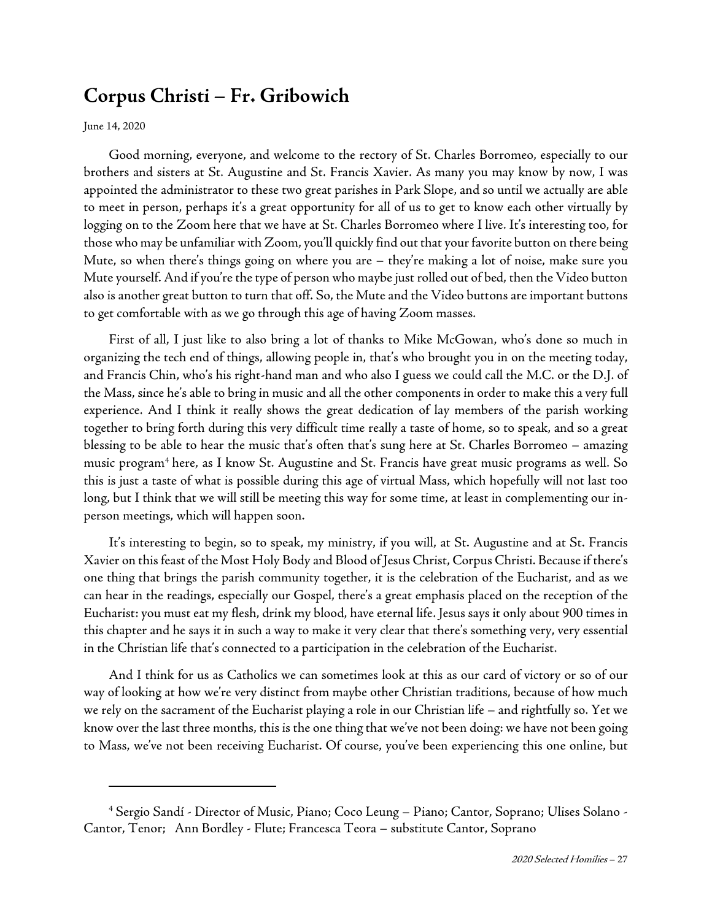## Corpus Christi – Fr. Gribowich

June 14, 2020

Good morning, everyone, and welcome to the rectory of St. Charles Borromeo, especially to our brothers and sisters at St. Augustine and St. Francis Xavier. As many you may know by now, I was appointed the administrator to these two great parishes in Park Slope, and so until we actually are able to meet in person, perhaps it's a great opportunity for all of us to get to know each other virtually by logging on to the Zoom here that we have at St. Charles Borromeo where I live. It's interesting too, for those who may be unfamiliar with Zoom, you'll quickly find out that your favorite button on there being Mute, so when there's things going on where you are – they're making a lot of noise, make sure you Mute yourself. And if you're the type of person who maybe just rolled out of bed, then the Video button also is another great button to turn that off. So, the Mute and the Video buttons are important buttons to get comfortable with as we go through this age of having Zoom masses.

First of all, I just like to also bring a lot of thanks to Mike McGowan, who's done so much in organizing the tech end of things, allowing people in, that's who brought you in on the meeting today, and Francis Chin, who's his right-hand man and who also I guess we could call the M.C. or the D.J. of the Mass, since he's able to bring in music and all the other components in order to make this a very full experience. And I think it really shows the great dedication of lay members of the parish working together to bring forth during this very difficult time really a taste of home, so to speak, and so a great blessing to be able to hear the music that's often that's sung here at St. Charles Borromeo – amazing music program[4] here, as I know St. Augustine and St. Francis have great music programs as well. So this is just a taste of what is possible during this age of virtual Mass, which hopefully will not last too long, but I think that we will still be meeting this way for some time, at least in complementing our in-person meetings, which will happen soon.

It's interesting to begin, so to speak, my ministry, if you will, at St. Augustine and at St. Francis Xavier on this feast of the Most Holy Body and Blood of Jesus Christ, Corpus Christi. Because if there's one thing that brings the parish community together, it is the celebration of the Eucharist, and as we can hear in the readings, especially our Gospel, there's a great emphasis placed on the reception of the Eucharist: you must eat my flesh, drink my blood, have eternal life. Jesus says it only about 900 times in this chapter and he says it in such a way to make it very clear that there's something very, very essential in the Christian life that's connected to a participation in the celebration of the Eucharist.

And I think for us as Catholics we can sometimes look at this as our card of victory or so of our way of looking at how we're very distinct from maybe other Christian traditions, because of how much we rely on the sacrament of the Eucharist playing a role in our Christian life – and rightfully so. Yet we know over the last three months, this is the one thing that we've not been doing: we have not been going to Mass, we've not been receiving Eucharist. Of course, you've been experiencing this one online, but

---

[4] Sergio Sandí - Director of Music, Piano; Coco Leung – Piano; Cantor, Soprano; Ulises Solano - Cantor, Tenor; Ann Bordley - Flute; Francesca Teora – substitute Cantor, Soprano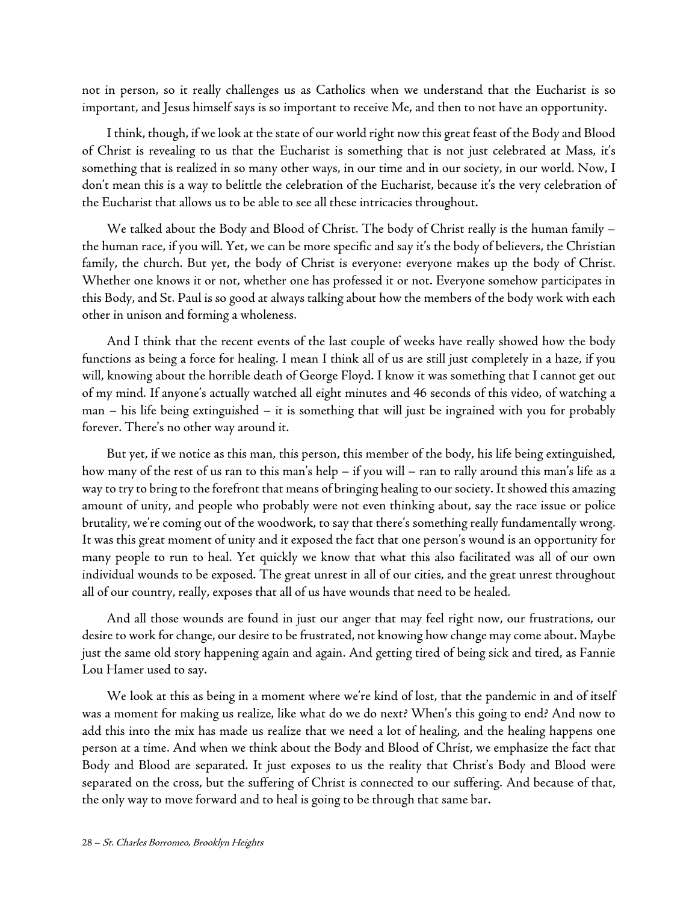not in person, so it really challenges us as Catholics when we understand that the Eucharist is so important, and Jesus himself says is so important to receive Me, and then to not have an opportunity.

I think, though, if we look at the state of our world right now this great feast of the Body and Blood of Christ is revealing to us that the Eucharist is something that is not just celebrated at Mass, it's something that is realized in so many other ways, in our time and in our society, in our world. Now, I don't mean this is a way to belittle the celebration of the Eucharist, because it's the very celebration of the Eucharist that allows us to be able to see all these intricacies throughout.

We talked about the Body and Blood of Christ. The body of Christ really is the human family – the human race, if you will. Yet, we can be more specific and say it's the body of believers, the Christian family, the church. But yet, the body of Christ is everyone: everyone makes up the body of Christ. Whether one knows it or not, whether one has professed it or not. Everyone somehow participates in this Body, and St. Paul is so good at always talking about how the members of the body work with each other in unison and forming a wholeness.

And I think that the recent events of the last couple of weeks have really showed how the body functions as being a force for healing. I mean I think all of us are still just completely in a haze, if you will, knowing about the horrible death of George Floyd. I know it was something that I cannot get out of my mind. If anyone's actually watched all eight minutes and 46 seconds of this video, of watching a man – his life being extinguished – it is something that will just be ingrained with you for probably forever. There's no other way around it.

But yet, if we notice as this man, this person, this member of the body, his life being extinguished, how many of the rest of us ran to this man's help – if you will – ran to rally around this man's life as a way to try to bring to the forefront that means of bringing healing to our society. It showed this amazing amount of unity, and people who probably were not even thinking about, say the race issue or police brutality, we're coming out of the woodwork, to say that there's something really fundamentally wrong. It was this great moment of unity and it exposed the fact that one person's wound is an opportunity for many people to run to heal. Yet quickly we know that what this also facilitated was all of our own individual wounds to be exposed. The great unrest in all of our cities, and the great unrest throughout all of our country, really, exposes that all of us have wounds that need to be healed.

And all those wounds are found in just our anger that may feel right now, our frustrations, our desire to work for change, our desire to be frustrated, not knowing how change may come about. Maybe just the same old story happening again and again. And getting tired of being sick and tired, as Fannie Lou Hamer used to say.

We look at this as being in a moment where we're kind of lost, that the pandemic in and of itself was a moment for making us realize, like what do we do next? When's this going to end? And now to add this into the mix has made us realize that we need a lot of healing, and the healing happens one person at a time. And when we think about the Body and Blood of Christ, we emphasize the fact that Body and Blood are separated. It just exposes to us the reality that Christ's Body and Blood were separated on the cross, but the suffering of Christ is connected to our suffering. And because of that, the only way to move forward and to heal is going to be through that same bar.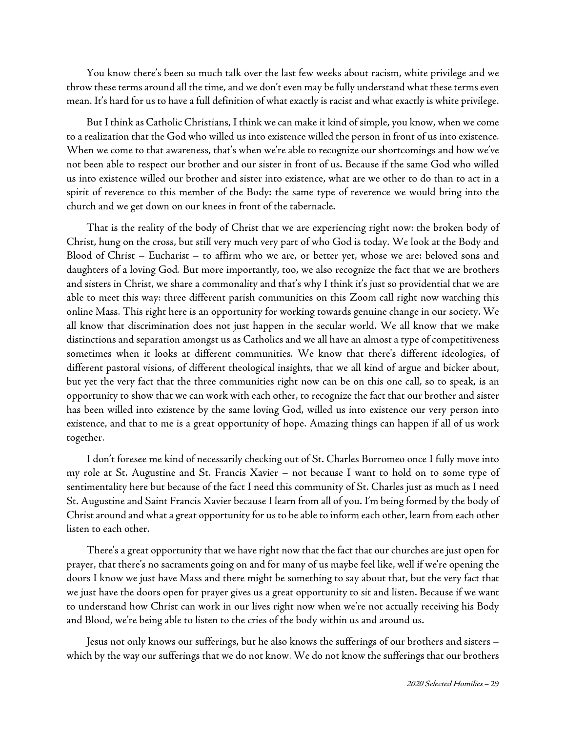You know there's been so much talk over the last few weeks about racism, white privilege and we throw these terms around all the time, and we don't even may be fully understand what these terms even mean. It's hard for us to have a full definition of what exactly is racist and what exactly is white privilege.

But I think as Catholic Christians, I think we can make it kind of simple, you know, when we come to a realization that the God who willed us into existence willed the person in front of us into existence. When we come to that awareness, that's when we're able to recognize our shortcomings and how we've not been able to respect our brother and our sister in front of us. Because if the same God who willed us into existence willed our brother and sister into existence, what are we other to do than to act in a spirit of reverence to this member of the Body: the same type of reverence we would bring into the church and we get down on our knees in front of the tabernacle.

That is the reality of the body of Christ that we are experiencing right now: the broken body of Christ, hung on the cross, but still very much very part of who God is today. We look at the Body and Blood of Christ – Eucharist – to affirm who we are, or better yet, whose we are: beloved sons and daughters of a loving God. But more importantly, too, we also recognize the fact that we are brothers and sisters in Christ, we share a commonality and that's why I think it's just so providential that we are able to meet this way: three different parish communities on this Zoom call right now watching this online Mass. This right here is an opportunity for working towards genuine change in our society. We all know that discrimination does not just happen in the secular world. We all know that we make distinctions and separation amongst us as Catholics and we all have an almost a type of competitiveness sometimes when it looks at different communities. We know that there's different ideologies, of different pastoral visions, of different theological insights, that we all kind of argue and bicker about, but yet the very fact that the three communities right now can be on this one call, so to speak, is an opportunity to show that we can work with each other, to recognize the fact that our brother and sister has been willed into existence by the same loving God, willed us into existence our very person into existence, and that to me is a great opportunity of hope. Amazing things can happen if all of us work together.

I don't foresee me kind of necessarily checking out of St. Charles Borromeo once I fully move into my role at St. Augustine and St. Francis Xavier – not because I want to hold on to some type of sentimentality here but because of the fact I need this community of St. Charles just as much as I need St. Augustine and Saint Francis Xavier because I learn from all of you. I'm being formed by the body of Christ around and what a great opportunity for us to be able to inform each other, learn from each other listen to each other.

There's a great opportunity that we have right now that the fact that our churches are just open for prayer, that there's no sacraments going on and for many of us maybe feel like, well if we're opening the doors I know we just have Mass and there might be something to say about that, but the very fact that we just have the doors open for prayer gives us a great opportunity to sit and listen. Because if we want to understand how Christ can work in our lives right now when we're not actually receiving his Body and Blood, we're being able to listen to the cries of the body within us and around us.

Jesus not only knows our sufferings, but he also knows the sufferings of our brothers and sisters – which by the way our sufferings that we do not know. We do not know the sufferings that our brothers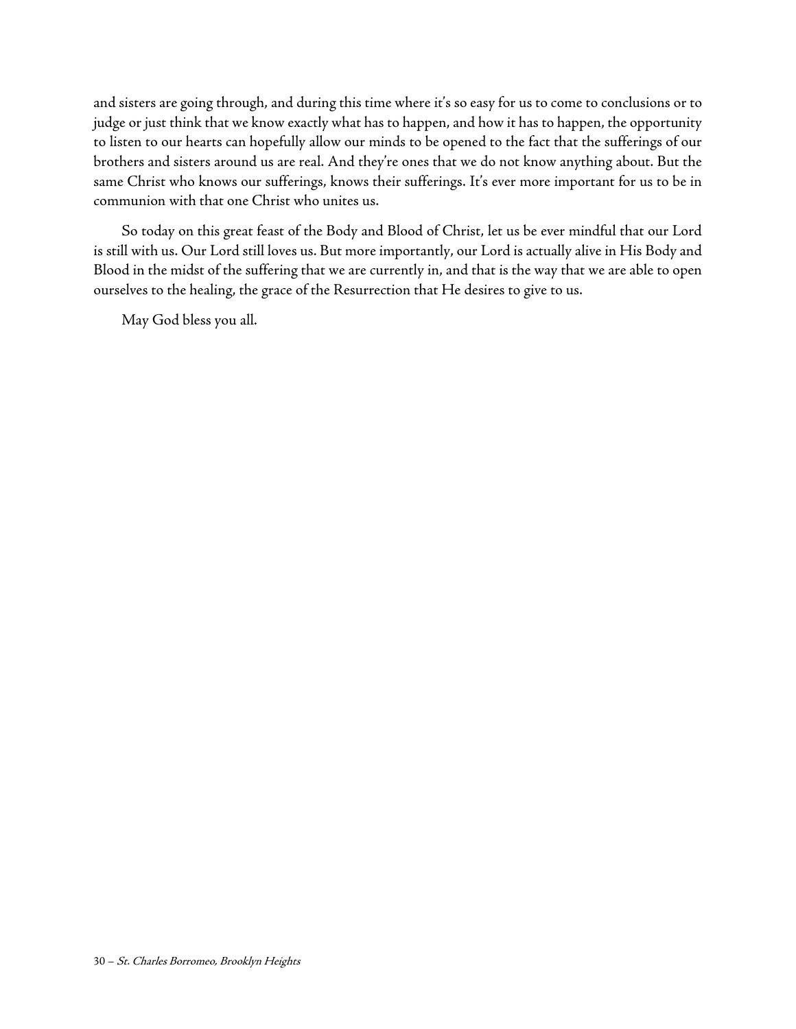and sisters are going through, and during this time where it's so easy for us to come to conclusions or to judge or just think that we know exactly what has to happen, and how it has to happen, the opportunity to listen to our hearts can hopefully allow our minds to be opened to the fact that the sufferings of our brothers and sisters around us are real. And they're ones that we do not know anything about. But the same Christ who knows our sufferings, knows their sufferings. It's ever more important for us to be in communion with that one Christ who unites us.

So today on this great feast of the Body and Blood of Christ, let us be ever mindful that our Lord is still with us. Our Lord still loves us. But more importantly, our Lord is actually alive in His Body and Blood in the midst of the suffering that we are currently in, and that is the way that we are able to open ourselves to the healing, the grace of the Resurrection that He desires to give to us.

May God bless you all.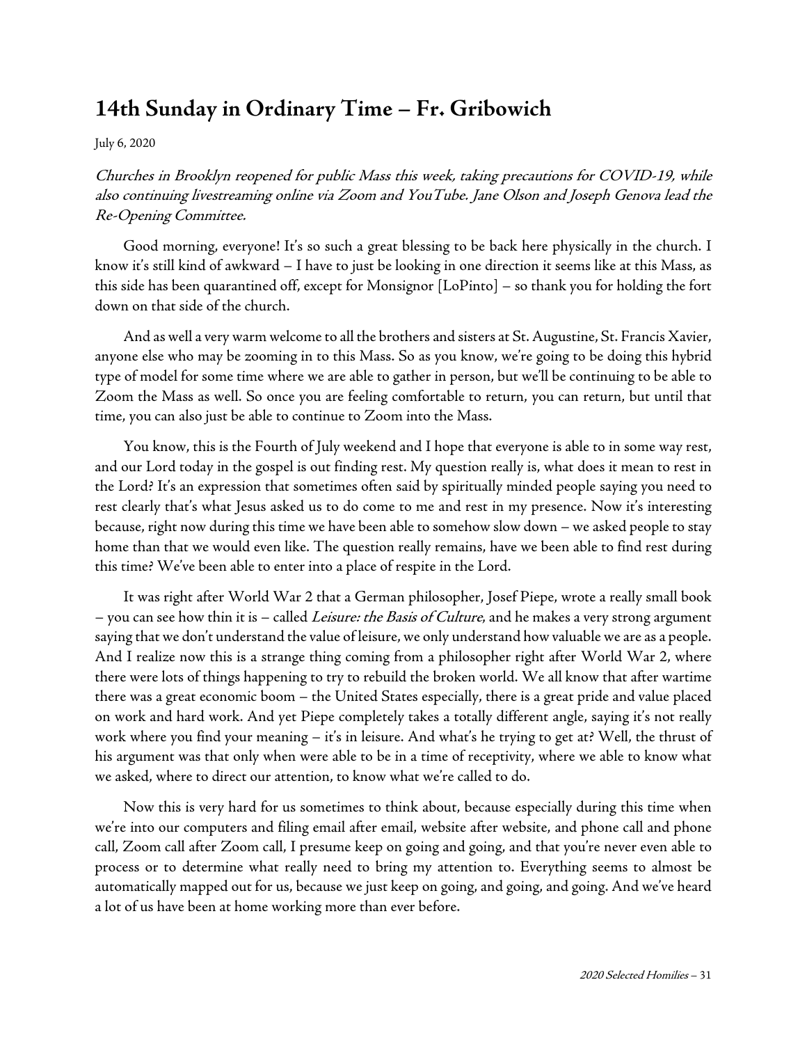## 14th Sunday in Ordinary Time – Fr. Gribowich

July 6, 2020

*Churches in Brooklyn reopened for public Mass this week, taking precautions for COVID-19, while also continuing livestreaming online via Zoom and YouTube. Jane Olson and Joseph Genova lead the Re-Opening Committee.*

Good morning, everyone! It's so such a great blessing to be back here physically in the church. I know it's still kind of awkward – I have to just be looking in one direction it seems like at this Mass, as this side has been quarantined off, except for Monsignor [LoPinto] – so thank you for holding the fort down on that side of the church.

And as well a very warm welcome to all the brothers and sisters at St. Augustine, St. Francis Xavier, anyone else who may be zooming in to this Mass. So as you know, we're going to be doing this hybrid type of model for some time where we are able to gather in person, but we'll be continuing to be able to Zoom the Mass as well. So once you are feeling comfortable to return, you can return, but until that time, you can also just be able to continue to Zoom into the Mass.

You know, this is the Fourth of July weekend and I hope that everyone is able to in some way rest, and our Lord today in the gospel is out finding rest. My question really is, what does it mean to rest in the Lord? It's an expression that sometimes often said by spiritually minded people saying you need to rest clearly that's what Jesus asked us to do come to me and rest in my presence. Now it's interesting because, right now during this time we have been able to somehow slow down – we asked people to stay home than that we would even like. The question really remains, have we been able to find rest during this time? We've been able to enter into a place of respite in the Lord.

It was right after World War 2 that a German philosopher, Josef Piepe, wrote a really small book – you can see how thin it is – called *Leisure: the Basis of Culture*, and he makes a very strong argument saying that we don't understand the value of leisure, we only understand how valuable we are as a people. And I realize now this is a strange thing coming from a philosopher right after World War 2, where there were lots of things happening to try to rebuild the broken world. We all know that after wartime there was a great economic boom – the United States especially, there is a great pride and value placed on work and hard work. And yet Piepe completely takes a totally different angle, saying it's not really work where you find your meaning – it's in leisure. And what's he trying to get at? Well, the thrust of his argument was that only when were able to be in a time of receptivity, where we able to know what we asked, where to direct our attention, to know what we're called to do.

Now this is very hard for us sometimes to think about, because especially during this time when we're into our computers and filing email after email, website after website, and phone call and phone call, Zoom call after Zoom call, I presume keep on going and going, and that you're never even able to process or to determine what really need to bring my attention to. Everything seems to almost be automatically mapped out for us, because we just keep on going, and going, and going. And we've heard a lot of us have been at home working more than ever before.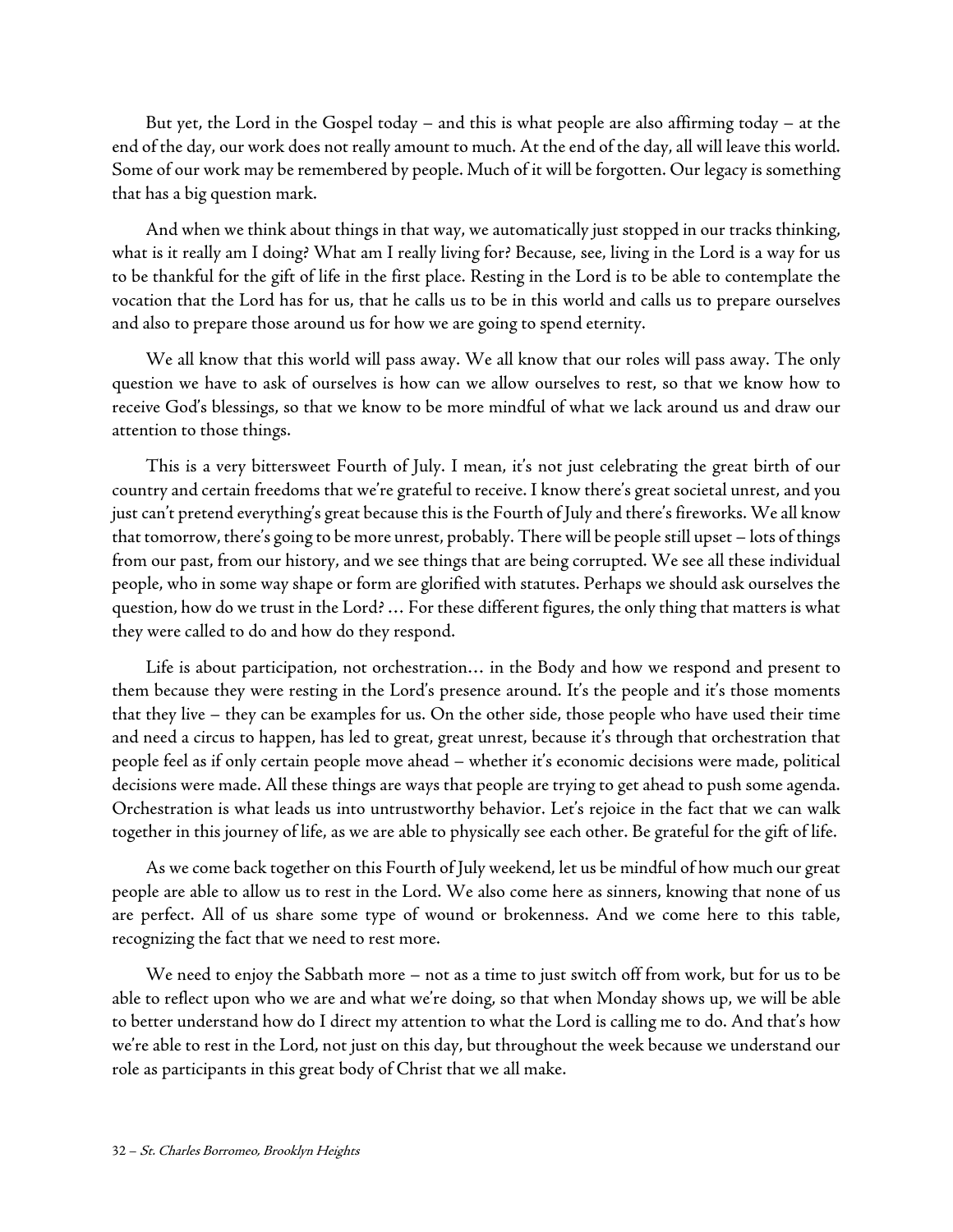But yet, the Lord in the Gospel today – and this is what people are also affirming today – at the end of the day, our work does not really amount to much. At the end of the day, all will leave this world. Some of our work may be remembered by people. Much of it will be forgotten. Our legacy is something that has a big question mark.

And when we think about things in that way, we automatically just stopped in our tracks thinking, what is it really am I doing? What am I really living for? Because, see, living in the Lord is a way for us to be thankful for the gift of life in the first place. Resting in the Lord is to be able to contemplate the vocation that the Lord has for us, that he calls us to be in this world and calls us to prepare ourselves and also to prepare those around us for how we are going to spend eternity.

We all know that this world will pass away. We all know that our roles will pass away. The only question we have to ask of ourselves is how can we allow ourselves to rest, so that we know how to receive God's blessings, so that we know to be more mindful of what we lack around us and draw our attention to those things.

This is a very bittersweet Fourth of July. I mean, it's not just celebrating the great birth of our country and certain freedoms that we're grateful to receive. I know there's great societal unrest, and you just can't pretend everything's great because this is the Fourth of July and there's fireworks. We all know that tomorrow, there's going to be more unrest, probably. There will be people still upset – lots of things from our past, from our history, and we see things that are being corrupted. We see all these individual people, who in some way shape or form are glorified with statutes. Perhaps we should ask ourselves the question, how do we trust in the Lord? … For these different figures, the only thing that matters is what they were called to do and how do they respond.

Life is about participation, not orchestration… in the Body and how we respond and present to them because they were resting in the Lord's presence around. It's the people and it's those moments that they live – they can be examples for us. On the other side, those people who have used their time and need a circus to happen, has led to great, great unrest, because it's through that orchestration that people feel as if only certain people move ahead – whether it's economic decisions were made, political decisions were made. All these things are ways that people are trying to get ahead to push some agenda. Orchestration is what leads us into untrustworthy behavior. Let's rejoice in the fact that we can walk together in this journey of life, as we are able to physically see each other. Be grateful for the gift of life.

As we come back together on this Fourth of July weekend, let us be mindful of how much our great people are able to allow us to rest in the Lord. We also come here as sinners, knowing that none of us are perfect. All of us share some type of wound or brokenness. And we come here to this table, recognizing the fact that we need to rest more.

We need to enjoy the Sabbath more – not as a time to just switch off from work, but for us to be able to reflect upon who we are and what we're doing, so that when Monday shows up, we will be able to better understand how do I direct my attention to what the Lord is calling me to do. And that's how we're able to rest in the Lord, not just on this day, but throughout the week because we understand our role as participants in this great body of Christ that we all make.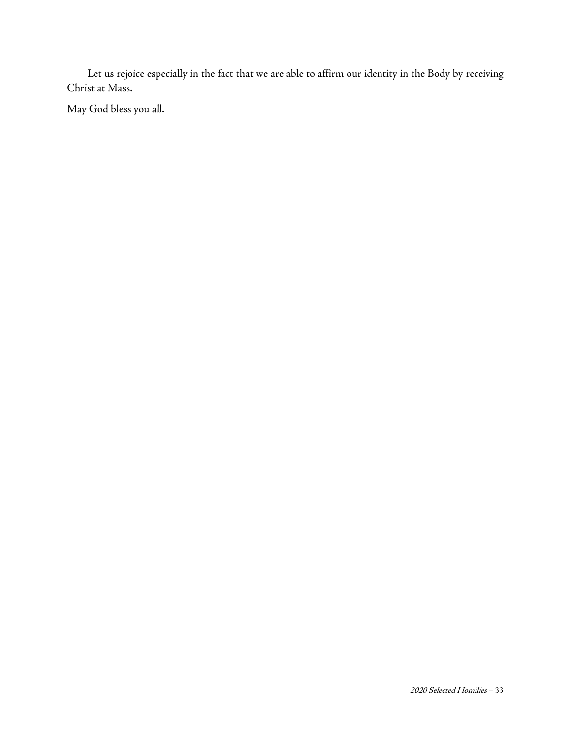Let us rejoice especially in the fact that we are able to affirm our identity in the Body by receiving Christ at Mass.

May God bless you all.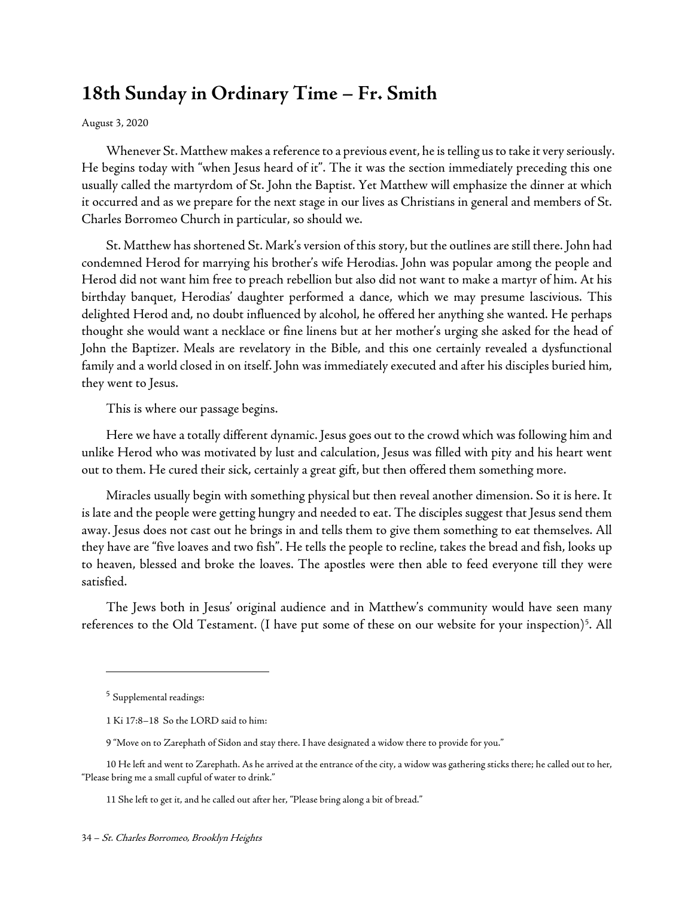## 18th Sunday in Ordinary Time – Fr. Smith

August 3, 2020

Whenever St. Matthew makes a reference to a previous event, he is telling us to take it very seriously. He begins today with "when Jesus heard of it". The it was the section immediately preceding this one usually called the martyrdom of St. John the Baptist. Yet Matthew will emphasize the dinner at which it occurred and as we prepare for the next stage in our lives as Christians in general and members of St. Charles Borromeo Church in particular, so should we.

St. Matthew has shortened St. Mark's version of this story, but the outlines are still there. John had condemned Herod for marrying his brother's wife Herodias. John was popular among the people and Herod did not want him free to preach rebellion but also did not want to make a martyr of him. At his birthday banquet, Herodias' daughter performed a dance, which we may presume lascivious. This delighted Herod and, no doubt influenced by alcohol, he offered her anything she wanted. He perhaps thought she would want a necklace or fine linens but at her mother's urging she asked for the head of John the Baptizer. Meals are revelatory in the Bible, and this one certainly revealed a dysfunctional family and a world closed in on itself. John was immediately executed and after his disciples buried him, they went to Jesus.

This is where our passage begins.

Here we have a totally different dynamic. Jesus goes out to the crowd which was following him and unlike Herod who was motivated by lust and calculation, Jesus was filled with pity and his heart went out to them. He cured their sick, certainly a great gift, but then offered them something more.

Miracles usually begin with something physical but then reveal another dimension. So it is here. It is late and the people were getting hungry and needed to eat. The disciples suggest that Jesus send them away. Jesus does not cast out he brings in and tells them to give them something to eat themselves. All they have are "five loaves and two fish". He tells the people to recline, takes the bread and fish, looks up to heaven, blessed and broke the loaves. The apostles were then able to feed everyone till they were satisfied.

The Jews both in Jesus' original audience and in Matthew's community would have seen many references to the Old Testament. (I have put some of these on our website for your inspection)[5]. All

---

[5] Supplemental readings:

1 Ki 17:8–18 So the LORD said to him:

9 "Move on to Zarephath of Sidon and stay there. I have designated a widow there to provide for you."

10 He left and went to Zarephath. As he arrived at the entrance of the city, a widow was gathering sticks there; he called out to her, "Please bring me a small cupful of water to drink."

11 She left to get it, and he called out after her, "Please bring along a bit of bread."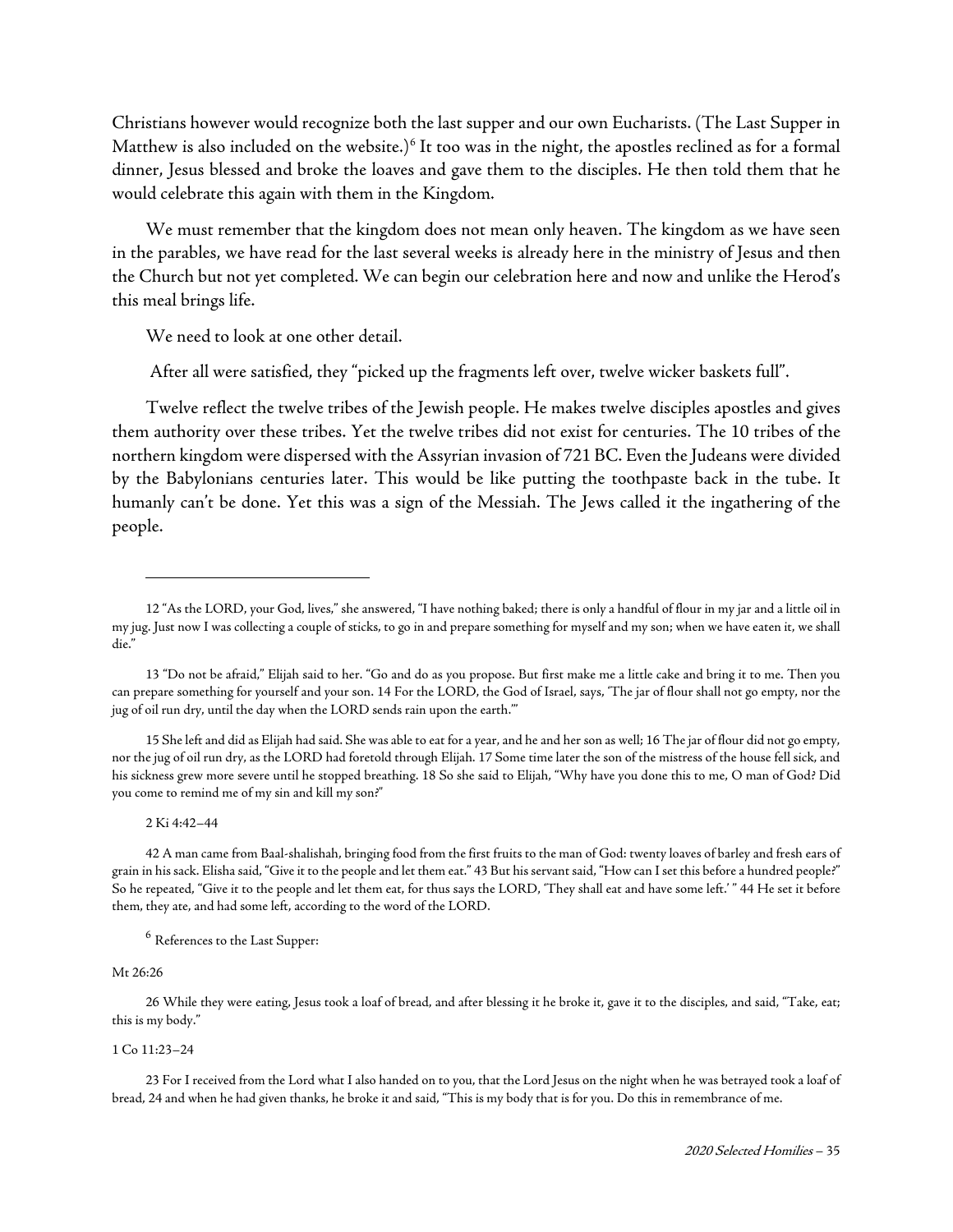Christians however would recognize both the last supper and our own Eucharists. (The Last Supper in Matthew is also included on the website.)[6] It too was in the night, the apostles reclined as for a formal dinner, Jesus blessed and broke the loaves and gave them to the disciples. He then told them that he would celebrate this again with them in the Kingdom.

We must remember that the kingdom does not mean only heaven. The kingdom as we have seen in the parables, we have read for the last several weeks is already here in the ministry of Jesus and then the Church but not yet completed. We can begin our celebration here and now and unlike the Herod's this meal brings life.

We need to look at one other detail.

After all were satisfied, they "picked up the fragments left over, twelve wicker baskets full".

Twelve reflect the twelve tribes of the Jewish people. He makes twelve disciples apostles and gives them authority over these tribes. Yet the twelve tribes did not exist for centuries. The 10 tribes of the northern kingdom were dispersed with the Assyrian invasion of 721 BC. Even the Judeans were divided by the Babylonians centuries later. This would be like putting the toothpaste back in the tube. It humanly can't be done. Yet this was a sign of the Messiah. The Jews called it the ingathering of the people.

---

12 "As the LORD, your God, lives," she answered, "I have nothing baked; there is only a handful of flour in my jar and a little oil in my jug. Just now I was collecting a couple of sticks, to go in and prepare something for myself and my son; when we have eaten it, we shall die."

13 "Do not be afraid," Elijah said to her. "Go and do as you propose. But first make me a little cake and bring it to me. Then you can prepare something for yourself and your son. 14 For the LORD, the God of Israel, says, 'The jar of flour shall not go empty, nor the jug of oil run dry, until the day when the LORD sends rain upon the earth.'"

15 She left and did as Elijah had said. She was able to eat for a year, and he and her son as well; 16 The jar of flour did not go empty, nor the jug of oil run dry, as the LORD had foretold through Elijah. 17 Some time later the son of the mistress of the house fell sick, and his sickness grew more severe until he stopped breathing. 18 So she said to Elijah, "Why have you done this to me, O man of God? Did you come to remind me of my sin and kill my son?"

2 Ki 4:42–44

42 A man came from Baal-shalishah, bringing food from the first fruits to the man of God: twenty loaves of barley and fresh ears of grain in his sack. Elisha said, "Give it to the people and let them eat." 43 But his servant said, "How can I set this before a hundred people?" So he repeated, "Give it to the people and let them eat, for thus says the LORD, 'They shall eat and have some left.' " 44 He set it before them, they ate, and had some left, according to the word of the LORD.

[6] References to the Last Supper:

Mt 26:26

26 While they were eating, Jesus took a loaf of bread, and after blessing it he broke it, gave it to the disciples, and said, "Take, eat; this is my body."

1 Co 11:23–24

23 For I received from the Lord what I also handed on to you, that the Lord Jesus on the night when he was betrayed took a loaf of bread, 24 and when he had given thanks, he broke it and said, "This is my body that is for you. Do this in remembrance of me.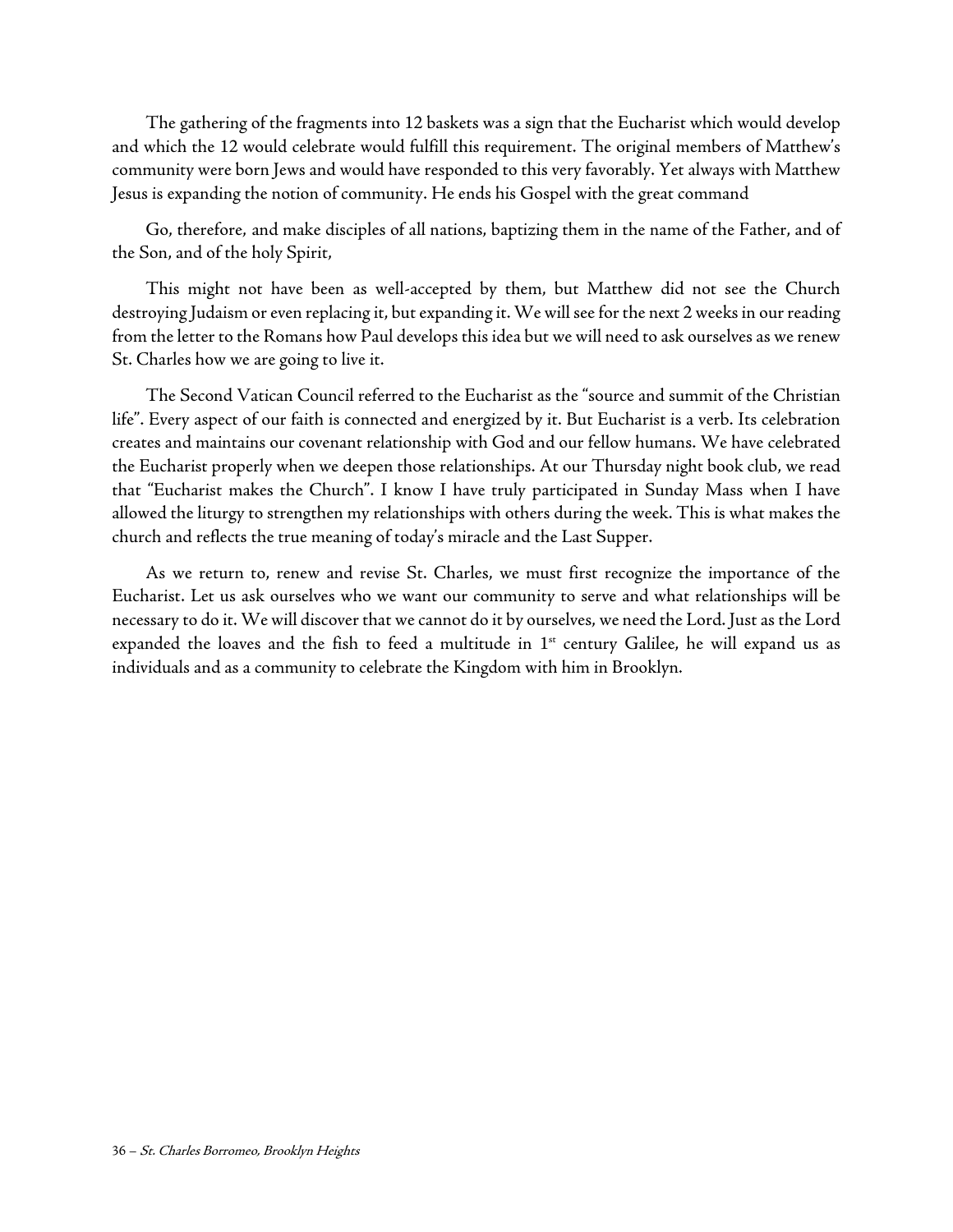The gathering of the fragments into 12 baskets was a sign that the Eucharist which would develop and which the 12 would celebrate would fulfill this requirement. The original members of Matthew's community were born Jews and would have responded to this very favorably. Yet always with Matthew Jesus is expanding the notion of community. He ends his Gospel with the great command

Go, therefore, and make disciples of all nations, baptizing them in the name of the Father, and of the Son, and of the holy Spirit,

This might not have been as well-accepted by them, but Matthew did not see the Church destroying Judaism or even replacing it, but expanding it. We will see for the next 2 weeks in our reading from the letter to the Romans how Paul develops this idea but we will need to ask ourselves as we renew St. Charles how we are going to live it.

The Second Vatican Council referred to the Eucharist as the "source and summit of the Christian life". Every aspect of our faith is connected and energized by it. But Eucharist is a verb. Its celebration creates and maintains our covenant relationship with God and our fellow humans. We have celebrated the Eucharist properly when we deepen those relationships. At our Thursday night book club, we read that "Eucharist makes the Church". I know I have truly participated in Sunday Mass when I have allowed the liturgy to strengthen my relationships with others during the week. This is what makes the church and reflects the true meaning of today's miracle and the Last Supper.

As we return to, renew and revise St. Charles, we must first recognize the importance of the Eucharist. Let us ask ourselves who we want our community to serve and what relationships will be necessary to do it. We will discover that we cannot do it by ourselves, we need the Lord. Just as the Lord expanded the loaves and the fish to feed a multitude in 1st century Galilee, he will expand us as individuals and as a community to celebrate the Kingdom with him in Brooklyn.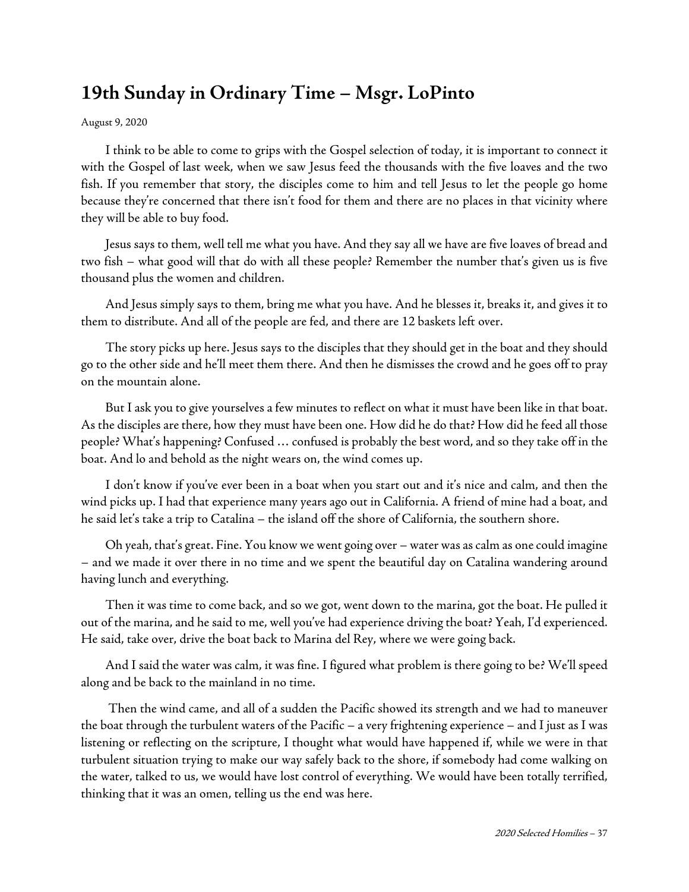## 19th Sunday in Ordinary Time – Msgr. LoPinto

August 9, 2020

I think to be able to come to grips with the Gospel selection of today, it is important to connect it with the Gospel of last week, when we saw Jesus feed the thousands with the five loaves and the two fish. If you remember that story, the disciples come to him and tell Jesus to let the people go home because they're concerned that there isn't food for them and there are no places in that vicinity where they will be able to buy food.

Jesus says to them, well tell me what you have. And they say all we have are five loaves of bread and two fish – what good will that do with all these people? Remember the number that's given us is five thousand plus the women and children.

And Jesus simply says to them, bring me what you have. And he blesses it, breaks it, and gives it to them to distribute. And all of the people are fed, and there are 12 baskets left over.

The story picks up here. Jesus says to the disciples that they should get in the boat and they should go to the other side and he'll meet them there. And then he dismisses the crowd and he goes off to pray on the mountain alone.

But I ask you to give yourselves a few minutes to reflect on what it must have been like in that boat. As the disciples are there, how they must have been one. How did he do that? How did he feed all those people? What's happening? Confused … confused is probably the best word, and so they take off in the boat. And lo and behold as the night wears on, the wind comes up.

I don't know if you've ever been in a boat when you start out and it's nice and calm, and then the wind picks up. I had that experience many years ago out in California. A friend of mine had a boat, and he said let's take a trip to Catalina – the island off the shore of California, the southern shore.

Oh yeah, that's great. Fine. You know we went going over – water was as calm as one could imagine – and we made it over there in no time and we spent the beautiful day on Catalina wandering around having lunch and everything.

Then it was time to come back, and so we got, went down to the marina, got the boat. He pulled it out of the marina, and he said to me, well you've had experience driving the boat? Yeah, I'd experienced. He said, take over, drive the boat back to Marina del Rey, where we were going back.

And I said the water was calm, it was fine. I figured what problem is there going to be? We'll speed along and be back to the mainland in no time.

Then the wind came, and all of a sudden the Pacific showed its strength and we had to maneuver the boat through the turbulent waters of the Pacific – a very frightening experience – and I just as I was listening or reflecting on the scripture, I thought what would have happened if, while we were in that turbulent situation trying to make our way safely back to the shore, if somebody had come walking on the water, talked to us, we would have lost control of everything. We would have been totally terrified, thinking that it was an omen, telling us the end was here.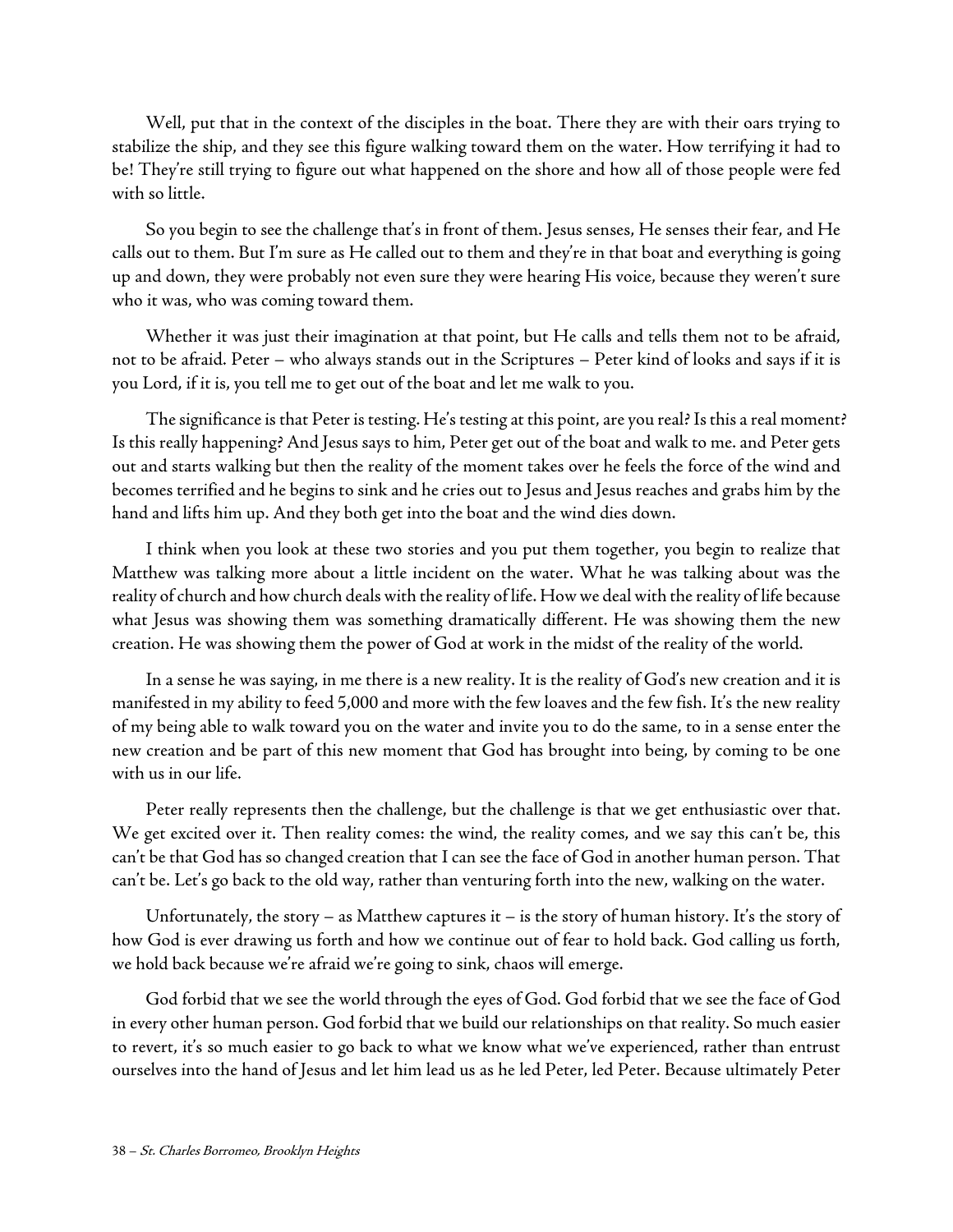Well, put that in the context of the disciples in the boat. There they are with their oars trying to stabilize the ship, and they see this figure walking toward them on the water. How terrifying it had to be! They're still trying to figure out what happened on the shore and how all of those people were fed with so little.

So you begin to see the challenge that's in front of them. Jesus senses, He senses their fear, and He calls out to them. But I'm sure as He called out to them and they're in that boat and everything is going up and down, they were probably not even sure they were hearing His voice, because they weren't sure who it was, who was coming toward them.

Whether it was just their imagination at that point, but He calls and tells them not to be afraid, not to be afraid. Peter – who always stands out in the Scriptures – Peter kind of looks and says if it is you Lord, if it is, you tell me to get out of the boat and let me walk to you.

The significance is that Peter is testing. He's testing at this point, are you real? Is this a real moment? Is this really happening? And Jesus says to him, Peter get out of the boat and walk to me. and Peter gets out and starts walking but then the reality of the moment takes over he feels the force of the wind and becomes terrified and he begins to sink and he cries out to Jesus and Jesus reaches and grabs him by the hand and lifts him up. And they both get into the boat and the wind dies down.

I think when you look at these two stories and you put them together, you begin to realize that Matthew was talking more about a little incident on the water. What he was talking about was the reality of church and how church deals with the reality of life. How we deal with the reality of life because what Jesus was showing them was something dramatically different. He was showing them the new creation. He was showing them the power of God at work in the midst of the reality of the world.

In a sense he was saying, in me there is a new reality. It is the reality of God's new creation and it is manifested in my ability to feed 5,000 and more with the few loaves and the few fish. It's the new reality of my being able to walk toward you on the water and invite you to do the same, to in a sense enter the new creation and be part of this new moment that God has brought into being, by coming to be one with us in our life.

Peter really represents then the challenge, but the challenge is that we get enthusiastic over that. We get excited over it. Then reality comes: the wind, the reality comes, and we say this can't be, this can't be that God has so changed creation that I can see the face of God in another human person. That can't be. Let's go back to the old way, rather than venturing forth into the new, walking on the water.

Unfortunately, the story – as Matthew captures it – is the story of human history. It's the story of how God is ever drawing us forth and how we continue out of fear to hold back. God calling us forth, we hold back because we're afraid we're going to sink, chaos will emerge.

God forbid that we see the world through the eyes of God. God forbid that we see the face of God in every other human person. God forbid that we build our relationships on that reality. So much easier to revert, it's so much easier to go back to what we know what we've experienced, rather than entrust ourselves into the hand of Jesus and let him lead us as he led Peter, led Peter. Because ultimately Peter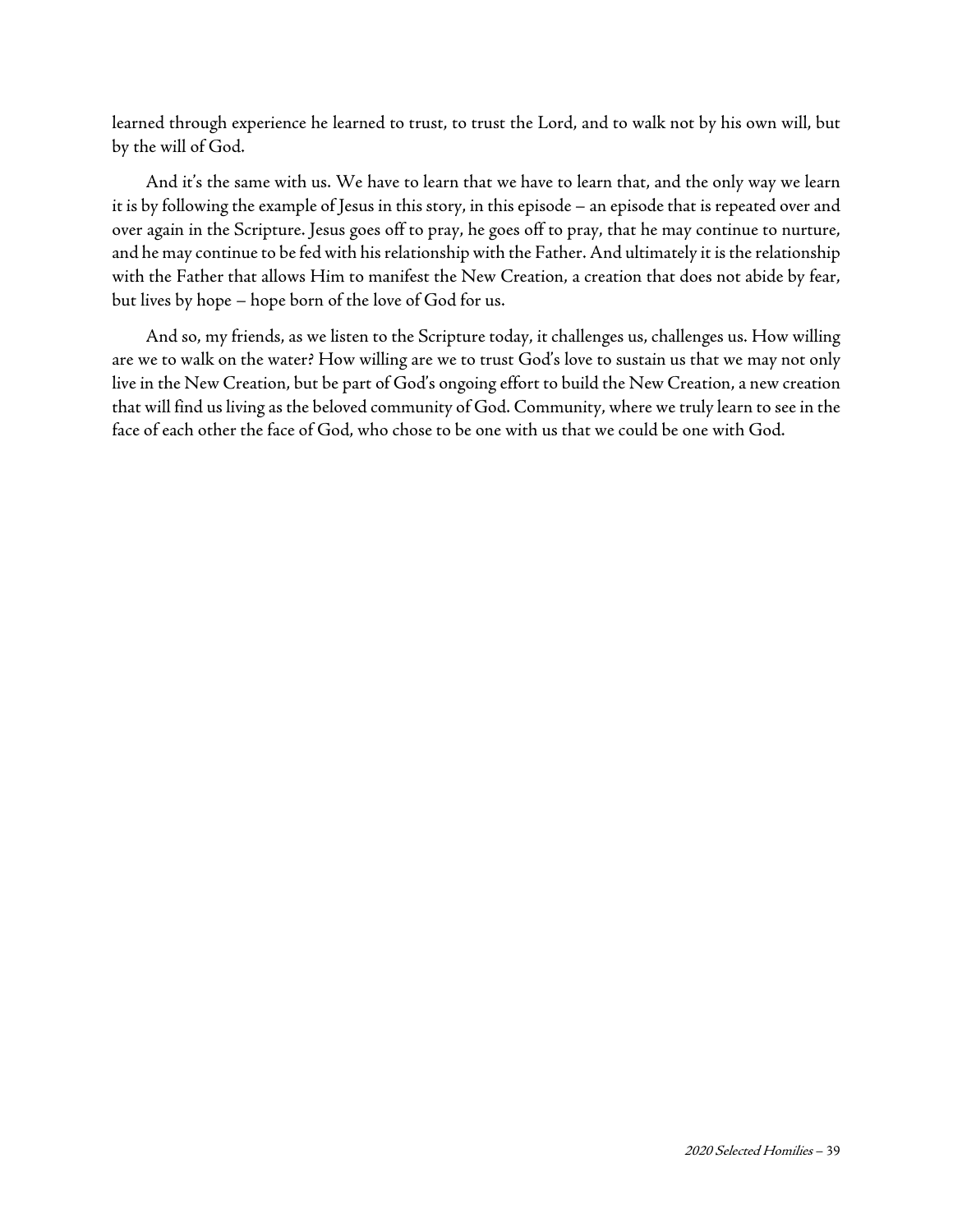learned through experience he learned to trust, to trust the Lord, and to walk not by his own will, but by the will of God.

And it's the same with us. We have to learn that we have to learn that, and the only way we learn it is by following the example of Jesus in this story, in this episode – an episode that is repeated over and over again in the Scripture. Jesus goes off to pray, he goes off to pray, that he may continue to nurture, and he may continue to be fed with his relationship with the Father. And ultimately it is the relationship with the Father that allows Him to manifest the New Creation, a creation that does not abide by fear, but lives by hope – hope born of the love of God for us.

And so, my friends, as we listen to the Scripture today, it challenges us, challenges us. How willing are we to walk on the water? How willing are we to trust God's love to sustain us that we may not only live in the New Creation, but be part of God's ongoing effort to build the New Creation, a new creation that will find us living as the beloved community of God. Community, where we truly learn to see in the face of each other the face of God, who chose to be one with us that we could be one with God.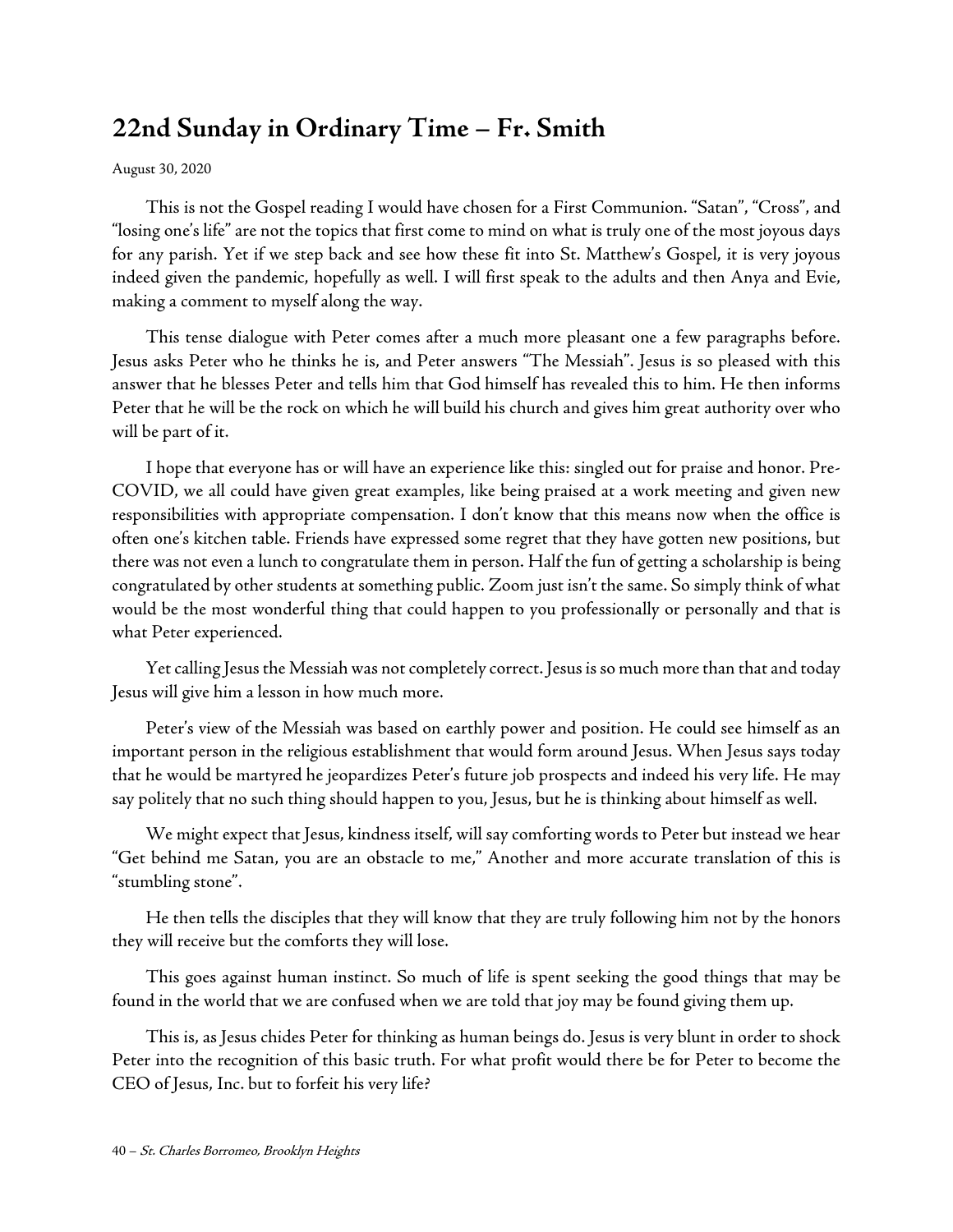## 22nd Sunday in Ordinary Time – Fr. Smith

August 30, 2020

This is not the Gospel reading I would have chosen for a First Communion. "Satan", "Cross", and "losing one's life" are not the topics that first come to mind on what is truly one of the most joyous days for any parish. Yet if we step back and see how these fit into St. Matthew's Gospel, it is very joyous indeed given the pandemic, hopefully as well. I will first speak to the adults and then Anya and Evie, making a comment to myself along the way.

This tense dialogue with Peter comes after a much more pleasant one a few paragraphs before. Jesus asks Peter who he thinks he is, and Peter answers "The Messiah". Jesus is so pleased with this answer that he blesses Peter and tells him that God himself has revealed this to him. He then informs Peter that he will be the rock on which he will build his church and gives him great authority over who will be part of it.

I hope that everyone has or will have an experience like this: singled out for praise and honor. Pre-COVID, we all could have given great examples, like being praised at a work meeting and given new responsibilities with appropriate compensation. I don't know that this means now when the office is often one's kitchen table. Friends have expressed some regret that they have gotten new positions, but there was not even a lunch to congratulate them in person. Half the fun of getting a scholarship is being congratulated by other students at something public. Zoom just isn't the same. So simply think of what would be the most wonderful thing that could happen to you professionally or personally and that is what Peter experienced.

Yet calling Jesus the Messiah was not completely correct. Jesus is so much more than that and today Jesus will give him a lesson in how much more.

Peter's view of the Messiah was based on earthly power and position. He could see himself as an important person in the religious establishment that would form around Jesus. When Jesus says today that he would be martyred he jeopardizes Peter's future job prospects and indeed his very life. He may say politely that no such thing should happen to you, Jesus, but he is thinking about himself as well.

We might expect that Jesus, kindness itself, will say comforting words to Peter but instead we hear "Get behind me Satan, you are an obstacle to me," Another and more accurate translation of this is "stumbling stone".

He then tells the disciples that they will know that they are truly following him not by the honors they will receive but the comforts they will lose.

This goes against human instinct. So much of life is spent seeking the good things that may be found in the world that we are confused when we are told that joy may be found giving them up.

This is, as Jesus chides Peter for thinking as human beings do. Jesus is very blunt in order to shock Peter into the recognition of this basic truth. For what profit would there be for Peter to become the CEO of Jesus, Inc. but to forfeit his very life?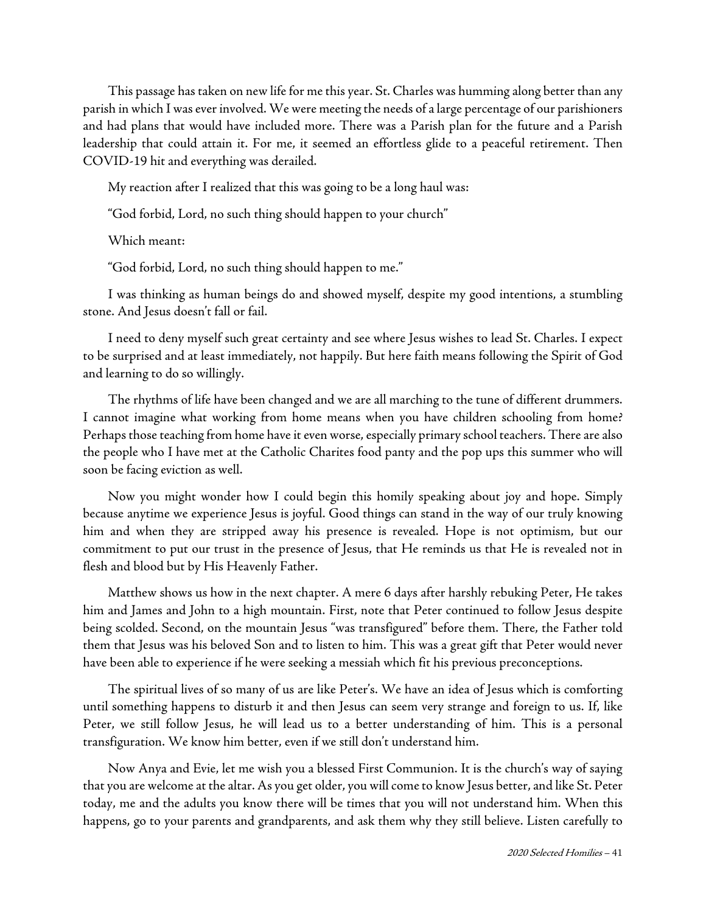This passage has taken on new life for me this year. St. Charles was humming along better than any parish in which I was ever involved. We were meeting the needs of a large percentage of our parishioners and had plans that would have included more. There was a Parish plan for the future and a Parish leadership that could attain it. For me, it seemed an effortless glide to a peaceful retirement. Then COVID-19 hit and everything was derailed.

My reaction after I realized that this was going to be a long haul was:

"God forbid, Lord, no such thing should happen to your church"

Which meant:

"God forbid, Lord, no such thing should happen to me."

I was thinking as human beings do and showed myself, despite my good intentions, a stumbling stone. And Jesus doesn't fall or fail.

I need to deny myself such great certainty and see where Jesus wishes to lead St. Charles. I expect to be surprised and at least immediately, not happily. But here faith means following the Spirit of God and learning to do so willingly.

The rhythms of life have been changed and we are all marching to the tune of different drummers. I cannot imagine what working from home means when you have children schooling from home? Perhaps those teaching from home have it even worse, especially primary school teachers. There are also the people who I have met at the Catholic Charites food panty and the pop ups this summer who will soon be facing eviction as well.

Now you might wonder how I could begin this homily speaking about joy and hope. Simply because anytime we experience Jesus is joyful. Good things can stand in the way of our truly knowing him and when they are stripped away his presence is revealed. Hope is not optimism, but our commitment to put our trust in the presence of Jesus, that He reminds us that He is revealed not in flesh and blood but by His Heavenly Father.

Matthew shows us how in the next chapter. A mere 6 days after harshly rebuking Peter, He takes him and James and John to a high mountain. First, note that Peter continued to follow Jesus despite being scolded. Second, on the mountain Jesus "was transfigured" before them. There, the Father told them that Jesus was his beloved Son and to listen to him. This was a great gift that Peter would never have been able to experience if he were seeking a messiah which fit his previous preconceptions.

The spiritual lives of so many of us are like Peter's. We have an idea of Jesus which is comforting until something happens to disturb it and then Jesus can seem very strange and foreign to us. If, like Peter, we still follow Jesus, he will lead us to a better understanding of him. This is a personal transfiguration. We know him better, even if we still don't understand him.

Now Anya and Evie, let me wish you a blessed First Communion. It is the church's way of saying that you are welcome at the altar. As you get older, you will come to know Jesus better, and like St. Peter today, me and the adults you know there will be times that you will not understand him. When this happens, go to your parents and grandparents, and ask them why they still believe. Listen carefully to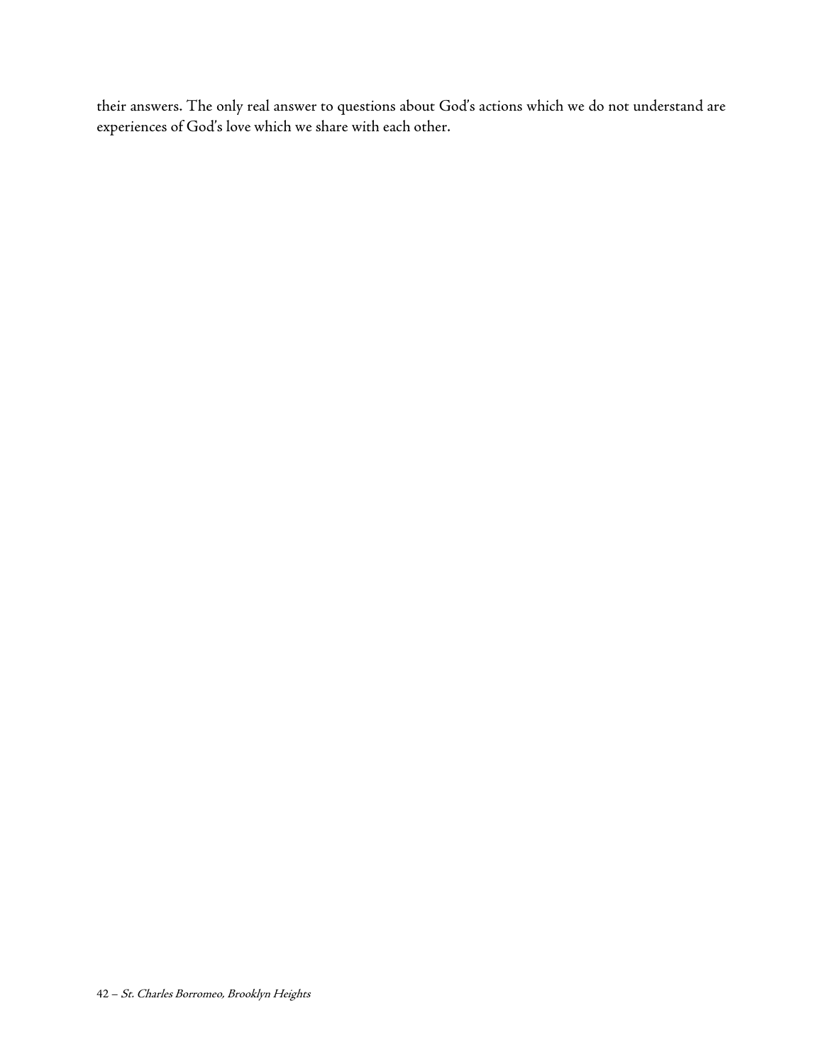their answers. The only real answer to questions about God's actions which we do not understand are experiences of God's love which we share with each other.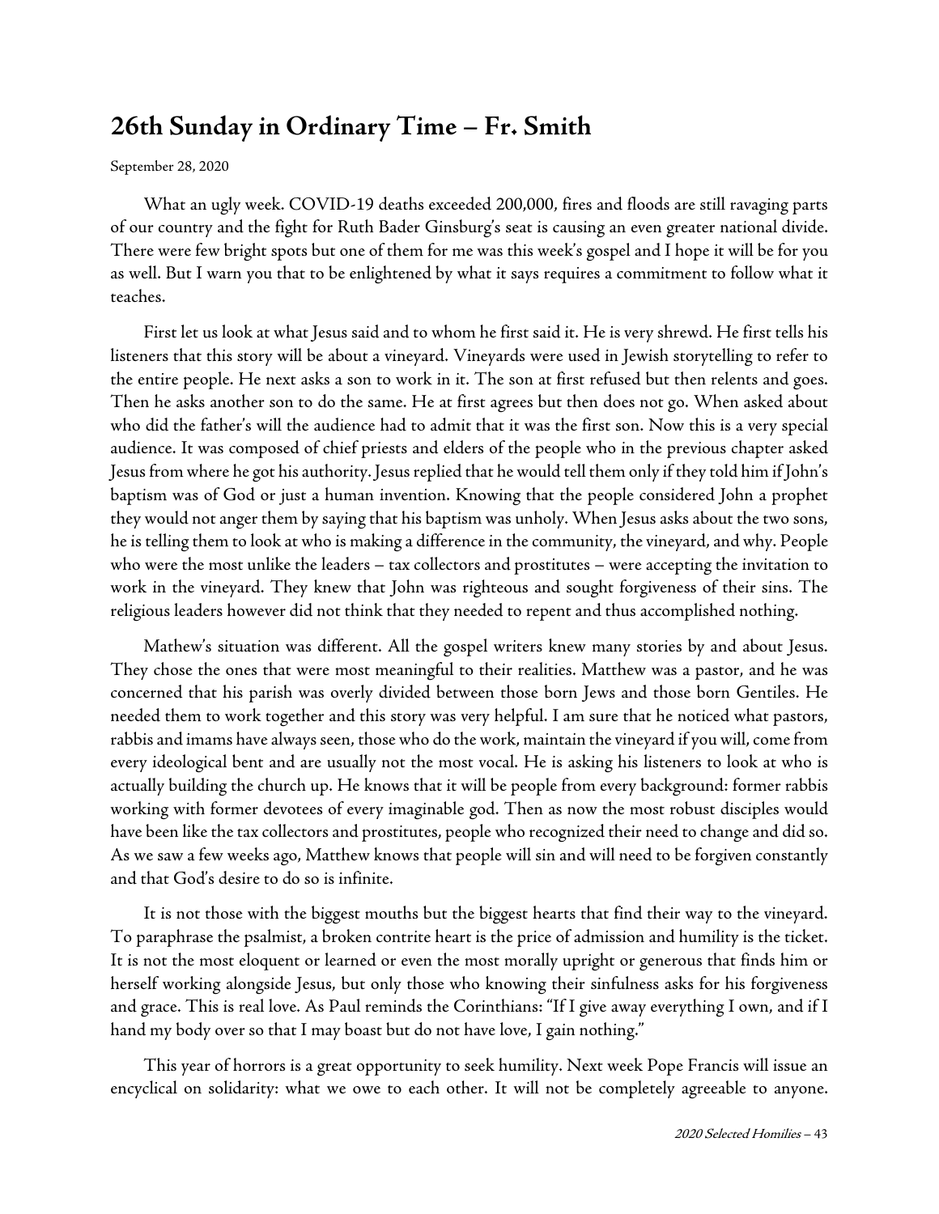## 26th Sunday in Ordinary Time – Fr. Smith

September 28, 2020

What an ugly week. COVID-19 deaths exceeded 200,000, fires and floods are still ravaging parts of our country and the fight for Ruth Bader Ginsburg's seat is causing an even greater national divide. There were few bright spots but one of them for me was this week's gospel and I hope it will be for you as well. But I warn you that to be enlightened by what it says requires a commitment to follow what it teaches.

First let us look at what Jesus said and to whom he first said it. He is very shrewd. He first tells his listeners that this story will be about a vineyard. Vineyards were used in Jewish storytelling to refer to the entire people. He next asks a son to work in it. The son at first refused but then relents and goes. Then he asks another son to do the same. He at first agrees but then does not go. When asked about who did the father's will the audience had to admit that it was the first son. Now this is a very special audience. It was composed of chief priests and elders of the people who in the previous chapter asked Jesus from where he got his authority. Jesus replied that he would tell them only if they told him if John's baptism was of God or just a human invention. Knowing that the people considered John a prophet they would not anger them by saying that his baptism was unholy. When Jesus asks about the two sons, he is telling them to look at who is making a difference in the community, the vineyard, and why. People who were the most unlike the leaders – tax collectors and prostitutes – were accepting the invitation to work in the vineyard. They knew that John was righteous and sought forgiveness of their sins. The religious leaders however did not think that they needed to repent and thus accomplished nothing.

Mathew's situation was different. All the gospel writers knew many stories by and about Jesus. They chose the ones that were most meaningful to their realities. Matthew was a pastor, and he was concerned that his parish was overly divided between those born Jews and those born Gentiles. He needed them to work together and this story was very helpful. I am sure that he noticed what pastors, rabbis and imams have always seen, those who do the work, maintain the vineyard if you will, come from every ideological bent and are usually not the most vocal. He is asking his listeners to look at who is actually building the church up. He knows that it will be people from every background: former rabbis working with former devotees of every imaginable god. Then as now the most robust disciples would have been like the tax collectors and prostitutes, people who recognized their need to change and did so. As we saw a few weeks ago, Matthew knows that people will sin and will need to be forgiven constantly and that God's desire to do so is infinite.

It is not those with the biggest mouths but the biggest hearts that find their way to the vineyard. To paraphrase the psalmist, a broken contrite heart is the price of admission and humility is the ticket. It is not the most eloquent or learned or even the most morally upright or generous that finds him or herself working alongside Jesus, but only those who knowing their sinfulness asks for his forgiveness and grace. This is real love. As Paul reminds the Corinthians: "If I give away everything I own, and if I hand my body over so that I may boast but do not have love, I gain nothing."

This year of horrors is a great opportunity to seek humility. Next week Pope Francis will issue an encyclical on solidarity: what we owe to each other. It will not be completely agreeable to anyone.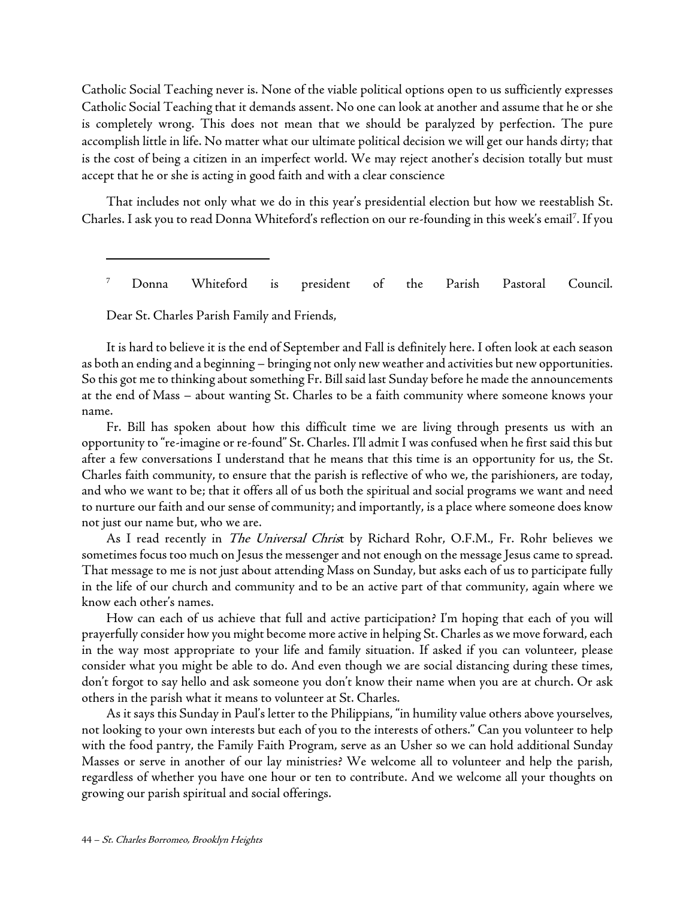Catholic Social Teaching never is. None of the viable political options open to us sufficiently expresses Catholic Social Teaching that it demands assent. No one can look at another and assume that he or she is completely wrong. This does not mean that we should be paralyzed by perfection. The pure accomplish little in life. No matter what our ultimate political decision we will get our hands dirty; that is the cost of being a citizen in an imperfect world. We may reject another's decision totally but must accept that he or she is acting in good faith and with a clear conscience

That includes not only what we do in this year's presidential election but how we reestablish St. Charles. I ask you to read Donna Whiteford's reflection on our re-founding in this week's email[7]. If you

---

[7] Donna Whiteford is president of the Parish Pastoral Council.

Dear St. Charles Parish Family and Friends,

It is hard to believe it is the end of September and Fall is definitely here. I often look at each season as both an ending and a beginning – bringing not only new weather and activities but new opportunities. So this got me to thinking about something Fr. Bill said last Sunday before he made the announcements at the end of Mass – about wanting St. Charles to be a faith community where someone knows your name.

Fr. Bill has spoken about how this difficult time we are living through presents us with an opportunity to "re-imagine or re-found" St. Charles. I'll admit I was confused when he first said this but after a few conversations I understand that he means that this time is an opportunity for us, the St. Charles faith community, to ensure that the parish is reflective of who we, the parishioners, are today, and who we want to be; that it offers all of us both the spiritual and social programs we want and need to nurture our faith and our sense of community; and importantly, is a place where someone does know not just our name but, who we are.

As I read recently in *The Universal Christ* by Richard Rohr, O.F.M., Fr. Rohr believes we sometimes focus too much on Jesus the messenger and not enough on the message Jesus came to spread. That message to me is not just about attending Mass on Sunday, but asks each of us to participate fully in the life of our church and community and to be an active part of that community, again where we know each other's names.

How can each of us achieve that full and active participation? I'm hoping that each of you will prayerfully consider how you might become more active in helping St. Charles as we move forward, each in the way most appropriate to your life and family situation. If asked if you can volunteer, please consider what you might be able to do. And even though we are social distancing during these times, don't forgot to say hello and ask someone you don't know their name when you are at church. Or ask others in the parish what it means to volunteer at St. Charles.

As it says this Sunday in Paul's letter to the Philippians, "in humility value others above yourselves, not looking to your own interests but each of you to the interests of others." Can you volunteer to help with the food pantry, the Family Faith Program, serve as an Usher so we can hold additional Sunday Masses or serve in another of our lay ministries? We welcome all to volunteer and help the parish, regardless of whether you have one hour or ten to contribute. And we welcome all your thoughts on growing our parish spiritual and social offerings.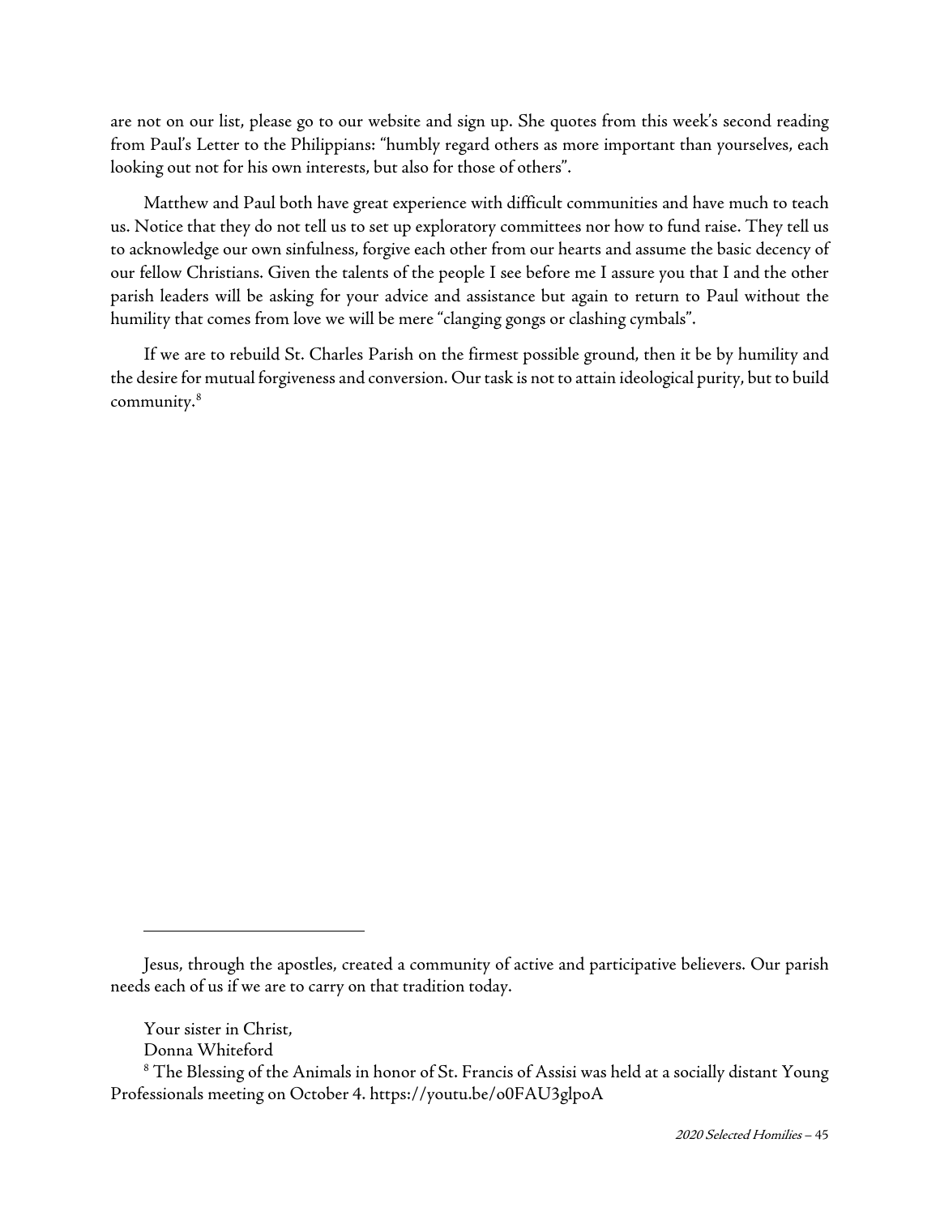are not on our list, please go to our website and sign up. She quotes from this week's second reading from Paul's Letter to the Philippians: "humbly regard others as more important than yourselves, each looking out not for his own interests, but also for those of others".

Matthew and Paul both have great experience with difficult communities and have much to teach us. Notice that they do not tell us to set up exploratory committees nor how to fund raise. They tell us to acknowledge our own sinfulness, forgive each other from our hearts and assume the basic decency of our fellow Christians. Given the talents of the people I see before me I assure you that I and the other parish leaders will be asking for your advice and assistance but again to return to Paul without the humility that comes from love we will be mere "clanging gongs or clashing cymbals".

If we are to rebuild St. Charles Parish on the firmest possible ground, then it be by humility and the desire for mutual forgiveness and conversion. Our task is not to attain ideological purity, but to build community.[8]

---

Jesus, through the apostles, created a community of active and participative believers. Our parish needs each of us if we are to carry on that tradition today.

Your sister in Christ,
Donna Whiteford

[8] The Blessing of the Animals in honor of St. Francis of Assisi was held at a socially distant Young Professionals meeting on October 4. https://youtu.be/o0FAU3glpoA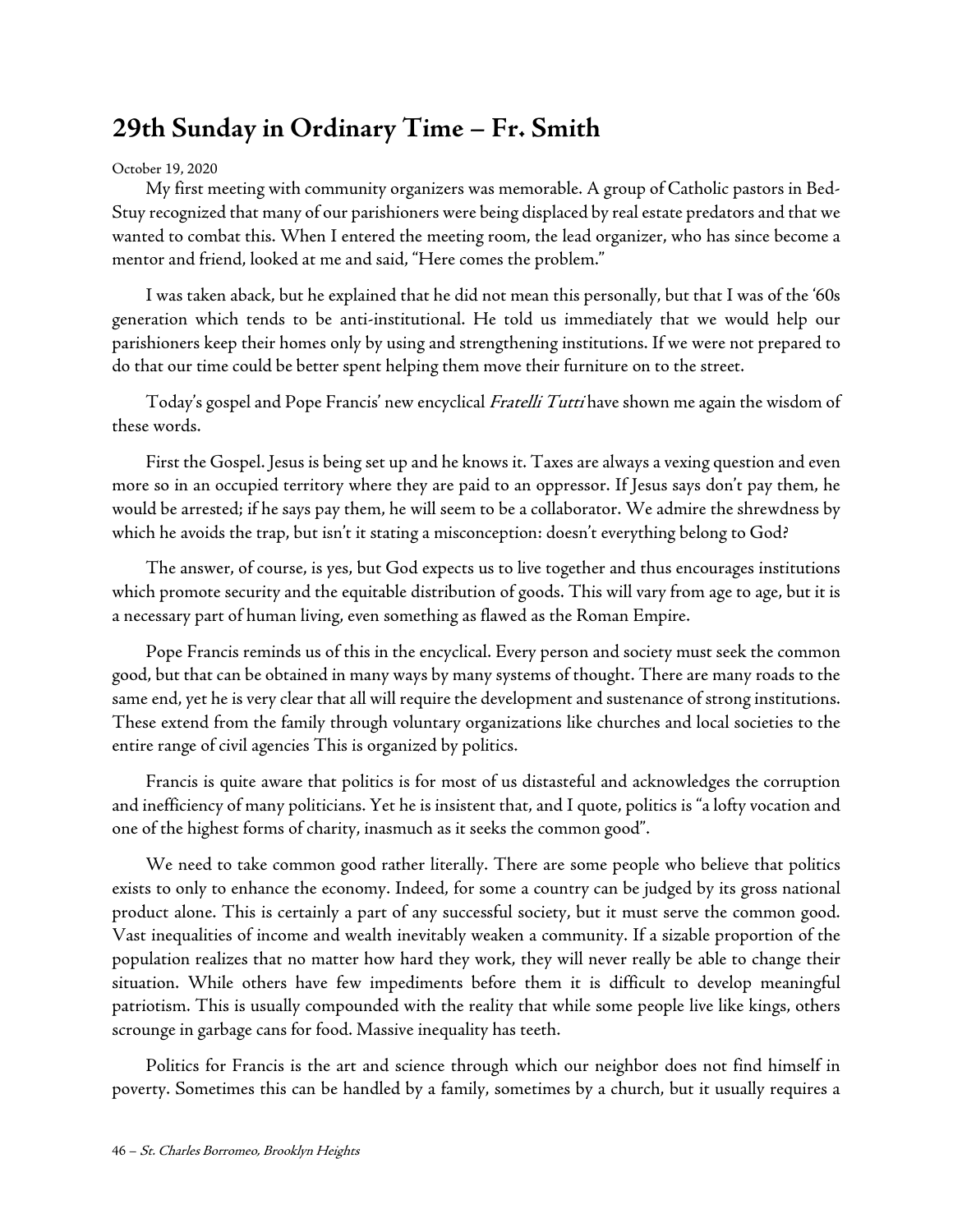## 29th Sunday in Ordinary Time – Fr. Smith

October 19, 2020

My first meeting with community organizers was memorable. A group of Catholic pastors in Bed-Stuy recognized that many of our parishioners were being displaced by real estate predators and that we wanted to combat this. When I entered the meeting room, the lead organizer, who has since become a mentor and friend, looked at me and said, "Here comes the problem."

I was taken aback, but he explained that he did not mean this personally, but that I was of the '60s generation which tends to be anti-institutional. He told us immediately that we would help our parishioners keep their homes only by using and strengthening institutions. If we were not prepared to do that our time could be better spent helping them move their furniture on to the street.

Today's gospel and Pope Francis' new encyclical *Fratelli Tutti* have shown me again the wisdom of these words.

First the Gospel. Jesus is being set up and he knows it. Taxes are always a vexing question and even more so in an occupied territory where they are paid to an oppressor. If Jesus says don't pay them, he would be arrested; if he says pay them, he will seem to be a collaborator. We admire the shrewdness by which he avoids the trap, but isn't it stating a misconception: doesn't everything belong to God?

The answer, of course, is yes, but God expects us to live together and thus encourages institutions which promote security and the equitable distribution of goods. This will vary from age to age, but it is a necessary part of human living, even something as flawed as the Roman Empire.

Pope Francis reminds us of this in the encyclical. Every person and society must seek the common good, but that can be obtained in many ways by many systems of thought. There are many roads to the same end, yet he is very clear that all will require the development and sustenance of strong institutions. These extend from the family through voluntary organizations like churches and local societies to the entire range of civil agencies This is organized by politics.

Francis is quite aware that politics is for most of us distasteful and acknowledges the corruption and inefficiency of many politicians. Yet he is insistent that, and I quote, politics is "a lofty vocation and one of the highest forms of charity, inasmuch as it seeks the common good".

We need to take common good rather literally. There are some people who believe that politics exists to only to enhance the economy. Indeed, for some a country can be judged by its gross national product alone. This is certainly a part of any successful society, but it must serve the common good. Vast inequalities of income and wealth inevitably weaken a community. If a sizable proportion of the population realizes that no matter how hard they work, they will never really be able to change their situation. While others have few impediments before them it is difficult to develop meaningful patriotism. This is usually compounded with the reality that while some people live like kings, others scrounge in garbage cans for food. Massive inequality has teeth.

Politics for Francis is the art and science through which our neighbor does not find himself in poverty. Sometimes this can be handled by a family, sometimes by a church, but it usually requires a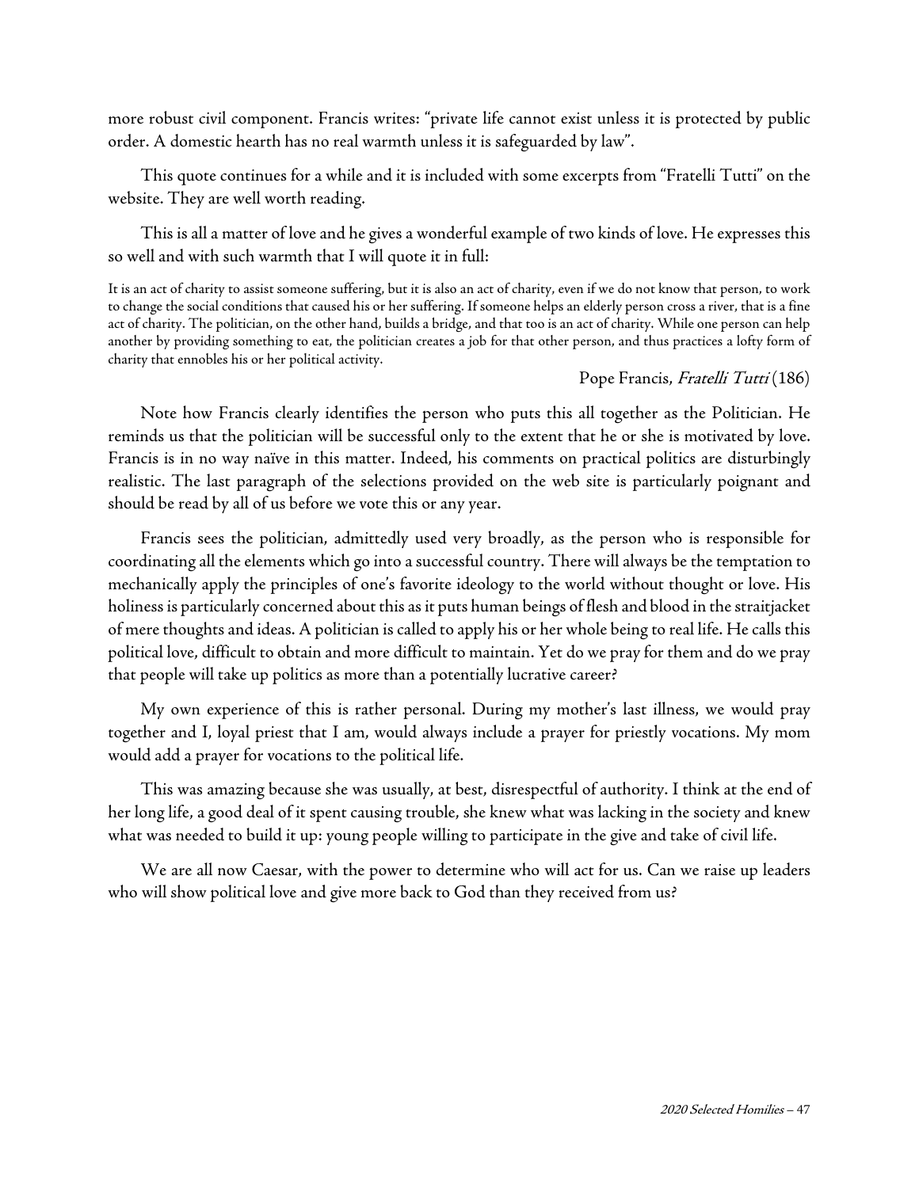more robust civil component. Francis writes: "private life cannot exist unless it is protected by public order. A domestic hearth has no real warmth unless it is safeguarded by law".

This quote continues for a while and it is included with some excerpts from "Fratelli Tutti" on the website. They are well worth reading.

This is all a matter of love and he gives a wonderful example of two kinds of love. He expresses this so well and with such warmth that I will quote it in full:

> It is an act of charity to assist someone suffering, but it is also an act of charity, even if we do not know that person, to work to change the social conditions that caused his or her suffering. If someone helps an elderly person cross a river, that is a fine act of charity. The politician, on the other hand, builds a bridge, and that too is an act of charity. While one person can help another by providing something to eat, the politician creates a job for that other person, and thus practices a lofty form of charity that ennobles his or her political activity.
>
> Pope Francis, *Fratelli Tutti* (186)

Note how Francis clearly identifies the person who puts this all together as the Politician. He reminds us that the politician will be successful only to the extent that he or she is motivated by love. Francis is in no way naïve in this matter. Indeed, his comments on practical politics are disturbingly realistic. The last paragraph of the selections provided on the web site is particularly poignant and should be read by all of us before we vote this or any year.

Francis sees the politician, admittedly used very broadly, as the person who is responsible for coordinating all the elements which go into a successful country. There will always be the temptation to mechanically apply the principles of one's favorite ideology to the world without thought or love. His holiness is particularly concerned about this as it puts human beings of flesh and blood in the straitjacket of mere thoughts and ideas. A politician is called to apply his or her whole being to real life. He calls this political love, difficult to obtain and more difficult to maintain. Yet do we pray for them and do we pray that people will take up politics as more than a potentially lucrative career?

My own experience of this is rather personal. During my mother's last illness, we would pray together and I, loyal priest that I am, would always include a prayer for priestly vocations. My mom would add a prayer for vocations to the political life.

This was amazing because she was usually, at best, disrespectful of authority. I think at the end of her long life, a good deal of it spent causing trouble, she knew what was lacking in the society and knew what was needed to build it up: young people willing to participate in the give and take of civil life.

We are all now Caesar, with the power to determine who will act for us. Can we raise up leaders who will show political love and give more back to God than they received from us?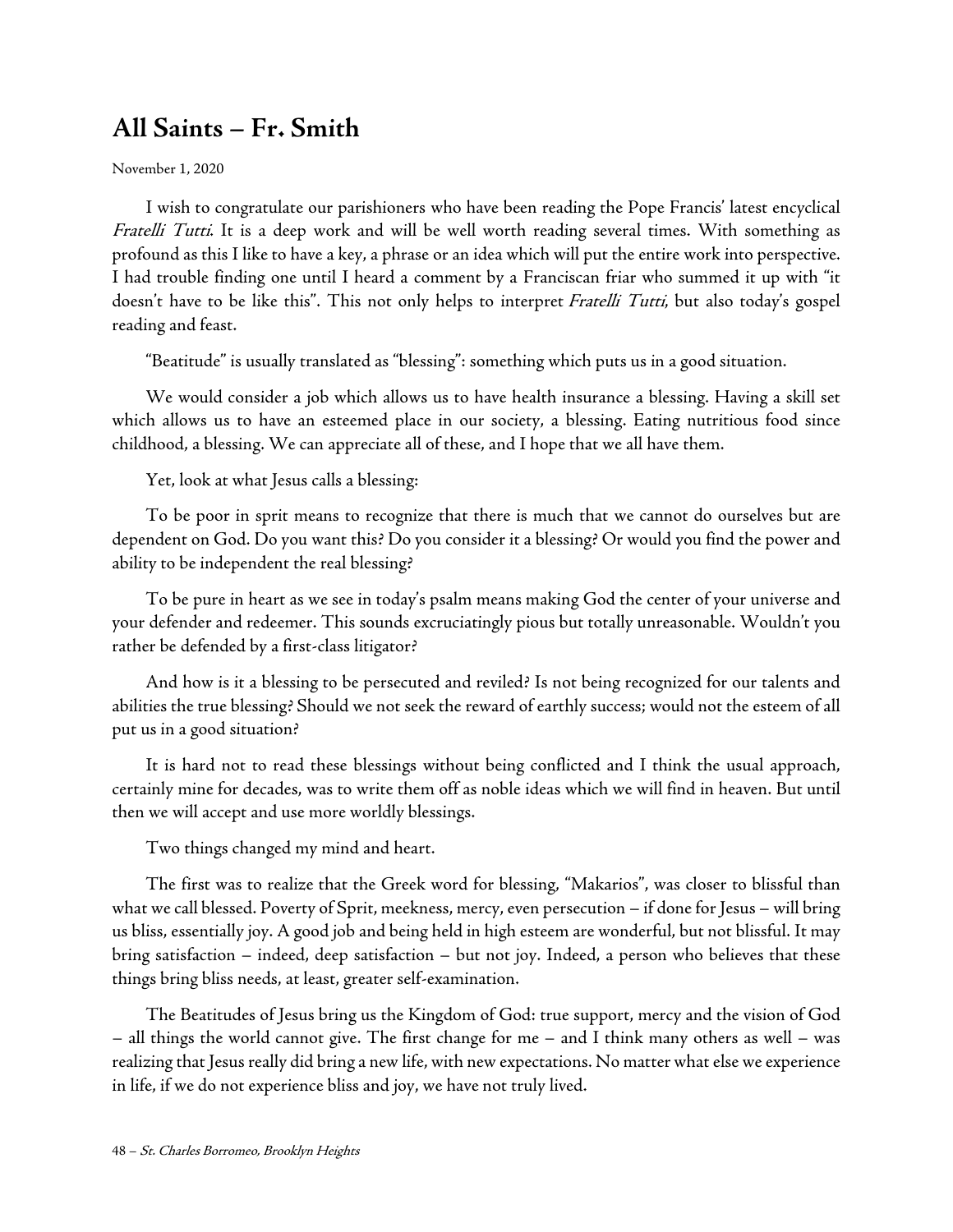## All Saints – Fr. Smith

November 1, 2020

I wish to congratulate our parishioners who have been reading the Pope Francis' latest encyclical *Fratelli Tutti*. It is a deep work and will be well worth reading several times. With something as profound as this I like to have a key, a phrase or an idea which will put the entire work into perspective. I had trouble finding one until I heard a comment by a Franciscan friar who summed it up with "it doesn't have to be like this". This not only helps to interpret *Fratelli Tutti*, but also today's gospel reading and feast.

"Beatitude" is usually translated as "blessing": something which puts us in a good situation.

We would consider a job which allows us to have health insurance a blessing. Having a skill set which allows us to have an esteemed place in our society, a blessing. Eating nutritious food since childhood, a blessing. We can appreciate all of these, and I hope that we all have them.

Yet, look at what Jesus calls a blessing:

To be poor in sprit means to recognize that there is much that we cannot do ourselves but are dependent on God. Do you want this? Do you consider it a blessing? Or would you find the power and ability to be independent the real blessing?

To be pure in heart as we see in today's psalm means making God the center of your universe and your defender and redeemer. This sounds excruciatingly pious but totally unreasonable. Wouldn't you rather be defended by a first-class litigator?

And how is it a blessing to be persecuted and reviled? Is not being recognized for our talents and abilities the true blessing? Should we not seek the reward of earthly success; would not the esteem of all put us in a good situation?

It is hard not to read these blessings without being conflicted and I think the usual approach, certainly mine for decades, was to write them off as noble ideas which we will find in heaven. But until then we will accept and use more worldly blessings.

Two things changed my mind and heart.

The first was to realize that the Greek word for blessing, "Makarios", was closer to blissful than what we call blessed. Poverty of Sprit, meekness, mercy, even persecution – if done for Jesus – will bring us bliss, essentially joy. A good job and being held in high esteem are wonderful, but not blissful. It may bring satisfaction – indeed, deep satisfaction – but not joy. Indeed, a person who believes that these things bring bliss needs, at least, greater self-examination.

The Beatitudes of Jesus bring us the Kingdom of God: true support, mercy and the vision of God – all things the world cannot give. The first change for me – and I think many others as well – was realizing that Jesus really did bring a new life, with new expectations. No matter what else we experience in life, if we do not experience bliss and joy, we have not truly lived.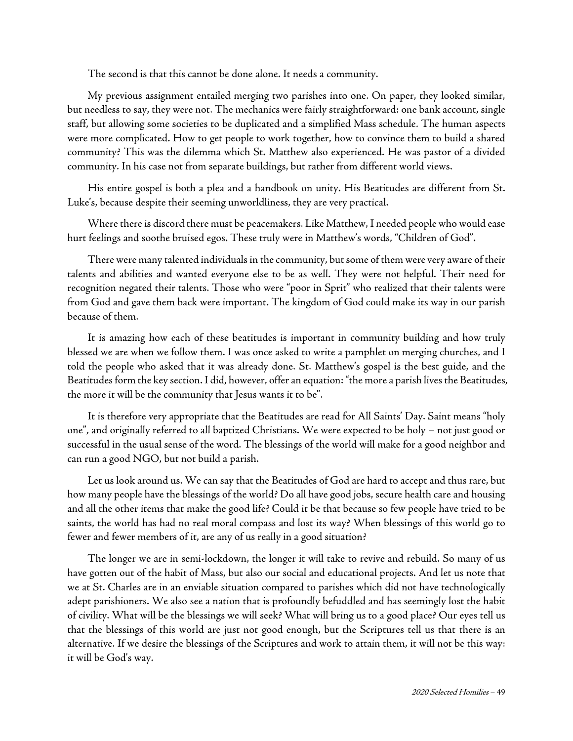The second is that this cannot be done alone. It needs a community.

My previous assignment entailed merging two parishes into one. On paper, they looked similar, but needless to say, they were not. The mechanics were fairly straightforward: one bank account, single staff, but allowing some societies to be duplicated and a simplified Mass schedule. The human aspects were more complicated. How to get people to work together, how to convince them to build a shared community? This was the dilemma which St. Matthew also experienced. He was pastor of a divided community. In his case not from separate buildings, but rather from different world views.

His entire gospel is both a plea and a handbook on unity. His Beatitudes are different from St. Luke's, because despite their seeming unworldliness, they are very practical.

Where there is discord there must be peacemakers. Like Matthew, I needed people who would ease hurt feelings and soothe bruised egos. These truly were in Matthew's words, "Children of God".

There were many talented individuals in the community, but some of them were very aware of their talents and abilities and wanted everyone else to be as well. They were not helpful. Their need for recognition negated their talents. Those who were "poor in Sprit" who realized that their talents were from God and gave them back were important. The kingdom of God could make its way in our parish because of them.

It is amazing how each of these beatitudes is important in community building and how truly blessed we are when we follow them. I was once asked to write a pamphlet on merging churches, and I told the people who asked that it was already done. St. Matthew's gospel is the best guide, and the Beatitudes form the key section. I did, however, offer an equation: "the more a parish lives the Beatitudes, the more it will be the community that Jesus wants it to be".

It is therefore very appropriate that the Beatitudes are read for All Saints' Day. Saint means "holy one", and originally referred to all baptized Christians. We were expected to be holy – not just good or successful in the usual sense of the word. The blessings of the world will make for a good neighbor and can run a good NGO, but not build a parish.

Let us look around us. We can say that the Beatitudes of God are hard to accept and thus rare, but how many people have the blessings of the world? Do all have good jobs, secure health care and housing and all the other items that make the good life? Could it be that because so few people have tried to be saints, the world has had no real moral compass and lost its way? When blessings of this world go to fewer and fewer members of it, are any of us really in a good situation?

The longer we are in semi-lockdown, the longer it will take to revive and rebuild. So many of us have gotten out of the habit of Mass, but also our social and educational projects. And let us note that we at St. Charles are in an enviable situation compared to parishes which did not have technologically adept parishioners. We also see a nation that is profoundly befuddled and has seemingly lost the habit of civility. What will be the blessings we will seek? What will bring us to a good place? Our eyes tell us that the blessings of this world are just not good enough, but the Scriptures tell us that there is an alternative. If we desire the blessings of the Scriptures and work to attain them, it will not be this way: it will be God's way.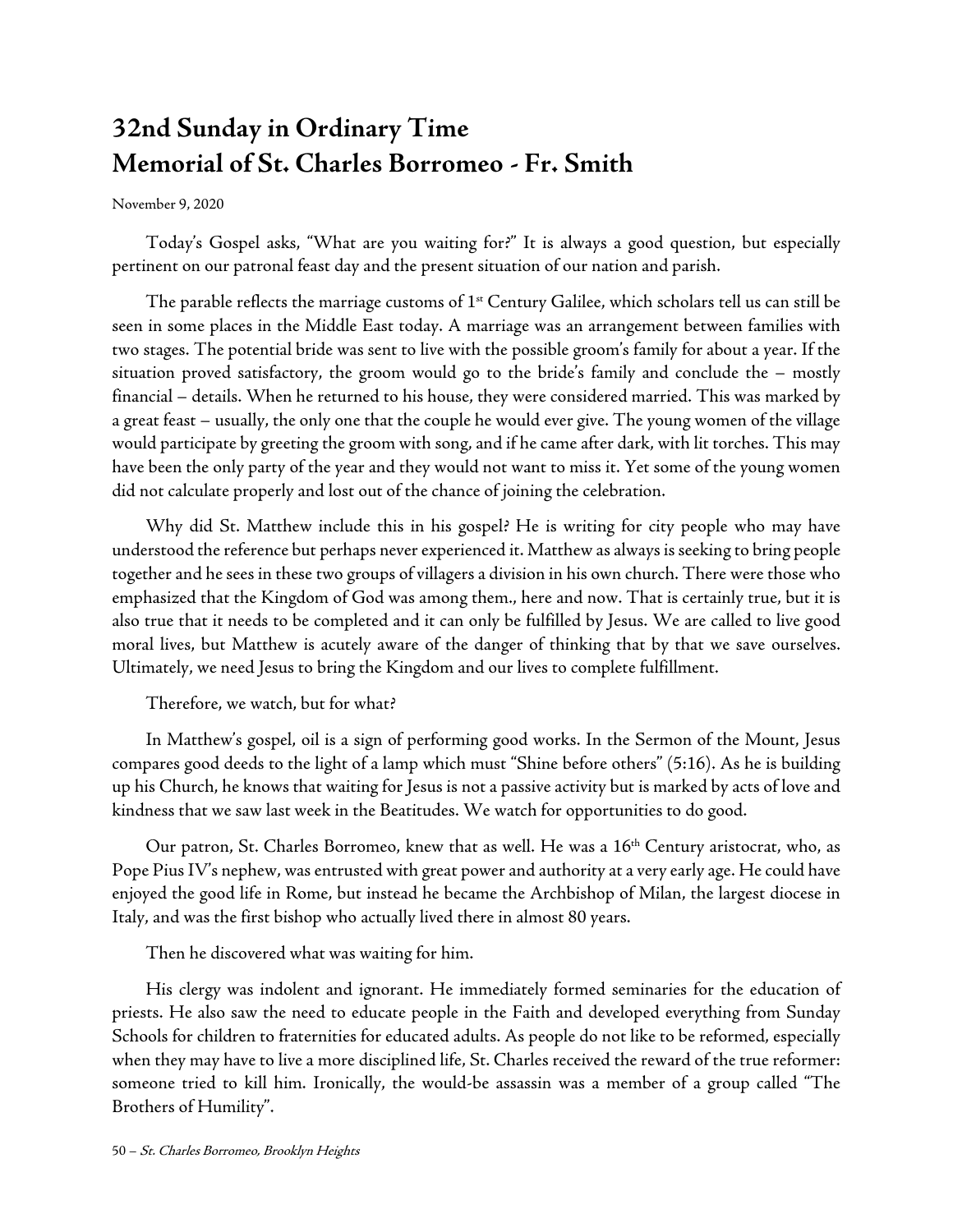# 32nd Sunday in Ordinary Time
# Memorial of St. Charles Borromeo - Fr. Smith

November 9, 2020

Today's Gospel asks, "What are you waiting for?" It is always a good question, but especially pertinent on our patronal feast day and the present situation of our nation and parish.

The parable reflects the marriage customs of 1st Century Galilee, which scholars tell us can still be seen in some places in the Middle East today. A marriage was an arrangement between families with two stages. The potential bride was sent to live with the possible groom's family for about a year. If the situation proved satisfactory, the groom would go to the bride's family and conclude the – mostly financial – details. When he returned to his house, they were considered married. This was marked by a great feast – usually, the only one that the couple he would ever give. The young women of the village would participate by greeting the groom with song, and if he came after dark, with lit torches. This may have been the only party of the year and they would not want to miss it. Yet some of the young women did not calculate properly and lost out of the chance of joining the celebration.

Why did St. Matthew include this in his gospel? He is writing for city people who may have understood the reference but perhaps never experienced it. Matthew as always is seeking to bring people together and he sees in these two groups of villagers a division in his own church. There were those who emphasized that the Kingdom of God was among them., here and now. That is certainly true, but it is also true that it needs to be completed and it can only be fulfilled by Jesus. We are called to live good moral lives, but Matthew is acutely aware of the danger of thinking that by that we save ourselves. Ultimately, we need Jesus to bring the Kingdom and our lives to complete fulfillment.

Therefore, we watch, but for what?

In Matthew's gospel, oil is a sign of performing good works. In the Sermon of the Mount, Jesus compares good deeds to the light of a lamp which must "Shine before others" (5:16). As he is building up his Church, he knows that waiting for Jesus is not a passive activity but is marked by acts of love and kindness that we saw last week in the Beatitudes. We watch for opportunities to do good.

Our patron, St. Charles Borromeo, knew that as well. He was a 16th Century aristocrat, who, as Pope Pius IV's nephew, was entrusted with great power and authority at a very early age. He could have enjoyed the good life in Rome, but instead he became the Archbishop of Milan, the largest diocese in Italy, and was the first bishop who actually lived there in almost 80 years.

Then he discovered what was waiting for him.

His clergy was indolent and ignorant. He immediately formed seminaries for the education of priests. He also saw the need to educate people in the Faith and developed everything from Sunday Schools for children to fraternities for educated adults. As people do not like to be reformed, especially when they may have to live a more disciplined life, St. Charles received the reward of the true reformer: someone tried to kill him. Ironically, the would-be assassin was a member of a group called "The Brothers of Humility".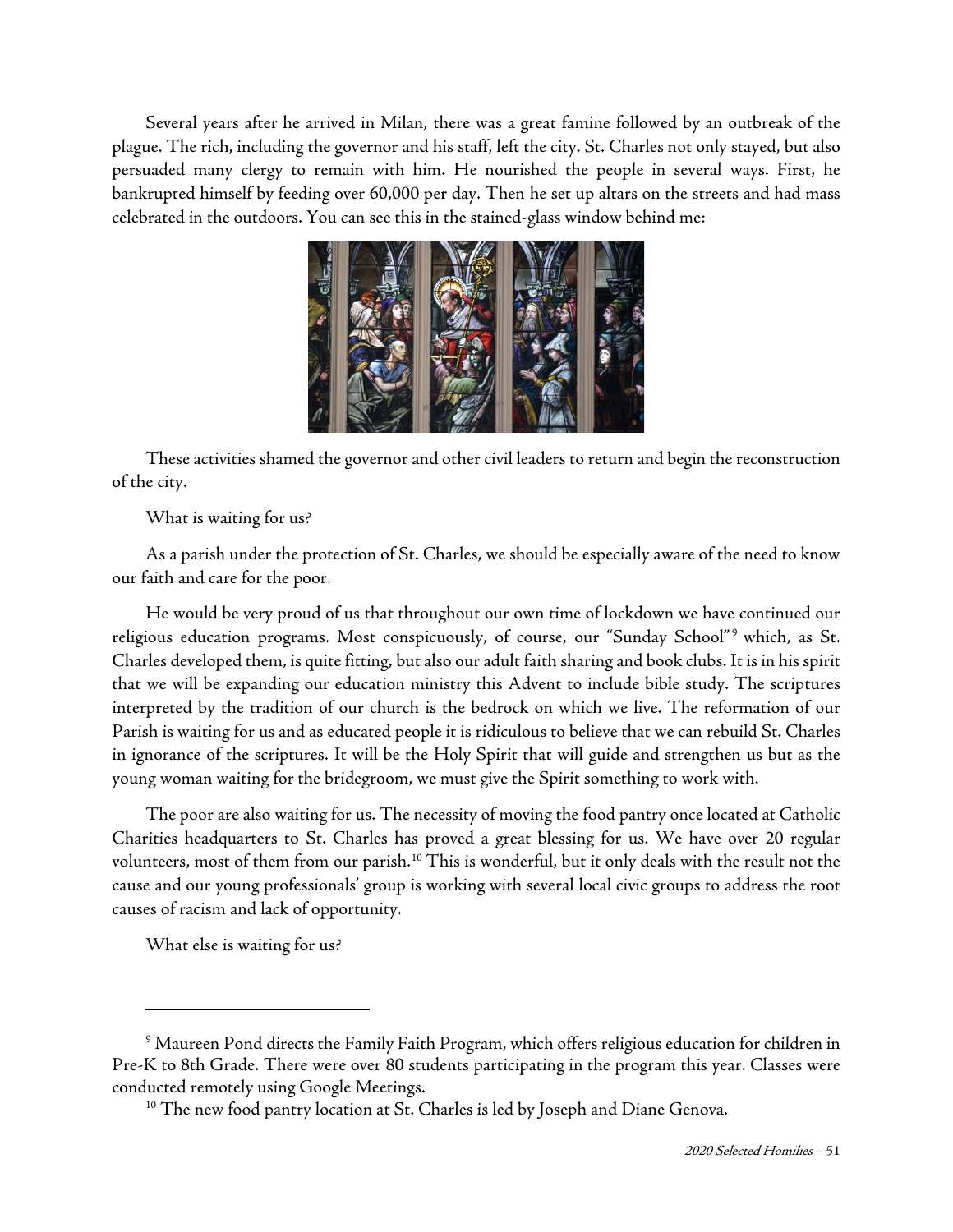Several years after he arrived in Milan, there was a great famine followed by an outbreak of the plague. The rich, including the governor and his staff, left the city. St. Charles not only stayed, but also persuaded many clergy to remain with him. He nourished the people in several ways. First, he bankrupted himself by feeding over 60,000 per day. Then he set up altars on the streets and had mass celebrated in the outdoors. You can see this in the stained-glass window behind me:

These activities shamed the governor and other civil leaders to return and begin the reconstruction of the city.

What is waiting for us?

As a parish under the protection of St. Charles, we should be especially aware of the need to know our faith and care for the poor.

He would be very proud of us that throughout our own time of lockdown we have continued our religious education programs. Most conspicuously, of course, our "Sunday School"[9] which, as St. Charles developed them, is quite fitting, but also our adult faith sharing and book clubs. It is in his spirit that we will be expanding our education ministry this Advent to include bible study. The scriptures interpreted by the tradition of our church is the bedrock on which we live. The reformation of our Parish is waiting for us and as educated people it is ridiculous to believe that we can rebuild St. Charles in ignorance of the scriptures. It will be the Holy Spirit that will guide and strengthen us but as the young woman waiting for the bridegroom, we must give the Spirit something to work with.

The poor are also waiting for us. The necessity of moving the food pantry once located at Catholic Charities headquarters to St. Charles has proved a great blessing for us. We have over 20 regular volunteers, most of them from our parish.[10] This is wonderful, but it only deals with the result not the cause and our young professionals' group is working with several local civic groups to address the root causes of racism and lack of opportunity.

What else is waiting for us?

---

[9] Maureen Pond directs the Family Faith Program, which offers religious education for children in Pre-K to 8th Grade. There were over 80 students participating in the program this year. Classes were conducted remotely using Google Meetings.

[10] The new food pantry location at St. Charles is led by Joseph and Diane Genova.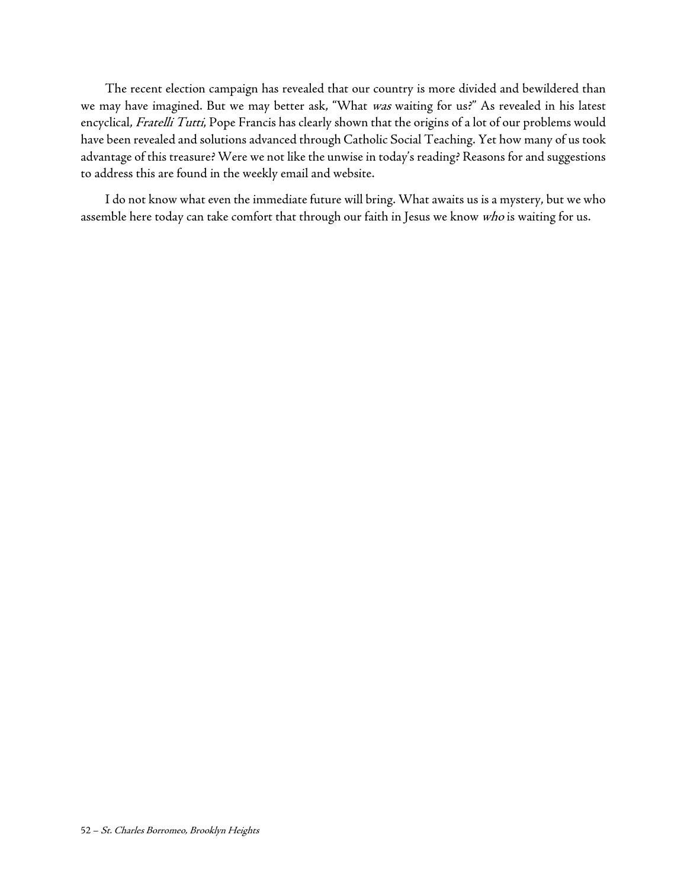The recent election campaign has revealed that our country is more divided and bewildered than we may have imagined. But we may better ask, "What *was* waiting for us?" As revealed in his latest encyclical, *Fratelli Tutti*, Pope Francis has clearly shown that the origins of a lot of our problems would have been revealed and solutions advanced through Catholic Social Teaching. Yet how many of us took advantage of this treasure? Were we not like the unwise in today's reading? Reasons for and suggestions to address this are found in the weekly email and website.

I do not know what even the immediate future will bring. What awaits us is a mystery, but we who assemble here today can take comfort that through our faith in Jesus we know *who* is waiting for us.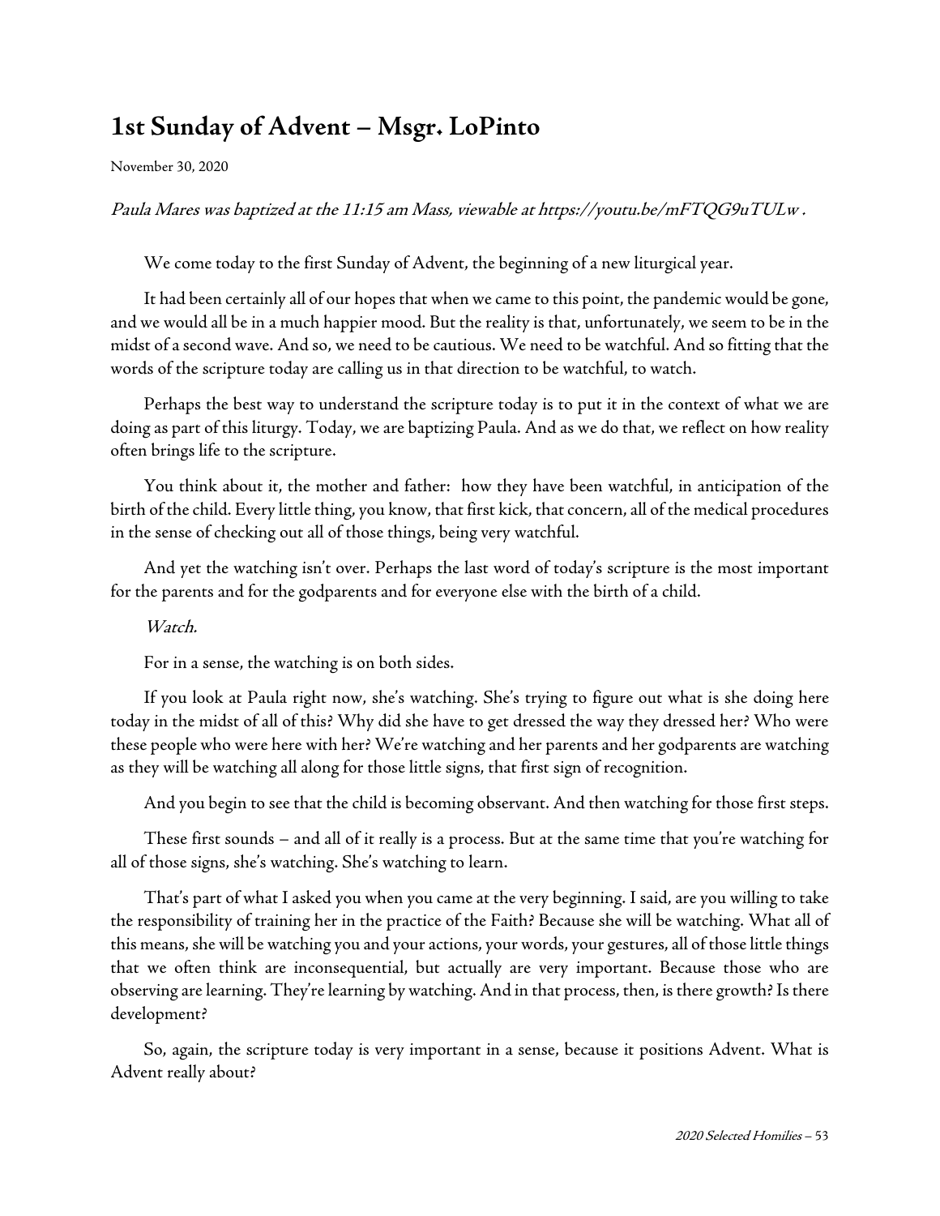# 1st Sunday of Advent – Msgr. LoPinto

November 30, 2020

*Paula Mares was baptized at the 11:15 am Mass, viewable at https://youtu.be/mFTQG9uTULw .*

We come today to the first Sunday of Advent, the beginning of a new liturgical year.

It had been certainly all of our hopes that when we came to this point, the pandemic would be gone, and we would all be in a much happier mood. But the reality is that, unfortunately, we seem to be in the midst of a second wave. And so, we need to be cautious. We need to be watchful. And so fitting that the words of the scripture today are calling us in that direction to be watchful, to watch.

Perhaps the best way to understand the scripture today is to put it in the context of what we are doing as part of this liturgy. Today, we are baptizing Paula. And as we do that, we reflect on how reality often brings life to the scripture.

You think about it, the mother and father: how they have been watchful, in anticipation of the birth of the child. Every little thing, you know, that first kick, that concern, all of the medical procedures in the sense of checking out all of those things, being very watchful.

And yet the watching isn't over. Perhaps the last word of today's scripture is the most important for the parents and for the godparents and for everyone else with the birth of a child.

*Watch.*

For in a sense, the watching is on both sides.

If you look at Paula right now, she's watching. She's trying to figure out what is she doing here today in the midst of all of this? Why did she have to get dressed the way they dressed her? Who were these people who were here with her? We're watching and her parents and her godparents are watching as they will be watching all along for those little signs, that first sign of recognition.

And you begin to see that the child is becoming observant. And then watching for those first steps.

These first sounds – and all of it really is a process. But at the same time that you're watching for all of those signs, she's watching. She's watching to learn.

That's part of what I asked you when you came at the very beginning. I said, are you willing to take the responsibility of training her in the practice of the Faith? Because she will be watching. What all of this means, she will be watching you and your actions, your words, your gestures, all of those little things that we often think are inconsequential, but actually are very important. Because those who are observing are learning. They're learning by watching. And in that process, then, is there growth? Is there development?

So, again, the scripture today is very important in a sense, because it positions Advent. What is Advent really about?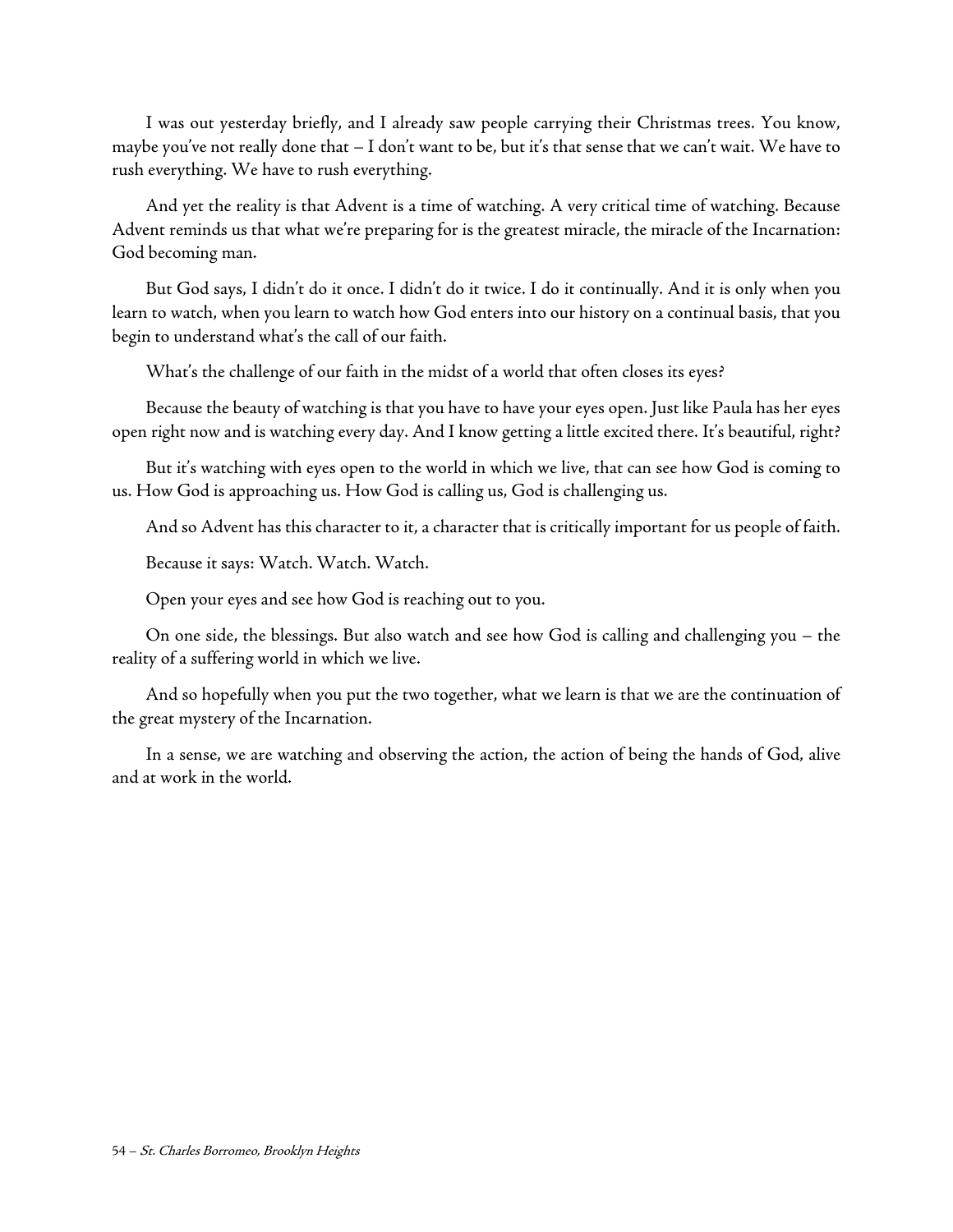I was out yesterday briefly, and I already saw people carrying their Christmas trees. You know, maybe you've not really done that – I don't want to be, but it's that sense that we can't wait. We have to rush everything. We have to rush everything.

And yet the reality is that Advent is a time of watching. A very critical time of watching. Because Advent reminds us that what we're preparing for is the greatest miracle, the miracle of the Incarnation: God becoming man.

But God says, I didn't do it once. I didn't do it twice. I do it continually. And it is only when you learn to watch, when you learn to watch how God enters into our history on a continual basis, that you begin to understand what's the call of our faith.

What's the challenge of our faith in the midst of a world that often closes its eyes?

Because the beauty of watching is that you have to have your eyes open. Just like Paula has her eyes open right now and is watching every day. And I know getting a little excited there. It's beautiful, right?

But it's watching with eyes open to the world in which we live, that can see how God is coming to us. How God is approaching us. How God is calling us, God is challenging us.

And so Advent has this character to it, a character that is critically important for us people of faith.

Because it says: Watch. Watch. Watch.

Open your eyes and see how God is reaching out to you.

On one side, the blessings. But also watch and see how God is calling and challenging you – the reality of a suffering world in which we live.

And so hopefully when you put the two together, what we learn is that we are the continuation of the great mystery of the Incarnation.

In a sense, we are watching and observing the action, the action of being the hands of God, alive and at work in the world.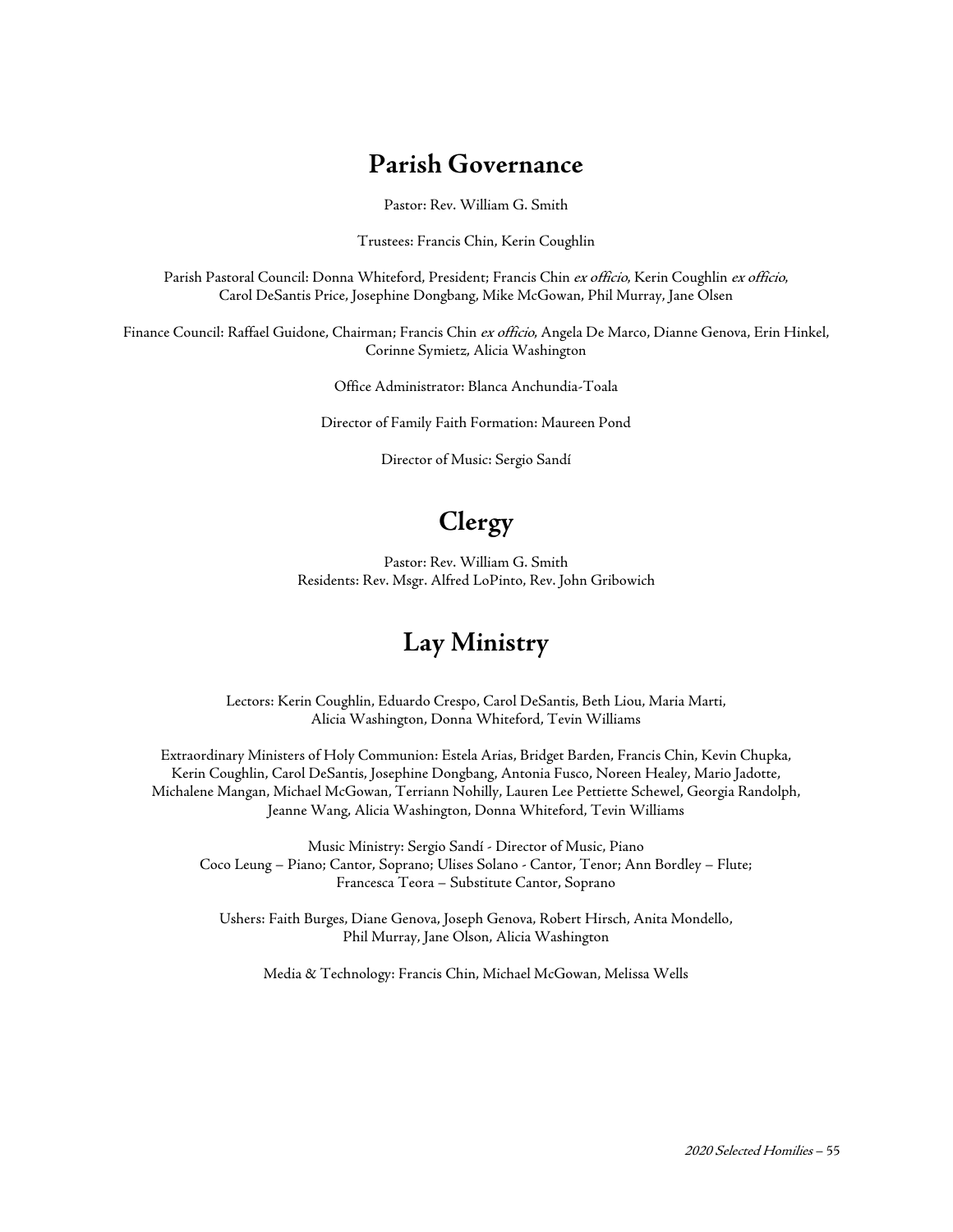## Parish Governance

Pastor: Rev. William G. Smith

Trustees: Francis Chin, Kerin Coughlin

Parish Pastoral Council: Donna Whiteford, President; Francis Chin *ex officio*, Kerin Coughlin *ex officio*, Carol DeSantis Price, Josephine Dongbang, Mike McGowan, Phil Murray, Jane Olsen

Finance Council: Raffael Guidone, Chairman; Francis Chin *ex officio*, Angela De Marco, Dianne Genova, Erin Hinkel, Corinne Symietz, Alicia Washington

Office Administrator: Blanca Anchundia-Toala

Director of Family Faith Formation: Maureen Pond

Director of Music: Sergio Sandí

## Clergy

Pastor: Rev. William G. Smith
Residents: Rev. Msgr. Alfred LoPinto, Rev. John Gribowich

## Lay Ministry

Lectors: Kerin Coughlin, Eduardo Crespo, Carol DeSantis, Beth Liou, Maria Marti, Alicia Washington, Donna Whiteford, Tevin Williams

Extraordinary Ministers of Holy Communion: Estela Arias, Bridget Barden, Francis Chin, Kevin Chupka, Kerin Coughlin, Carol DeSantis, Josephine Dongbang, Antonia Fusco, Noreen Healey, Mario Jadotte, Michalene Mangan, Michael McGowan, Terriann Nohilly, Lauren Lee Pettiette Schewel, Georgia Randolph, Jeanne Wang, Alicia Washington, Donna Whiteford, Tevin Williams

Music Ministry: Sergio Sandí - Director of Music, Piano
Coco Leung – Piano; Cantor, Soprano; Ulises Solano - Cantor, Tenor; Ann Bordley – Flute;
Francesca Teora – Substitute Cantor, Soprano

Ushers: Faith Burges, Diane Genova, Joseph Genova, Robert Hirsch, Anita Mondello, Phil Murray, Jane Olson, Alicia Washington

Media & Technology: Francis Chin, Michael McGowan, Melissa Wells